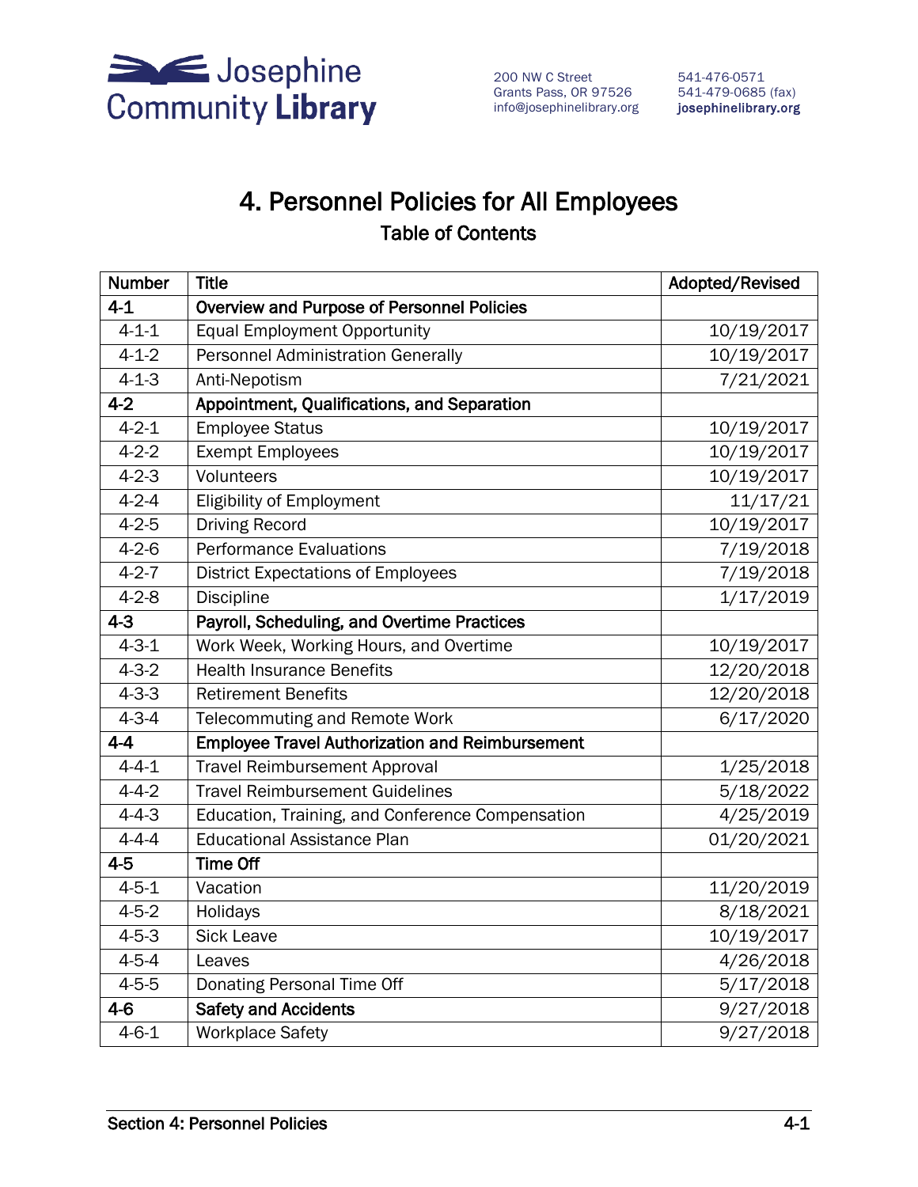Josephine Community Library

200 NW C Street
Grants Pass, OR 97526
info@josephinelibrary.org

541-476-0571
541-479-0685 (fax)
**josephinelibrary.org**

# 4. Personnel Policies for All Employees

## Table of Contents

| Number | Title | Adopted/Revised |
|---|---|---|
| **4-1** | **Overview and Purpose of Personnel Policies** | |
| 4-1-1 | Equal Employment Opportunity | 10/19/2017 |
| 4-1-2 | Personnel Administration Generally | 10/19/2017 |
| 4-1-3 | Anti-Nepotism | 7/21/2021 |
| **4-2** | **Appointment, Qualifications, and Separation** | |
| 4-2-1 | Employee Status | 10/19/2017 |
| 4-2-2 | Exempt Employees | 10/19/2017 |
| 4-2-3 | Volunteers | 10/19/2017 |
| 4-2-4 | Eligibility of Employment | 11/17/21 |
| 4-2-5 | Driving Record | 10/19/2017 |
| 4-2-6 | Performance Evaluations | 7/19/2018 |
| 4-2-7 | District Expectations of Employees | 7/19/2018 |
| 4-2-8 | Discipline | 1/17/2019 |
| **4-3** | **Payroll, Scheduling, and Overtime Practices** | |
| 4-3-1 | Work Week, Working Hours, and Overtime | 10/19/2017 |
| 4-3-2 | Health Insurance Benefits | 12/20/2018 |
| 4-3-3 | Retirement Benefits | 12/20/2018 |
| 4-3-4 | Telecommuting and Remote Work | 6/17/2020 |
| **4-4** | **Employee Travel Authorization and Reimbursement** | |
| 4-4-1 | Travel Reimbursement Approval | 1/25/2018 |
| 4-4-2 | Travel Reimbursement Guidelines | 5/18/2022 |
| 4-4-3 | Education, Training, and Conference Compensation | 4/25/2019 |
| 4-4-4 | Educational Assistance Plan | 01/20/2021 |
| **4-5** | **Time Off** | |
| 4-5-1 | Vacation | 11/20/2019 |
| 4-5-2 | Holidays | 8/18/2021 |
| 4-5-3 | Sick Leave | 10/19/2017 |
| 4-5-4 | Leaves | 4/26/2018 |
| 4-5-5 | Donating Personal Time Off | 5/17/2018 |
| **4-6** | **Safety and Accidents** | 9/27/2018 |
| 4-6-1 | Workplace Safety | 9/27/2018 |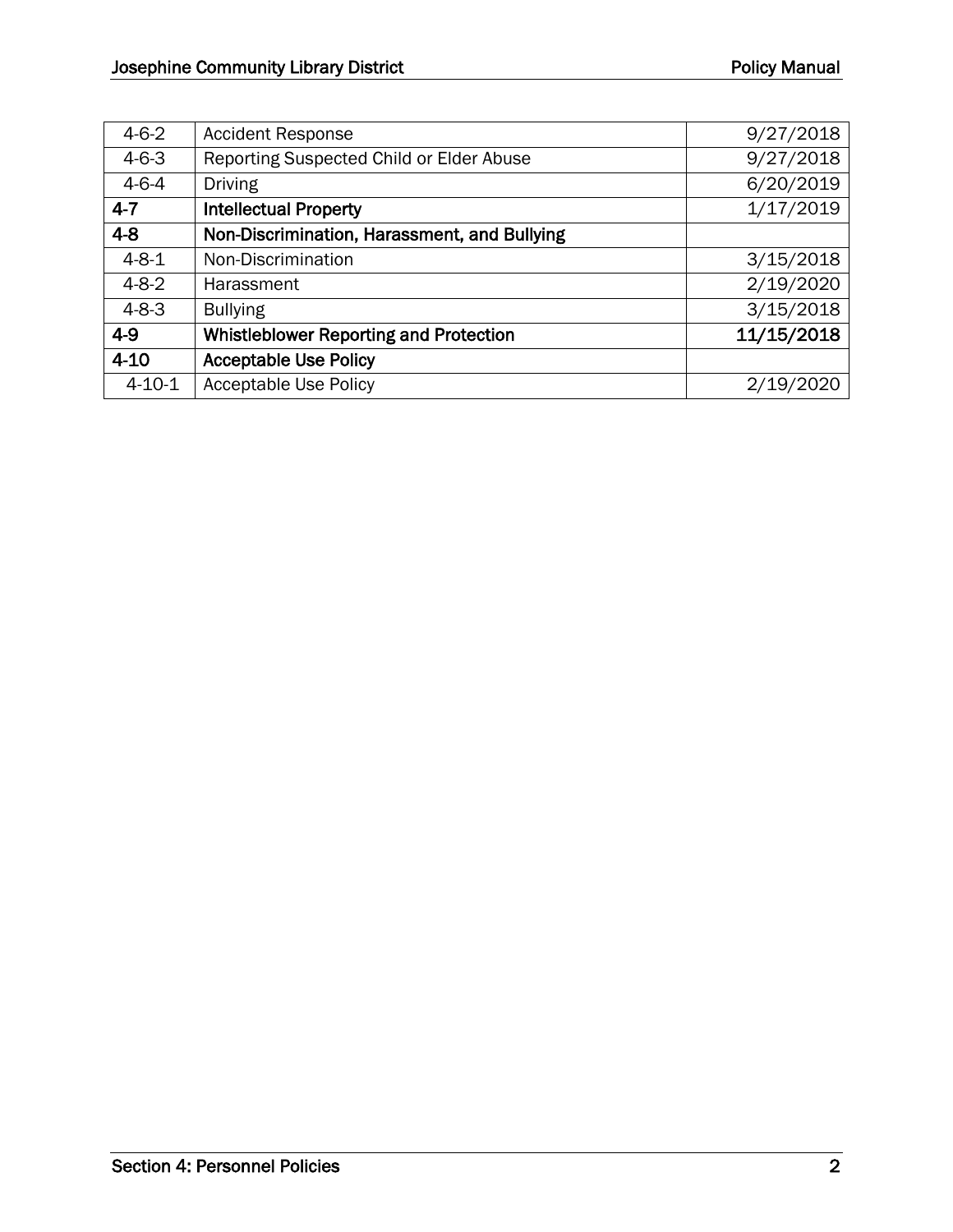| | | |
|---|---|---|
| 4-6-2 | Accident Response | 9/27/2018 |
| 4-6-3 | Reporting Suspected Child or Elder Abuse | 9/27/2018 |
| 4-6-4 | Driving | 6/20/2019 |
| **4-7** | **Intellectual Property** | 1/17/2019 |
| **4-8** | **Non-Discrimination, Harassment, and Bullying** | |
| 4-8-1 | Non-Discrimination | 3/15/2018 |
| 4-8-2 | Harassment | 2/19/2020 |
| 4-8-3 | Bullying | 3/15/2018 |
| **4-9** | **Whistleblower Reporting and Protection** | **11/15/2018** |
| **4-10** | **Acceptable Use Policy** | |
| 4-10-1 | Acceptable Use Policy | 2/19/2020 |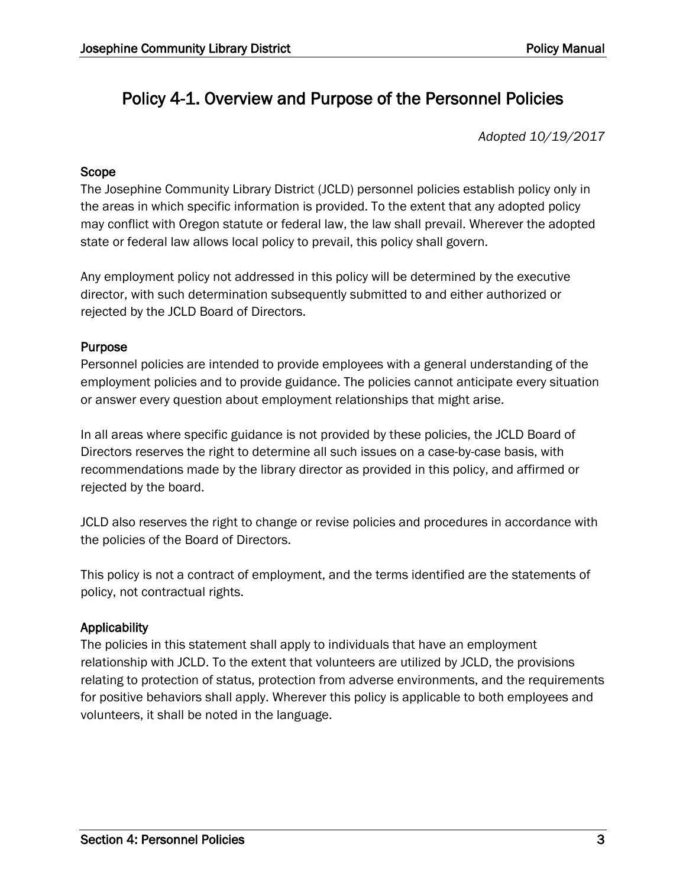# Policy 4-1. Overview and Purpose of the Personnel Policies

*Adopted 10/19/2017*

### Scope

The Josephine Community Library District (JCLD) personnel policies establish policy only in the areas in which specific information is provided. To the extent that any adopted policy may conflict with Oregon statute or federal law, the law shall prevail. Wherever the adopted state or federal law allows local policy to prevail, this policy shall govern.

Any employment policy not addressed in this policy will be determined by the executive director, with such determination subsequently submitted to and either authorized or rejected by the JCLD Board of Directors.

### Purpose

Personnel policies are intended to provide employees with a general understanding of the employment policies and to provide guidance. The policies cannot anticipate every situation or answer every question about employment relationships that might arise.

In all areas where specific guidance is not provided by these policies, the JCLD Board of Directors reserves the right to determine all such issues on a case-by-case basis, with recommendations made by the library director as provided in this policy, and affirmed or rejected by the board.

JCLD also reserves the right to change or revise policies and procedures in accordance with the policies of the Board of Directors.

This policy is not a contract of employment, and the terms identified are the statements of policy, not contractual rights.

### Applicability

The policies in this statement shall apply to individuals that have an employment relationship with JCLD. To the extent that volunteers are utilized by JCLD, the provisions relating to protection of status, protection from adverse environments, and the requirements for positive behaviors shall apply. Wherever this policy is applicable to both employees and volunteers, it shall be noted in the language.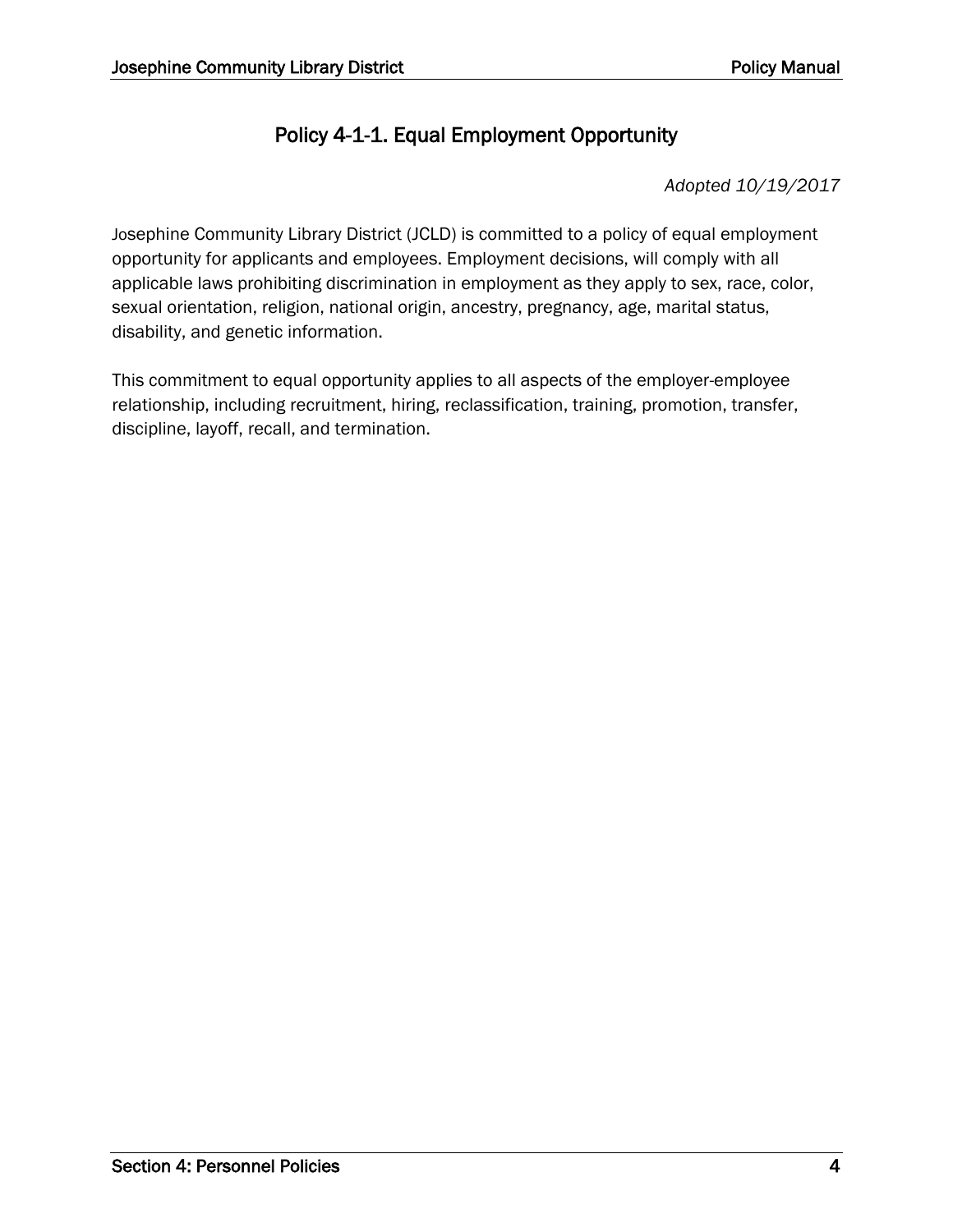# Policy 4-1-1. Equal Employment Opportunity

*Adopted 10/19/2017*

Josephine Community Library District (JCLD) is committed to a policy of equal employment opportunity for applicants and employees. Employment decisions, will comply with all applicable laws prohibiting discrimination in employment as they apply to sex, race, color, sexual orientation, religion, national origin, ancestry, pregnancy, age, marital status, disability, and genetic information.

This commitment to equal opportunity applies to all aspects of the employer-employee relationship, including recruitment, hiring, reclassification, training, promotion, transfer, discipline, layoff, recall, and termination.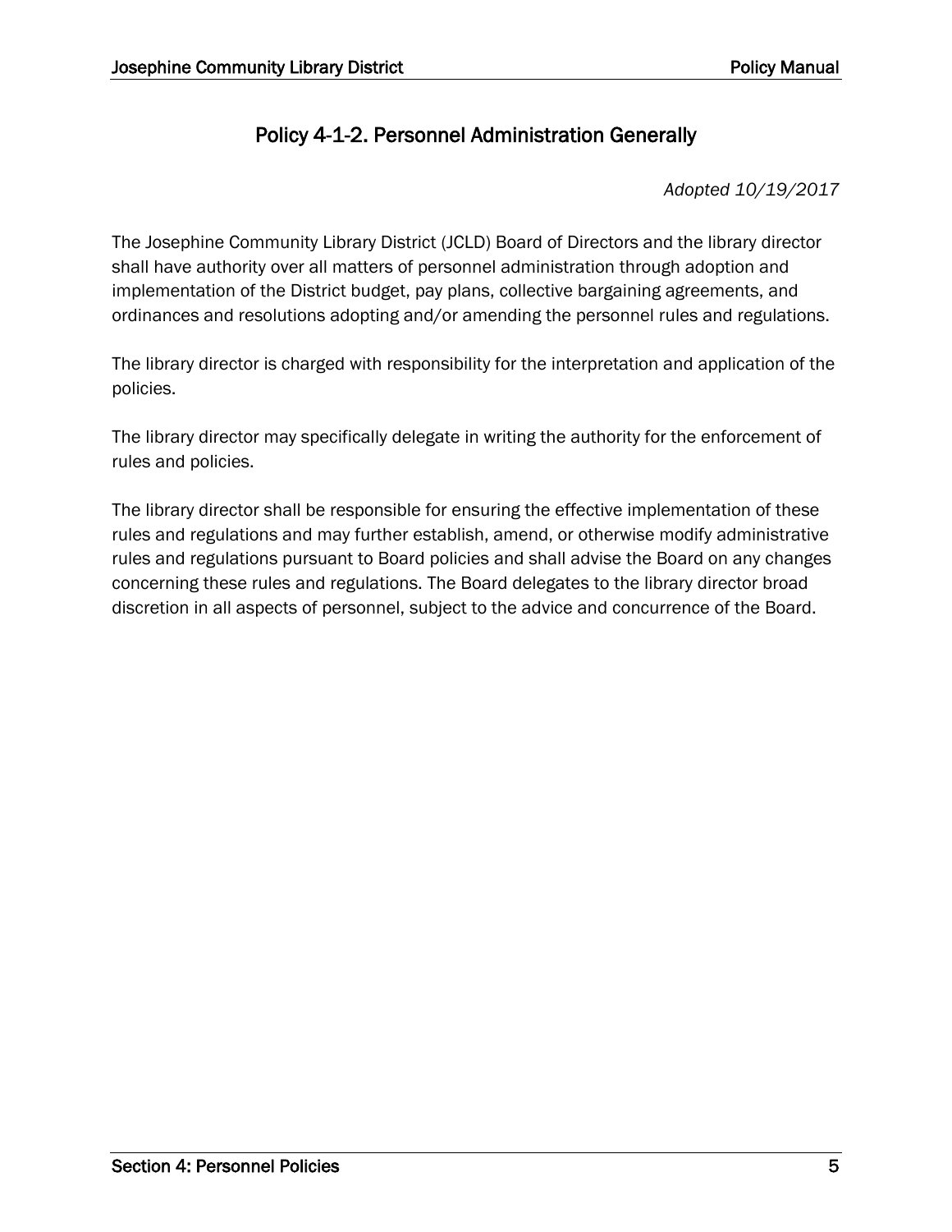## Policy 4-1-2. Personnel Administration Generally

*Adopted 10/19/2017*

The Josephine Community Library District (JCLD) Board of Directors and the library director shall have authority over all matters of personnel administration through adoption and implementation of the District budget, pay plans, collective bargaining agreements, and ordinances and resolutions adopting and/or amending the personnel rules and regulations.

The library director is charged with responsibility for the interpretation and application of the policies.

The library director may specifically delegate in writing the authority for the enforcement of rules and policies.

The library director shall be responsible for ensuring the effective implementation of these rules and regulations and may further establish, amend, or otherwise modify administrative rules and regulations pursuant to Board policies and shall advise the Board on any changes concerning these rules and regulations. The Board delegates to the library director broad discretion in all aspects of personnel, subject to the advice and concurrence of the Board.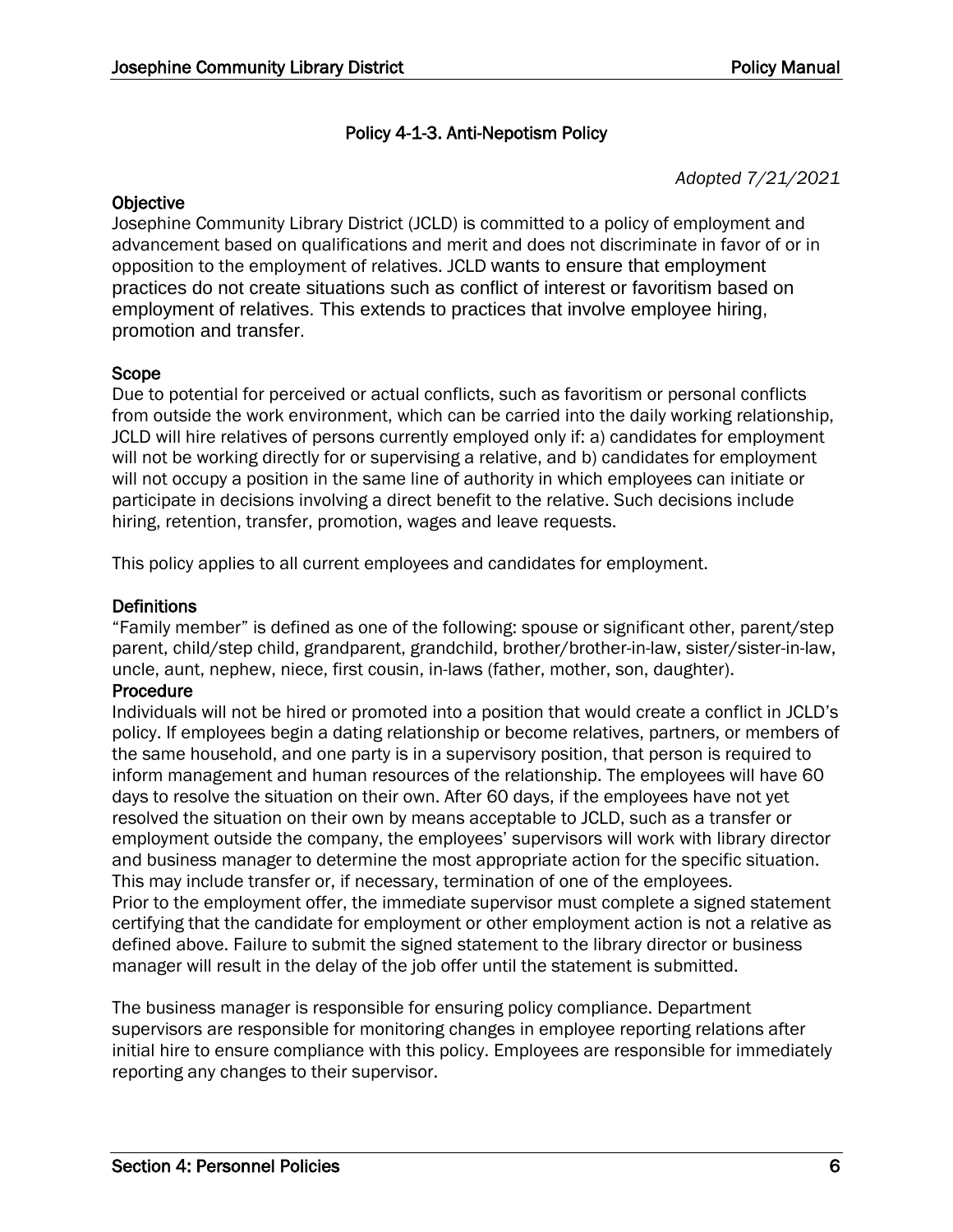## Policy 4-1-3. Anti-Nepotism Policy

*Adopted 7/21/2021*

### Objective

Josephine Community Library District (JCLD) is committed to a policy of employment and advancement based on qualifications and merit and does not discriminate in favor of or in opposition to the employment of relatives. JCLD wants to ensure that employment practices do not create situations such as conflict of interest or favoritism based on employment of relatives. This extends to practices that involve employee hiring, promotion and transfer.

### Scope

Due to potential for perceived or actual conflicts, such as favoritism or personal conflicts from outside the work environment, which can be carried into the daily working relationship, JCLD will hire relatives of persons currently employed only if: a) candidates for employment will not be working directly for or supervising a relative, and b) candidates for employment will not occupy a position in the same line of authority in which employees can initiate or participate in decisions involving a direct benefit to the relative. Such decisions include hiring, retention, transfer, promotion, wages and leave requests.

This policy applies to all current employees and candidates for employment.

### Definitions

"Family member" is defined as one of the following: spouse or significant other, parent/step parent, child/step child, grandparent, grandchild, brother/brother-in-law, sister/sister-in-law, uncle, aunt, nephew, niece, first cousin, in-laws (father, mother, son, daughter).

### Procedure

Individuals will not be hired or promoted into a position that would create a conflict in JCLD's policy. If employees begin a dating relationship or become relatives, partners, or members of the same household, and one party is in a supervisory position, that person is required to inform management and human resources of the relationship. The employees will have 60 days to resolve the situation on their own. After 60 days, if the employees have not yet resolved the situation on their own by means acceptable to JCLD, such as a transfer or employment outside the company, the employees' supervisors will work with library director and business manager to determine the most appropriate action for the specific situation. This may include transfer or, if necessary, termination of one of the employees.
Prior to the employment offer, the immediate supervisor must complete a signed statement certifying that the candidate for employment or other employment action is not a relative as defined above. Failure to submit the signed statement to the library director or business manager will result in the delay of the job offer until the statement is submitted.

The business manager is responsible for ensuring policy compliance. Department supervisors are responsible for monitoring changes in employee reporting relations after initial hire to ensure compliance with this policy. Employees are responsible for immediately reporting any changes to their supervisor.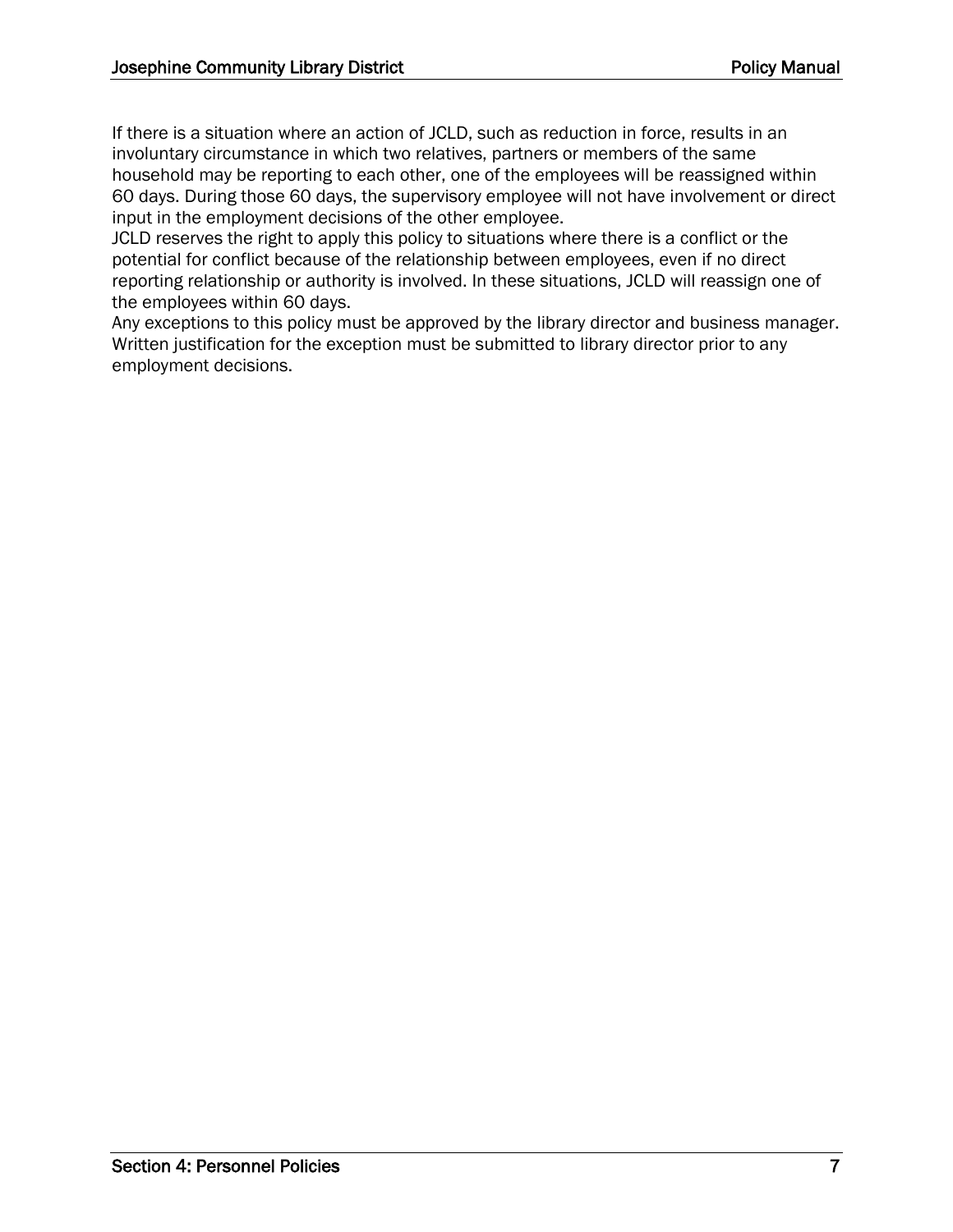If there is a situation where an action of JCLD, such as reduction in force, results in an involuntary circumstance in which two relatives, partners or members of the same household may be reporting to each other, one of the employees will be reassigned within 60 days. During those 60 days, the supervisory employee will not have involvement or direct input in the employment decisions of the other employee.

JCLD reserves the right to apply this policy to situations where there is a conflict or the potential for conflict because of the relationship between employees, even if no direct reporting relationship or authority is involved. In these situations, JCLD will reassign one of the employees within 60 days.

Any exceptions to this policy must be approved by the library director and business manager. Written justification for the exception must be submitted to library director prior to any employment decisions.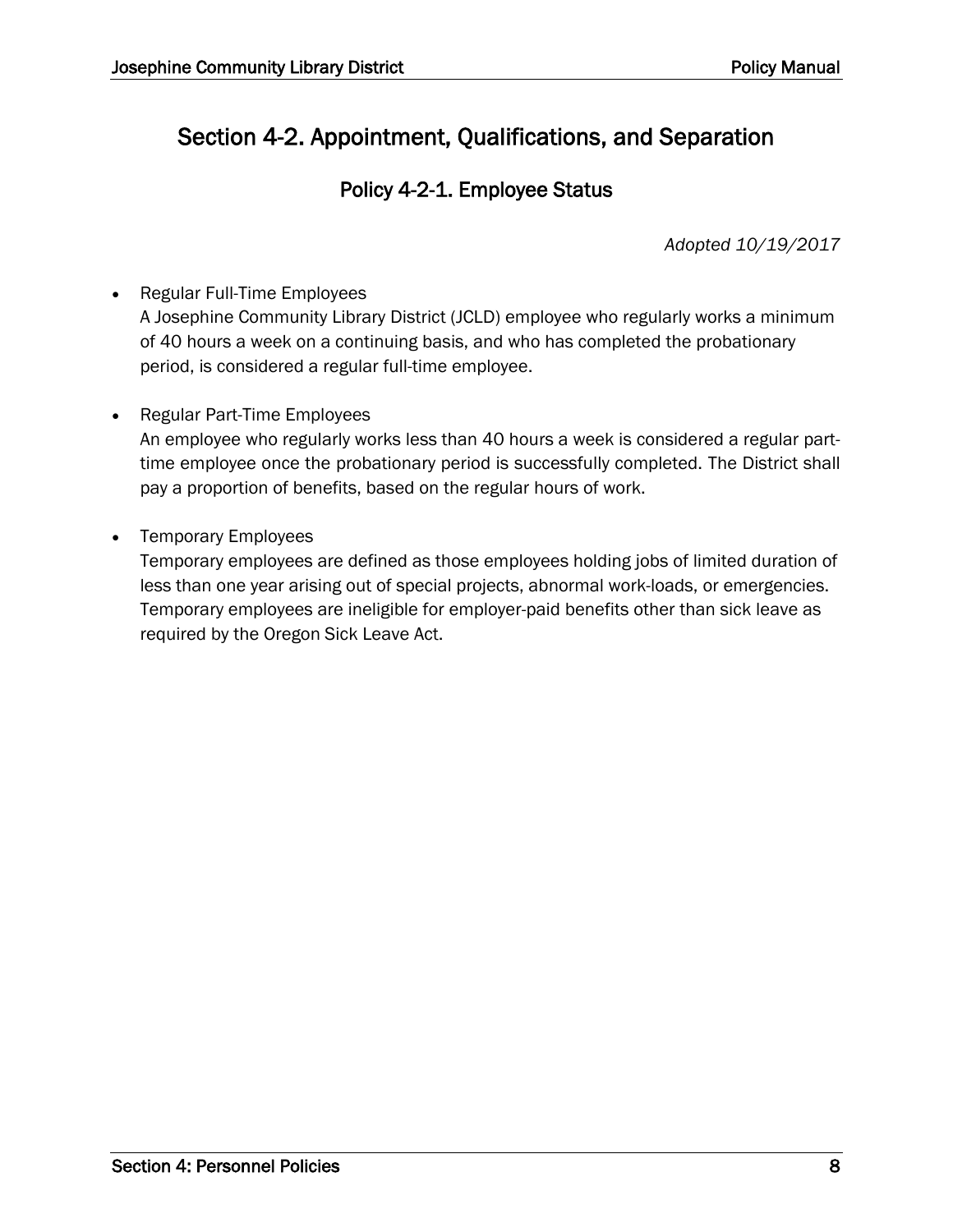## Section 4-2. Appointment, Qualifications, and Separation

### Policy 4-2-1. Employee Status

*Adopted 10/19/2017*

- Regular Full-Time Employees
  A Josephine Community Library District (JCLD) employee who regularly works a minimum of 40 hours a week on a continuing basis, and who has completed the probationary period, is considered a regular full-time employee.

- Regular Part-Time Employees
  An employee who regularly works less than 40 hours a week is considered a regular part-time employee once the probationary period is successfully completed. The District shall pay a proportion of benefits, based on the regular hours of work.

- Temporary Employees
  Temporary employees are defined as those employees holding jobs of limited duration of less than one year arising out of special projects, abnormal work-loads, or emergencies. Temporary employees are ineligible for employer-paid benefits other than sick leave as required by the Oregon Sick Leave Act.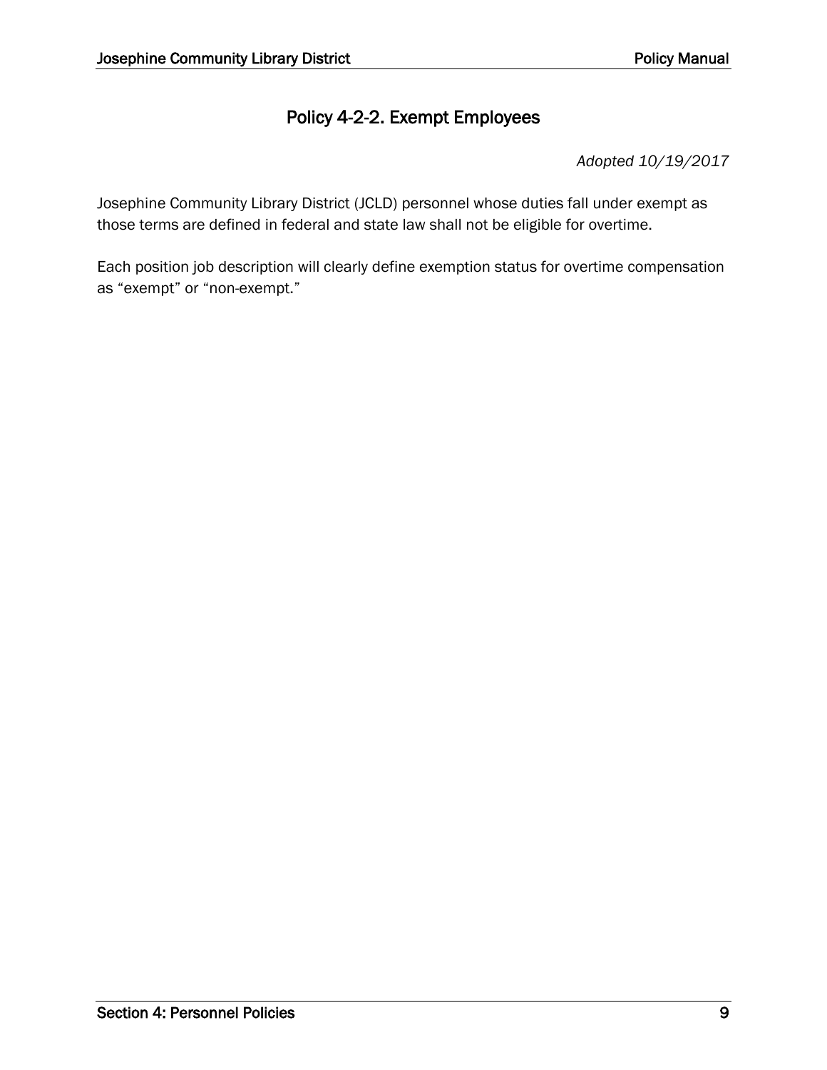# Policy 4-2-2. Exempt Employees

*Adopted 10/19/2017*

Josephine Community Library District (JCLD) personnel whose duties fall under exempt as those terms are defined in federal and state law shall not be eligible for overtime.

Each position job description will clearly define exemption status for overtime compensation as “exempt” or “non-exempt.”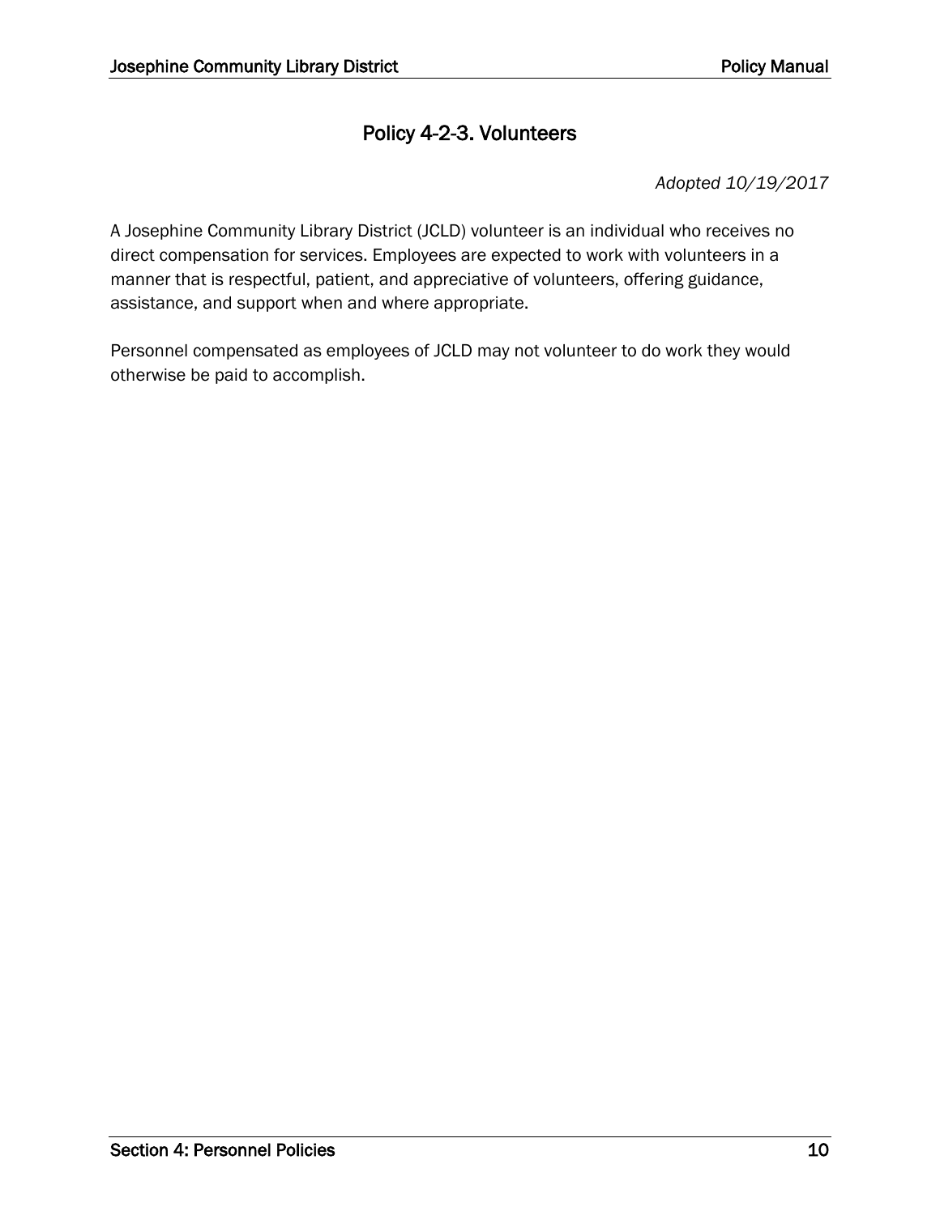## Policy 4-2-3. Volunteers

*Adopted 10/19/2017*

A Josephine Community Library District (JCLD) volunteer is an individual who receives no direct compensation for services. Employees are expected to work with volunteers in a manner that is respectful, patient, and appreciative of volunteers, offering guidance, assistance, and support when and where appropriate.

Personnel compensated as employees of JCLD may not volunteer to do work they would otherwise be paid to accomplish.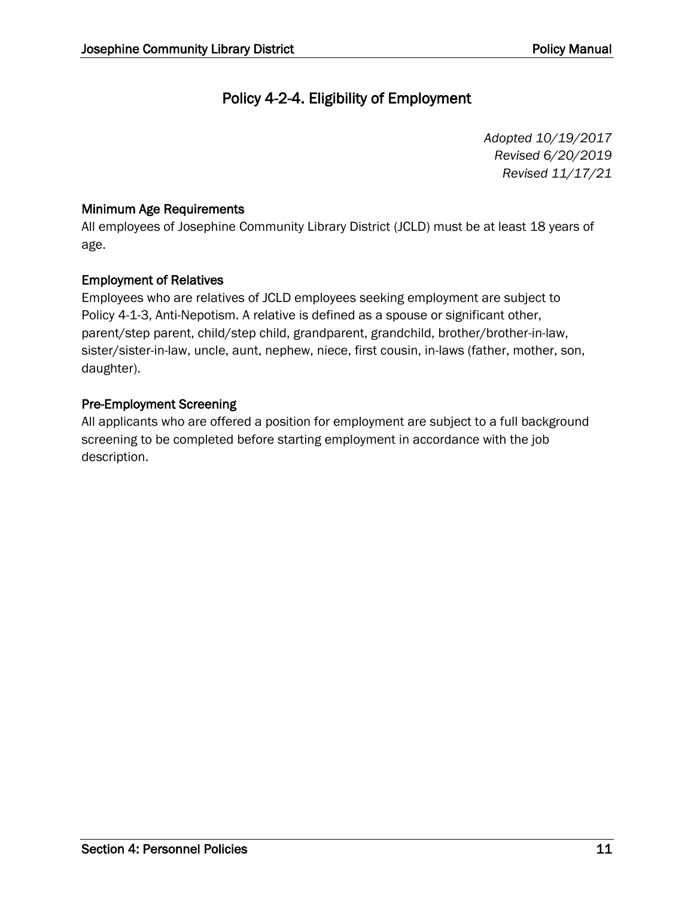# Policy 4-2-4. Eligibility of Employment

*Adopted 10/19/2017*
*Revised 6/20/2019*
*Revised 11/17/21*

## Minimum Age Requirements

All employees of Josephine Community Library District (JCLD) must be at least 18 years of age.

## Employment of Relatives

Employees who are relatives of JCLD employees seeking employment are subject to Policy 4-1-3, Anti-Nepotism. A relative is defined as a spouse or significant other, parent/step parent, child/step child, grandparent, grandchild, brother/brother-in-law, sister/sister-in-law, uncle, aunt, nephew, niece, first cousin, in-laws (father, mother, son, daughter).

## Pre-Employment Screening

All applicants who are offered a position for employment are subject to a full background screening to be completed before starting employment in accordance with the job description.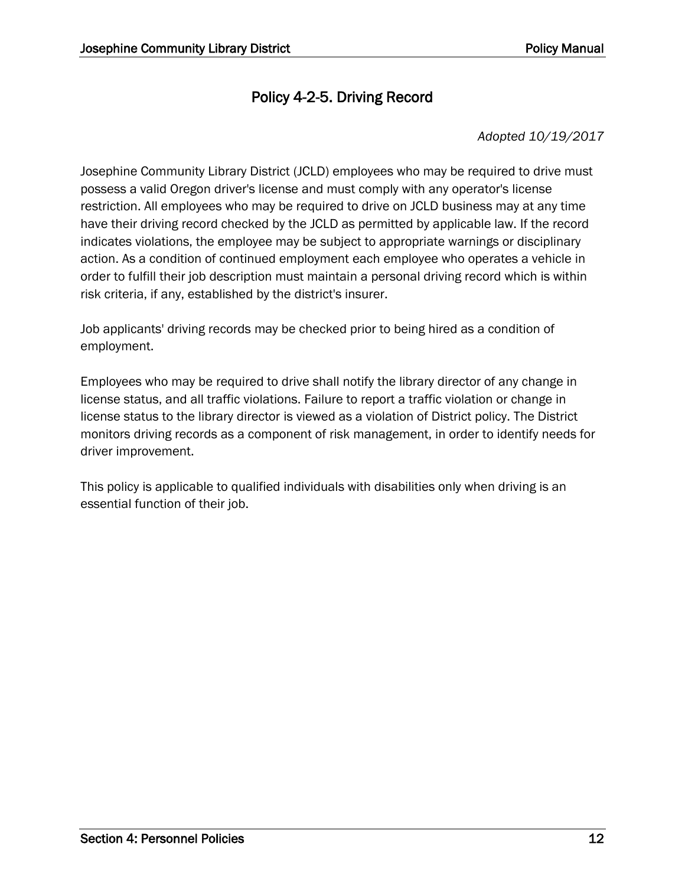## Policy 4-2-5. Driving Record

*Adopted 10/19/2017*

Josephine Community Library District (JCLD) employees who may be required to drive must possess a valid Oregon driver's license and must comply with any operator's license restriction. All employees who may be required to drive on JCLD business may at any time have their driving record checked by the JCLD as permitted by applicable law. If the record indicates violations, the employee may be subject to appropriate warnings or disciplinary action. As a condition of continued employment each employee who operates a vehicle in order to fulfill their job description must maintain a personal driving record which is within risk criteria, if any, established by the district's insurer.

Job applicants' driving records may be checked prior to being hired as a condition of employment.

Employees who may be required to drive shall notify the library director of any change in license status, and all traffic violations. Failure to report a traffic violation or change in license status to the library director is viewed as a violation of District policy. The District monitors driving records as a component of risk management, in order to identify needs for driver improvement.

This policy is applicable to qualified individuals with disabilities only when driving is an essential function of their job.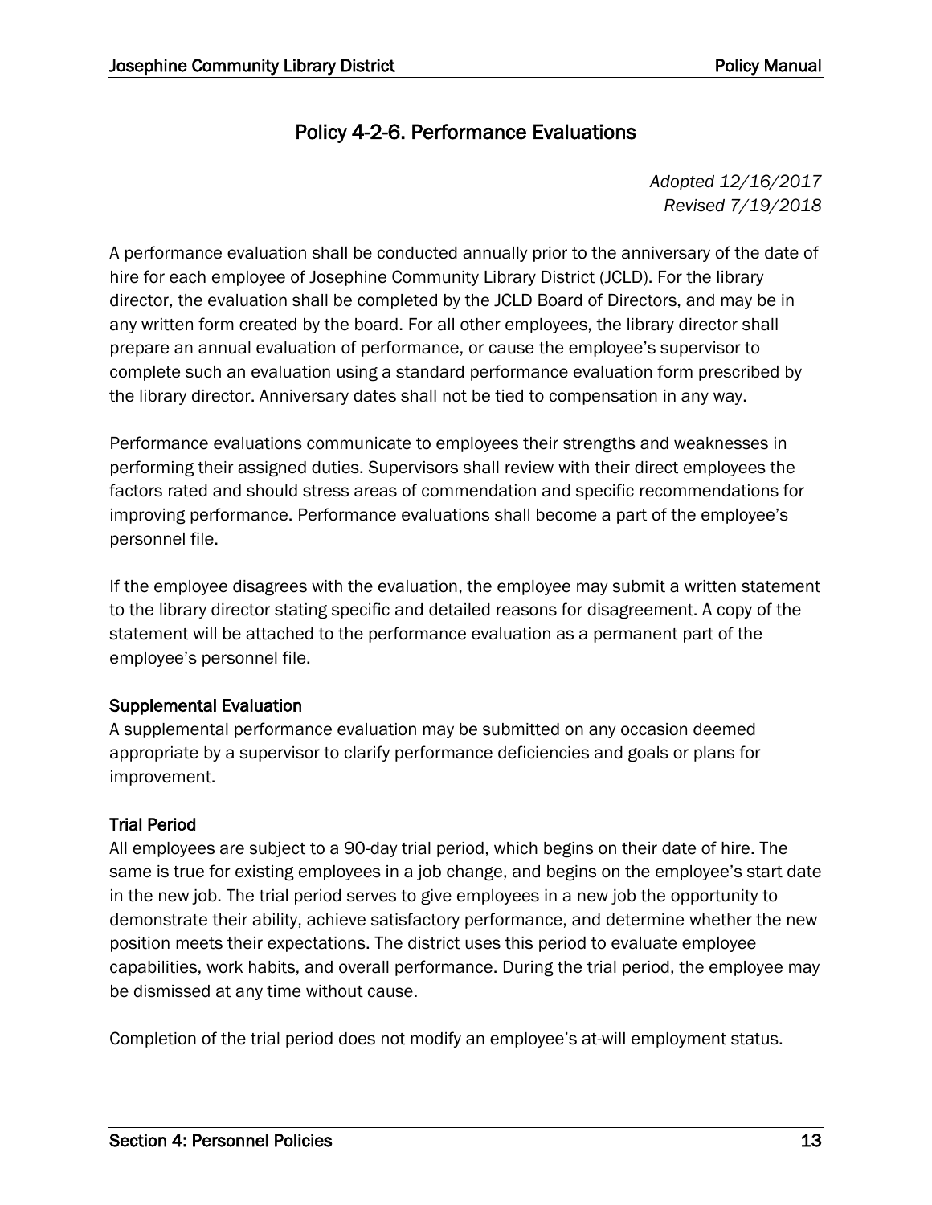# Policy 4-2-6. Performance Evaluations

*Adopted 12/16/2017*
*Revised 7/19/2018*

A performance evaluation shall be conducted annually prior to the anniversary of the date of hire for each employee of Josephine Community Library District (JCLD). For the library director, the evaluation shall be completed by the JCLD Board of Directors, and may be in any written form created by the board. For all other employees, the library director shall prepare an annual evaluation of performance, or cause the employee's supervisor to complete such an evaluation using a standard performance evaluation form prescribed by the library director. Anniversary dates shall not be tied to compensation in any way.

Performance evaluations communicate to employees their strengths and weaknesses in performing their assigned duties. Supervisors shall review with their direct employees the factors rated and should stress areas of commendation and specific recommendations for improving performance. Performance evaluations shall become a part of the employee's personnel file.

If the employee disagrees with the evaluation, the employee may submit a written statement to the library director stating specific and detailed reasons for disagreement. A copy of the statement will be attached to the performance evaluation as a permanent part of the employee's personnel file.

### Supplemental Evaluation

A supplemental performance evaluation may be submitted on any occasion deemed appropriate by a supervisor to clarify performance deficiencies and goals or plans for improvement.

### Trial Period

All employees are subject to a 90-day trial period, which begins on their date of hire. The same is true for existing employees in a job change, and begins on the employee's start date in the new job. The trial period serves to give employees in a new job the opportunity to demonstrate their ability, achieve satisfactory performance, and determine whether the new position meets their expectations. The district uses this period to evaluate employee capabilities, work habits, and overall performance. During the trial period, the employee may be dismissed at any time without cause.

Completion of the trial period does not modify an employee's at-will employment status.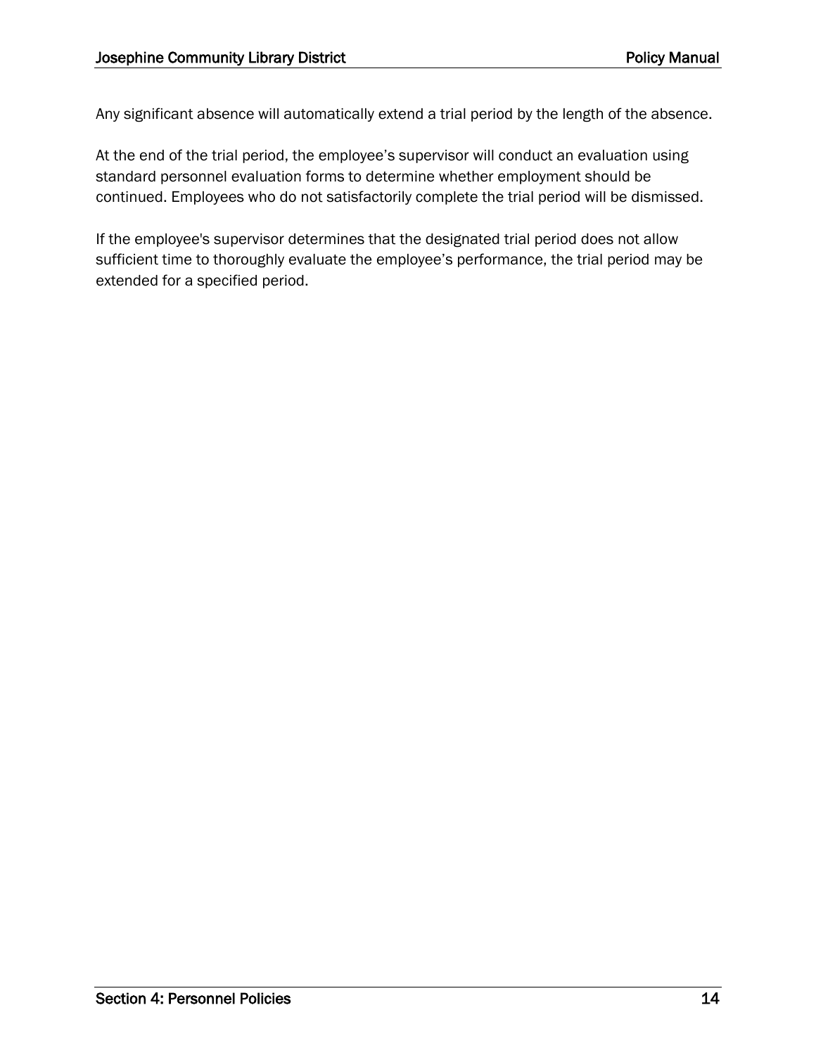Any significant absence will automatically extend a trial period by the length of the absence.

At the end of the trial period, the employee's supervisor will conduct an evaluation using standard personnel evaluation forms to determine whether employment should be continued. Employees who do not satisfactorily complete the trial period will be dismissed.

If the employee's supervisor determines that the designated trial period does not allow sufficient time to thoroughly evaluate the employee's performance, the trial period may be extended for a specified period.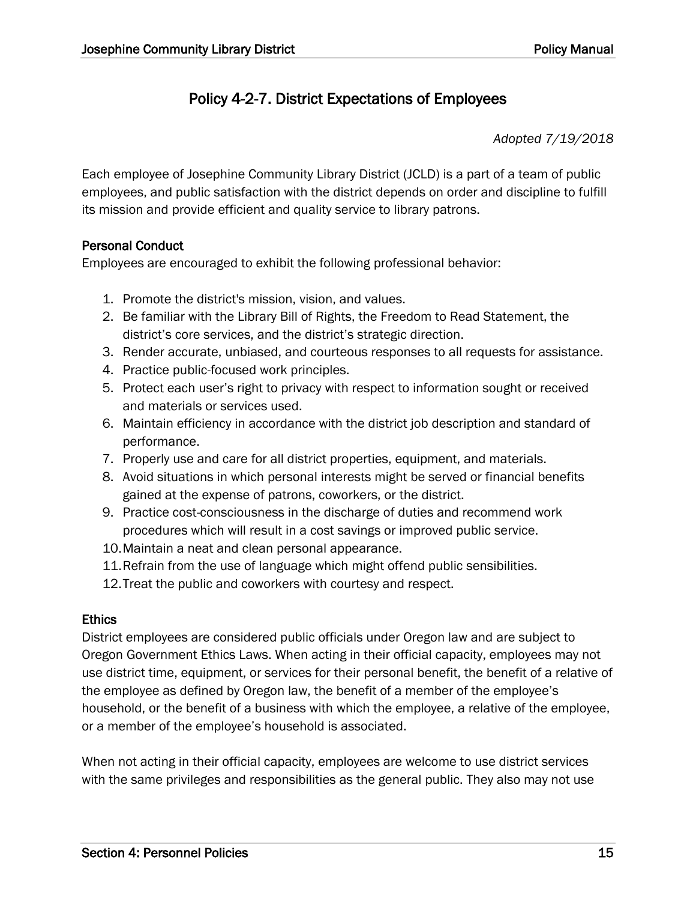# Policy 4-2-7. District Expectations of Employees

*Adopted 7/19/2018*

Each employee of Josephine Community Library District (JCLD) is a part of a team of public employees, and public satisfaction with the district depends on order and discipline to fulfill its mission and provide efficient and quality service to library patrons.

## Personal Conduct

Employees are encouraged to exhibit the following professional behavior:

1. Promote the district's mission, vision, and values.
2. Be familiar with the Library Bill of Rights, the Freedom to Read Statement, the district's core services, and the district's strategic direction.
3. Render accurate, unbiased, and courteous responses to all requests for assistance.
4. Practice public-focused work principles.
5. Protect each user's right to privacy with respect to information sought or received and materials or services used.
6. Maintain efficiency in accordance with the district job description and standard of performance.
7. Properly use and care for all district properties, equipment, and materials.
8. Avoid situations in which personal interests might be served or financial benefits gained at the expense of patrons, coworkers, or the district.
9. Practice cost-consciousness in the discharge of duties and recommend work procedures which will result in a cost savings or improved public service.
10. Maintain a neat and clean personal appearance.
11. Refrain from the use of language which might offend public sensibilities.
12. Treat the public and coworkers with courtesy and respect.

## Ethics

District employees are considered public officials under Oregon law and are subject to Oregon Government Ethics Laws. When acting in their official capacity, employees may not use district time, equipment, or services for their personal benefit, the benefit of a relative of the employee as defined by Oregon law, the benefit of a member of the employee's household, or the benefit of a business with which the employee, a relative of the employee, or a member of the employee's household is associated.

When not acting in their official capacity, employees are welcome to use district services with the same privileges and responsibilities as the general public. They also may not use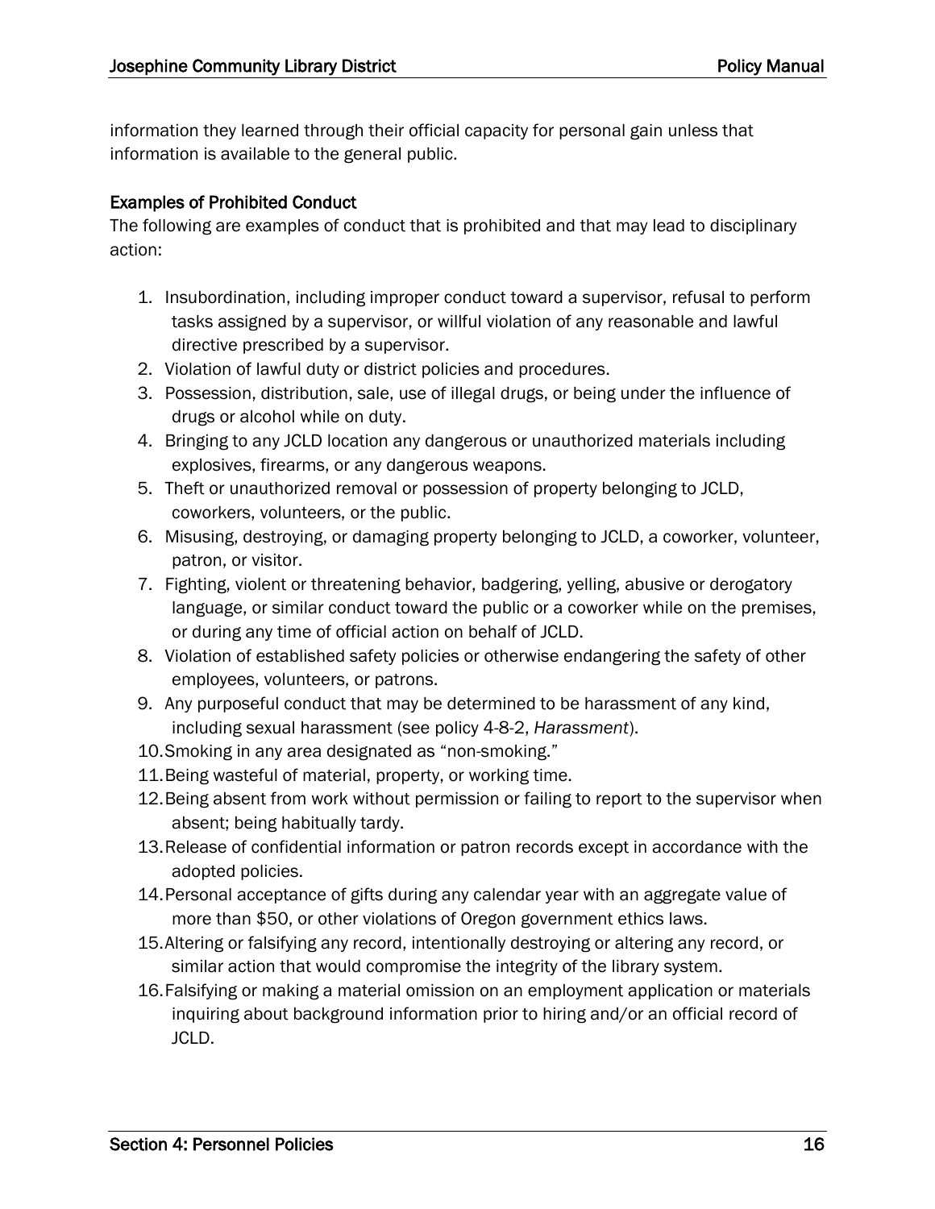information they learned through their official capacity for personal gain unless that information is available to the general public.

### Examples of Prohibited Conduct

The following are examples of conduct that is prohibited and that may lead to disciplinary action:

1. Insubordination, including improper conduct toward a supervisor, refusal to perform tasks assigned by a supervisor, or willful violation of any reasonable and lawful directive prescribed by a supervisor.
2. Violation of lawful duty or district policies and procedures.
3. Possession, distribution, sale, use of illegal drugs, or being under the influence of drugs or alcohol while on duty.
4. Bringing to any JCLD location any dangerous or unauthorized materials including explosives, firearms, or any dangerous weapons.
5. Theft or unauthorized removal or possession of property belonging to JCLD, coworkers, volunteers, or the public.
6. Misusing, destroying, or damaging property belonging to JCLD, a coworker, volunteer, patron, or visitor.
7. Fighting, violent or threatening behavior, badgering, yelling, abusive or derogatory language, or similar conduct toward the public or a coworker while on the premises, or during any time of official action on behalf of JCLD.
8. Violation of established safety policies or otherwise endangering the safety of other employees, volunteers, or patrons.
9. Any purposeful conduct that may be determined to be harassment of any kind, including sexual harassment (see policy 4-8-2, *Harassment*).
10. Smoking in any area designated as "non-smoking."
11. Being wasteful of material, property, or working time.
12. Being absent from work without permission or failing to report to the supervisor when absent; being habitually tardy.
13. Release of confidential information or patron records except in accordance with the adopted policies.
14. Personal acceptance of gifts during any calendar year with an aggregate value of more than $50, or other violations of Oregon government ethics laws.
15. Altering or falsifying any record, intentionally destroying or altering any record, or similar action that would compromise the integrity of the library system.
16. Falsifying or making a material omission on an employment application or materials inquiring about background information prior to hiring and/or an official record of JCLD.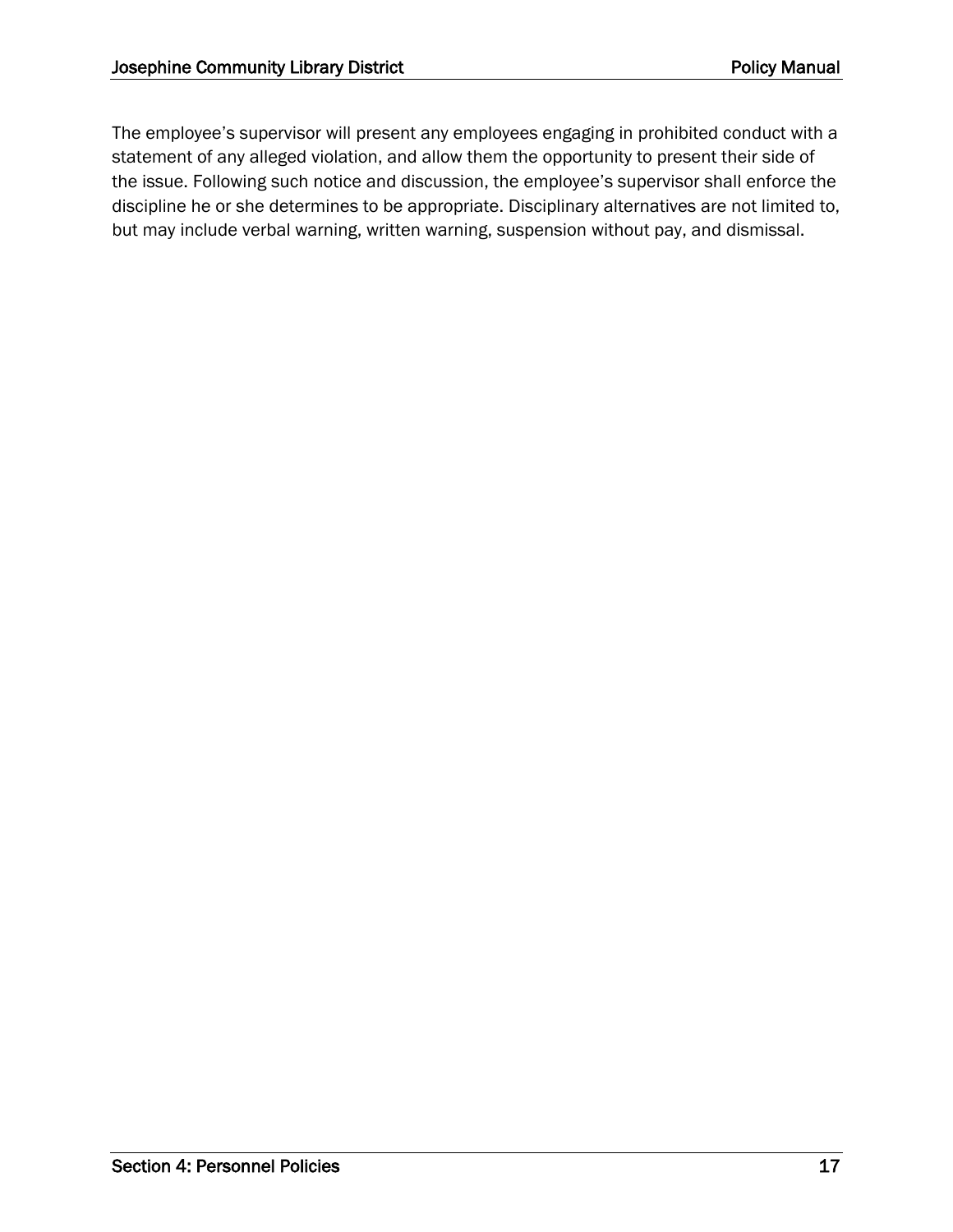The employee's supervisor will present any employees engaging in prohibited conduct with a statement of any alleged violation, and allow them the opportunity to present their side of the issue. Following such notice and discussion, the employee's supervisor shall enforce the discipline he or she determines to be appropriate. Disciplinary alternatives are not limited to, but may include verbal warning, written warning, suspension without pay, and dismissal.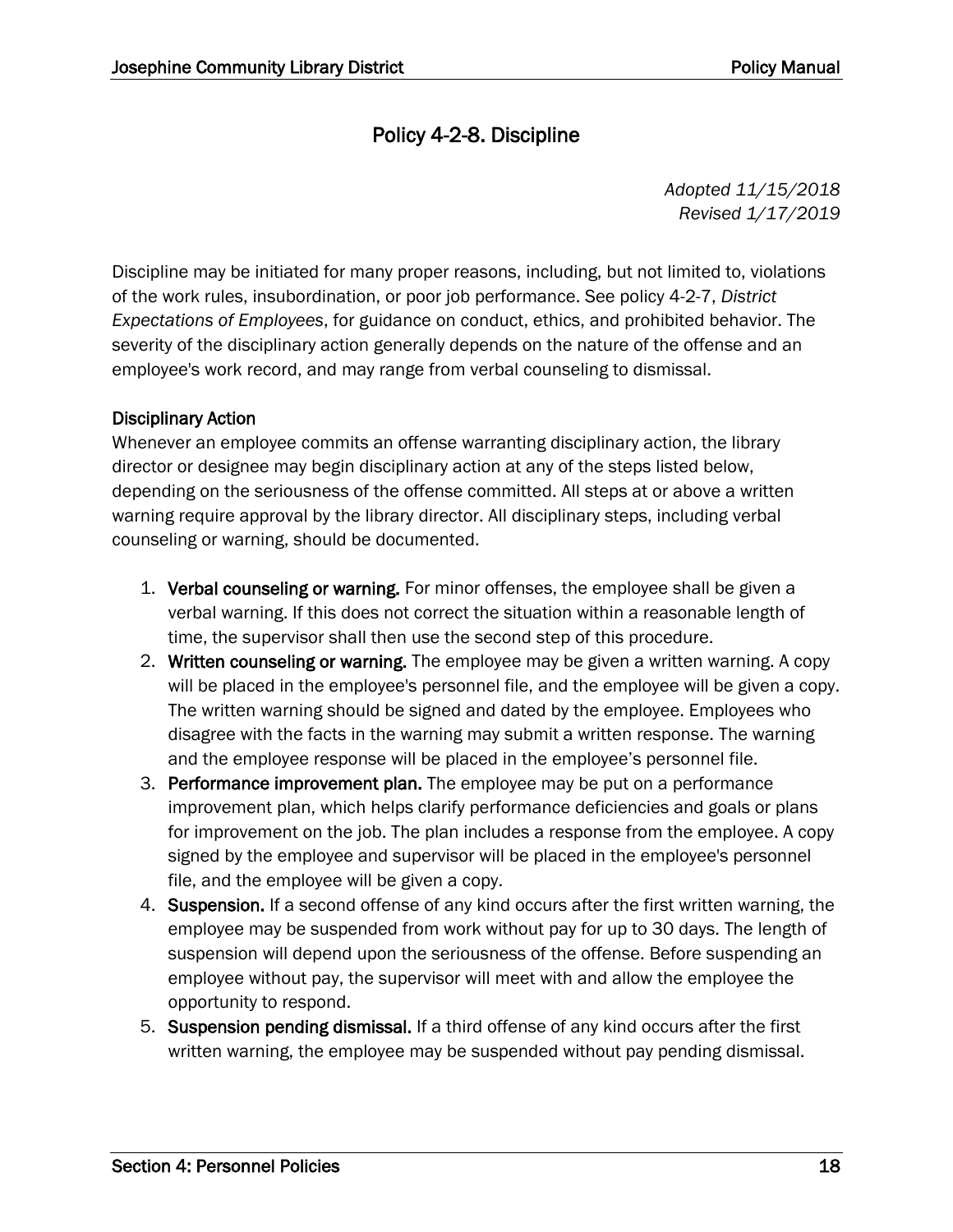# Policy 4-2-8. Discipline

*Adopted 11/15/2018*
*Revised 1/17/2019*

Discipline may be initiated for many proper reasons, including, but not limited to, violations of the work rules, insubordination, or poor job performance. See policy 4-2-7, *District Expectations of Employees*, for guidance on conduct, ethics, and prohibited behavior. The severity of the disciplinary action generally depends on the nature of the offense and an employee's work record, and may range from verbal counseling to dismissal.

## Disciplinary Action

Whenever an employee commits an offense warranting disciplinary action, the library director or designee may begin disciplinary action at any of the steps listed below, depending on the seriousness of the offense committed. All steps at or above a written warning require approval by the library director. All disciplinary steps, including verbal counseling or warning, should be documented.

1. **Verbal counseling or warning.** For minor offenses, the employee shall be given a verbal warning. If this does not correct the situation within a reasonable length of time, the supervisor shall then use the second step of this procedure.
2. **Written counseling or warning.** The employee may be given a written warning. A copy will be placed in the employee's personnel file, and the employee will be given a copy. The written warning should be signed and dated by the employee. Employees who disagree with the facts in the warning may submit a written response. The warning and the employee response will be placed in the employee's personnel file.
3. **Performance improvement plan.** The employee may be put on a performance improvement plan, which helps clarify performance deficiencies and goals or plans for improvement on the job. The plan includes a response from the employee. A copy signed by the employee and supervisor will be placed in the employee's personnel file, and the employee will be given a copy.
4. **Suspension.** If a second offense of any kind occurs after the first written warning, the employee may be suspended from work without pay for up to 30 days. The length of suspension will depend upon the seriousness of the offense. Before suspending an employee without pay, the supervisor will meet with and allow the employee the opportunity to respond.
5. **Suspension pending dismissal.** If a third offense of any kind occurs after the first written warning, the employee may be suspended without pay pending dismissal.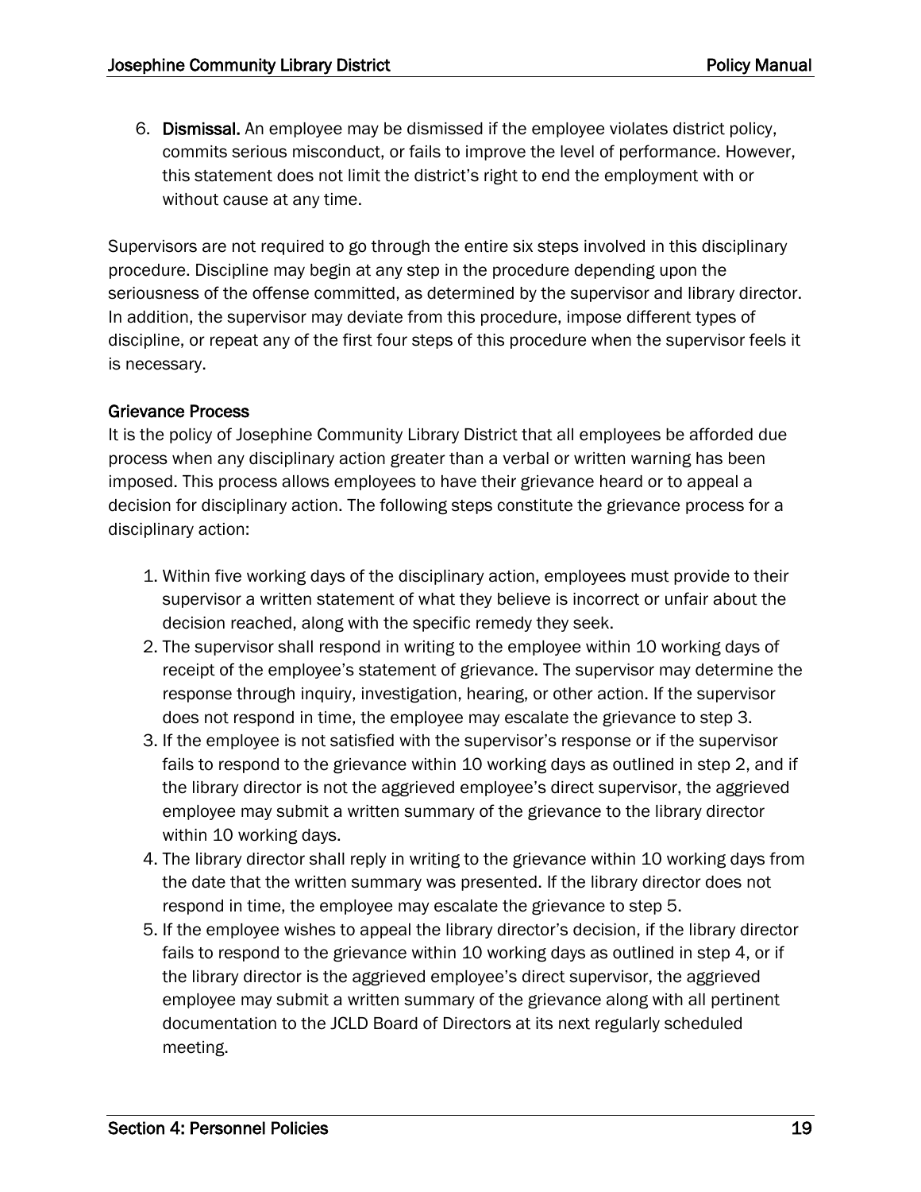6. **Dismissal.** An employee may be dismissed if the employee violates district policy, commits serious misconduct, or fails to improve the level of performance. However, this statement does not limit the district's right to end the employment with or without cause at any time.

Supervisors are not required to go through the entire six steps involved in this disciplinary procedure. Discipline may begin at any step in the procedure depending upon the seriousness of the offense committed, as determined by the supervisor and library director. In addition, the supervisor may deviate from this procedure, impose different types of discipline, or repeat any of the first four steps of this procedure when the supervisor feels it is necessary.

### Grievance Process

It is the policy of Josephine Community Library District that all employees be afforded due process when any disciplinary action greater than a verbal or written warning has been imposed. This process allows employees to have their grievance heard or to appeal a decision for disciplinary action. The following steps constitute the grievance process for a disciplinary action:

1. Within five working days of the disciplinary action, employees must provide to their supervisor a written statement of what they believe is incorrect or unfair about the decision reached, along with the specific remedy they seek.
2. The supervisor shall respond in writing to the employee within 10 working days of receipt of the employee's statement of grievance. The supervisor may determine the response through inquiry, investigation, hearing, or other action. If the supervisor does not respond in time, the employee may escalate the grievance to step 3.
3. If the employee is not satisfied with the supervisor's response or if the supervisor fails to respond to the grievance within 10 working days as outlined in step 2, and if the library director is not the aggrieved employee's direct supervisor, the aggrieved employee may submit a written summary of the grievance to the library director within 10 working days.
4. The library director shall reply in writing to the grievance within 10 working days from the date that the written summary was presented. If the library director does not respond in time, the employee may escalate the grievance to step 5.
5. If the employee wishes to appeal the library director's decision, if the library director fails to respond to the grievance within 10 working days as outlined in step 4, or if the library director is the aggrieved employee's direct supervisor, the aggrieved employee may submit a written summary of the grievance along with all pertinent documentation to the JCLD Board of Directors at its next regularly scheduled meeting.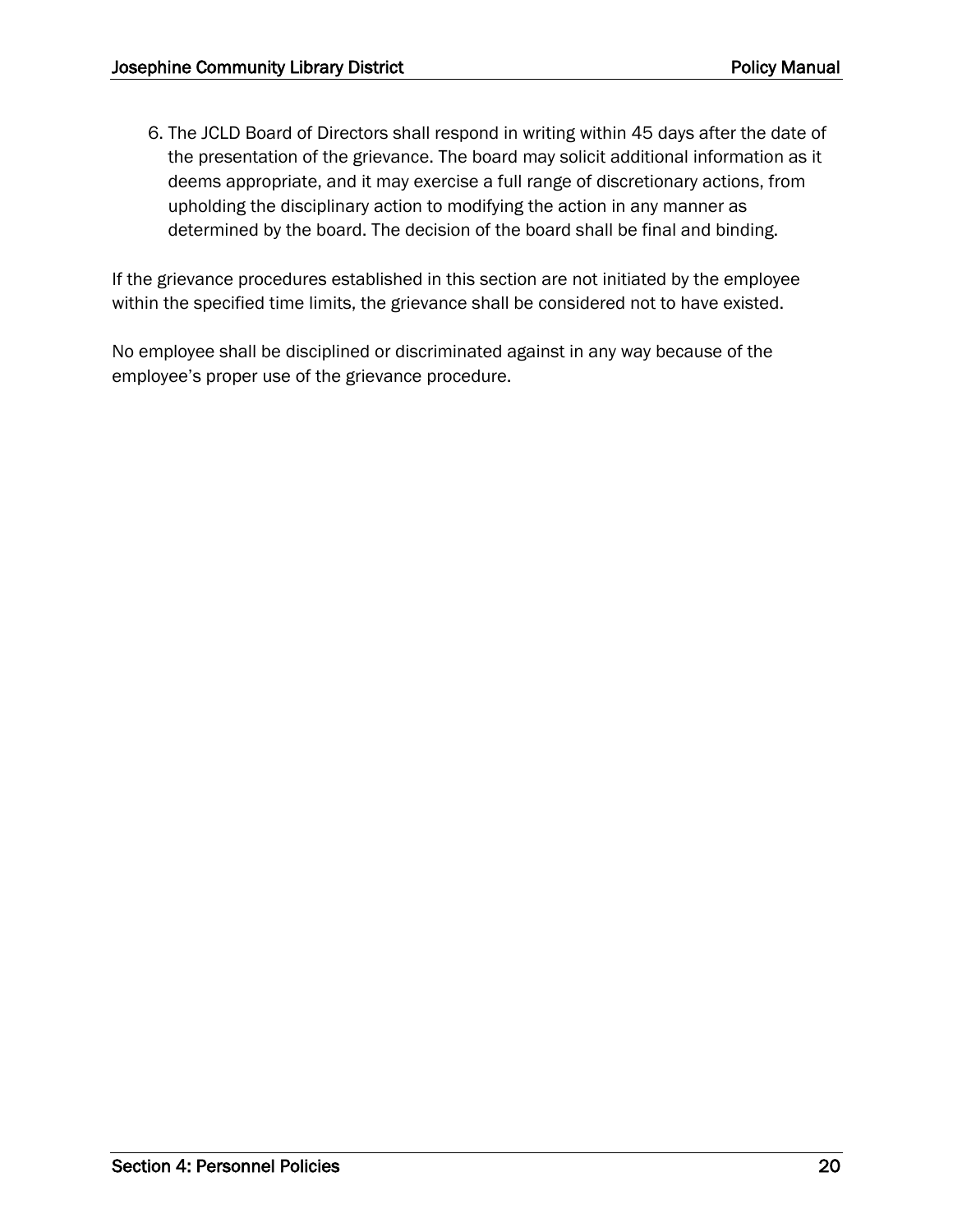6. The JCLD Board of Directors shall respond in writing within 45 days after the date of the presentation of the grievance. The board may solicit additional information as it deems appropriate, and it may exercise a full range of discretionary actions, from upholding the disciplinary action to modifying the action in any manner as determined by the board. The decision of the board shall be final and binding.

If the grievance procedures established in this section are not initiated by the employee within the specified time limits, the grievance shall be considered not to have existed.

No employee shall be disciplined or discriminated against in any way because of the employee's proper use of the grievance procedure.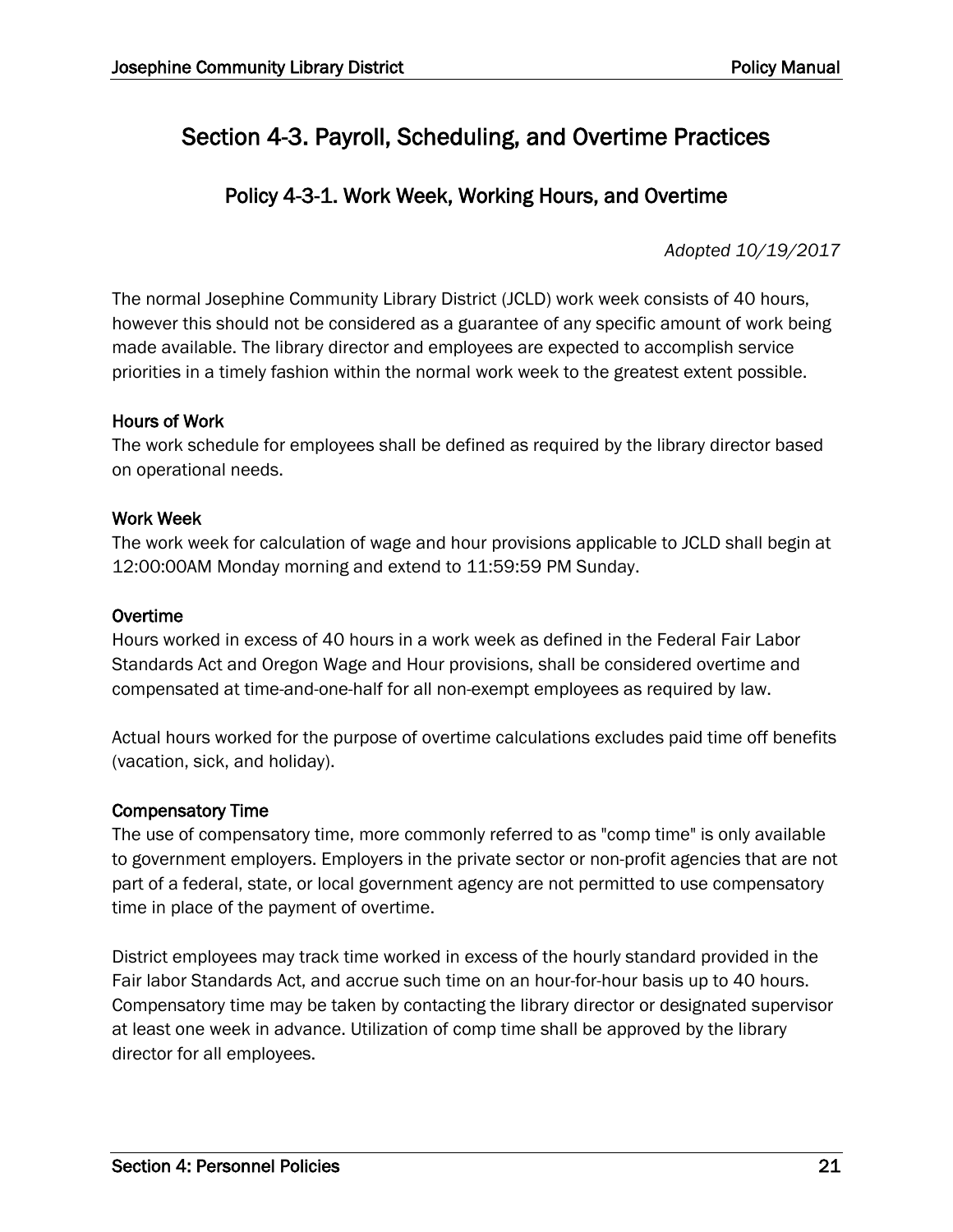# Section 4-3. Payroll, Scheduling, and Overtime Practices

## Policy 4-3-1. Work Week, Working Hours, and Overtime

*Adopted 10/19/2017*

The normal Josephine Community Library District (JCLD) work week consists of 40 hours, however this should not be considered as a guarantee of any specific amount of work being made available. The library director and employees are expected to accomplish service priorities in a timely fashion within the normal work week to the greatest extent possible.

### Hours of Work

The work schedule for employees shall be defined as required by the library director based on operational needs.

### Work Week

The work week for calculation of wage and hour provisions applicable to JCLD shall begin at 12:00:00AM Monday morning and extend to 11:59:59 PM Sunday.

### Overtime

Hours worked in excess of 40 hours in a work week as defined in the Federal Fair Labor Standards Act and Oregon Wage and Hour provisions, shall be considered overtime and compensated at time-and-one-half for all non-exempt employees as required by law.

Actual hours worked for the purpose of overtime calculations excludes paid time off benefits (vacation, sick, and holiday).

### Compensatory Time

The use of compensatory time, more commonly referred to as "comp time" is only available to government employers. Employers in the private sector or non-profit agencies that are not part of a federal, state, or local government agency are not permitted to use compensatory time in place of the payment of overtime.

District employees may track time worked in excess of the hourly standard provided in the Fair labor Standards Act, and accrue such time on an hour-for-hour basis up to 40 hours. Compensatory time may be taken by contacting the library director or designated supervisor at least one week in advance. Utilization of comp time shall be approved by the library director for all employees.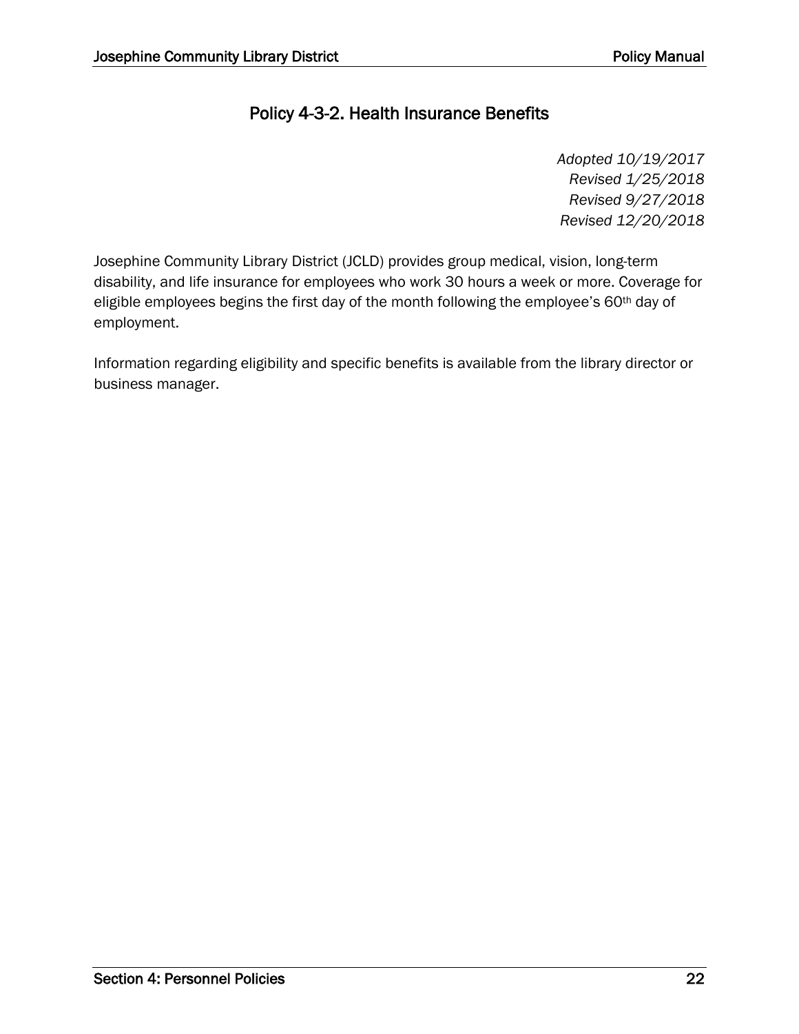# Policy 4-3-2. Health Insurance Benefits

*Adopted 10/19/2017*
*Revised 1/25/2018*
*Revised 9/27/2018*
*Revised 12/20/2018*

Josephine Community Library District (JCLD) provides group medical, vision, long-term disability, and life insurance for employees who work 30 hours a week or more. Coverage for eligible employees begins the first day of the month following the employee's 60th day of employment.

Information regarding eligibility and specific benefits is available from the library director or business manager.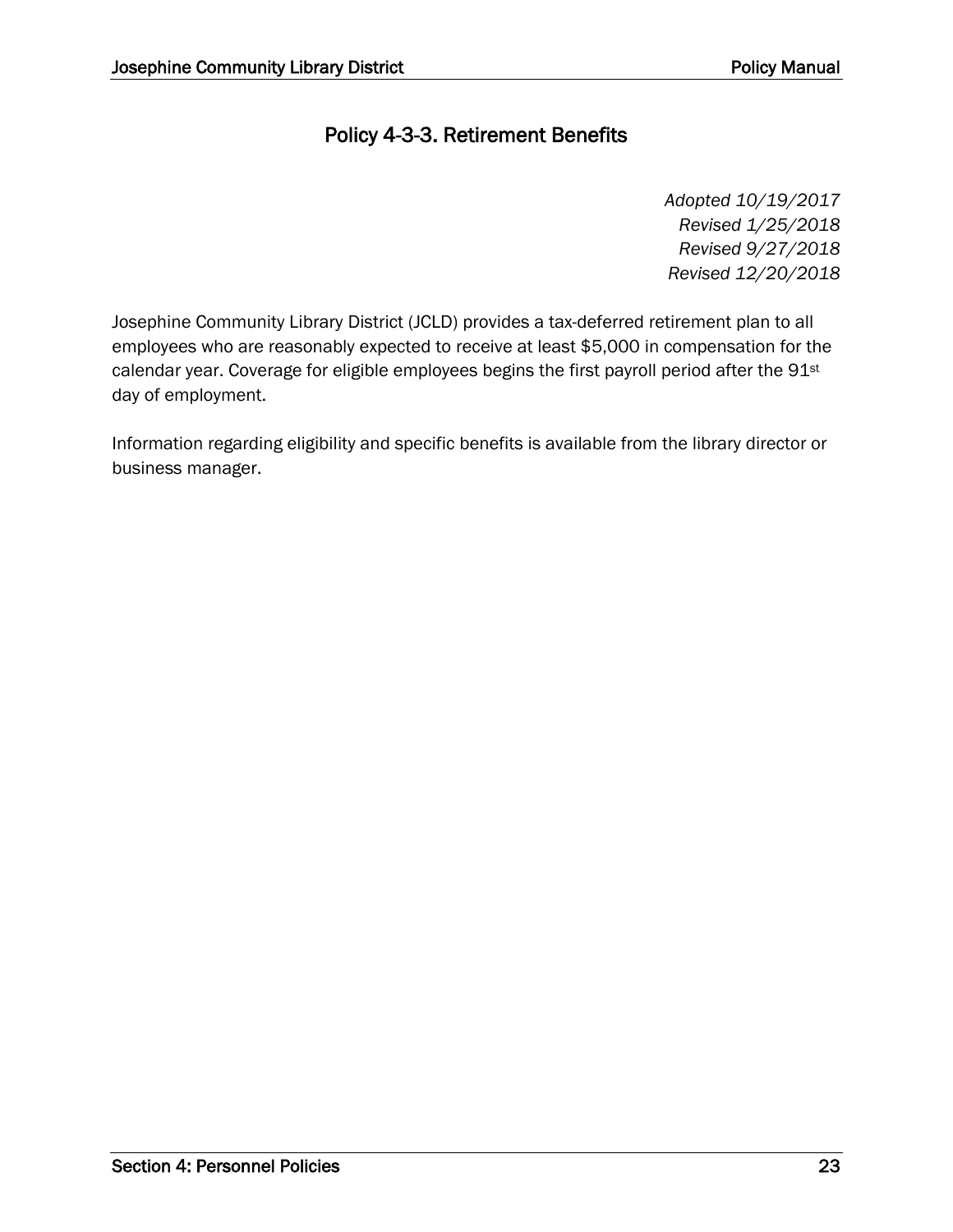# Policy 4-3-3. Retirement Benefits

*Adopted 10/19/2017*
*Revised 1/25/2018*
*Revised 9/27/2018*
*Revised 12/20/2018*

Josephine Community Library District (JCLD) provides a tax-deferred retirement plan to all employees who are reasonably expected to receive at least $5,000 in compensation for the calendar year. Coverage for eligible employees begins the first payroll period after the 91st day of employment.

Information regarding eligibility and specific benefits is available from the library director or business manager.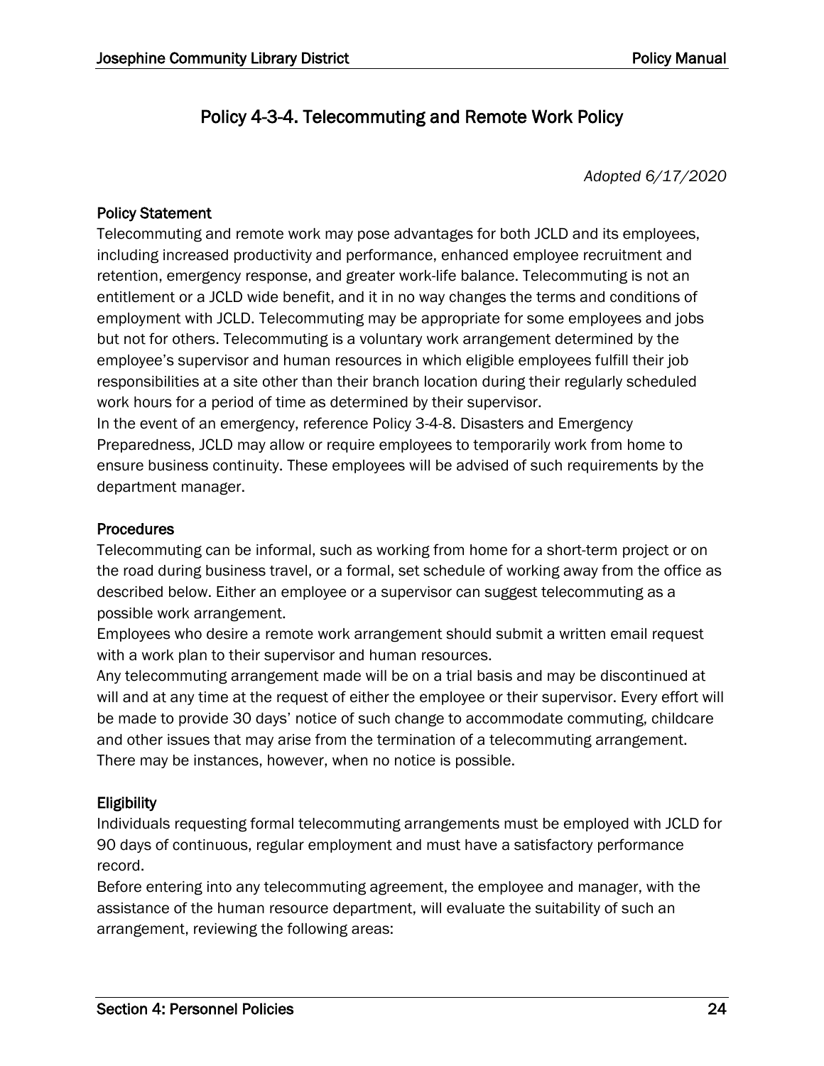# Policy 4-3-4. Telecommuting and Remote Work Policy

*Adopted 6/17/2020*

**Policy Statement**

Telecommuting and remote work may pose advantages for both JCLD and its employees, including increased productivity and performance, enhanced employee recruitment and retention, emergency response, and greater work-life balance. Telecommuting is not an entitlement or a JCLD wide benefit, and it in no way changes the terms and conditions of employment with JCLD. Telecommuting may be appropriate for some employees and jobs but not for others. Telecommuting is a voluntary work arrangement determined by the employee's supervisor and human resources in which eligible employees fulfill their job responsibilities at a site other than their branch location during their regularly scheduled work hours for a period of time as determined by their supervisor.

In the event of an emergency, reference Policy 3-4-8. Disasters and Emergency Preparedness, JCLD may allow or require employees to temporarily work from home to ensure business continuity. These employees will be advised of such requirements by the department manager.

**Procedures**

Telecommuting can be informal, such as working from home for a short-term project or on the road during business travel, or a formal, set schedule of working away from the office as described below. Either an employee or a supervisor can suggest telecommuting as a possible work arrangement.

Employees who desire a remote work arrangement should submit a written email request with a work plan to their supervisor and human resources.

Any telecommuting arrangement made will be on a trial basis and may be discontinued at will and at any time at the request of either the employee or their supervisor. Every effort will be made to provide 30 days' notice of such change to accommodate commuting, childcare and other issues that may arise from the termination of a telecommuting arrangement. There may be instances, however, when no notice is possible.

**Eligibility**

Individuals requesting formal telecommuting arrangements must be employed with JCLD for 90 days of continuous, regular employment and must have a satisfactory performance record.

Before entering into any telecommuting agreement, the employee and manager, with the assistance of the human resource department, will evaluate the suitability of such an arrangement, reviewing the following areas: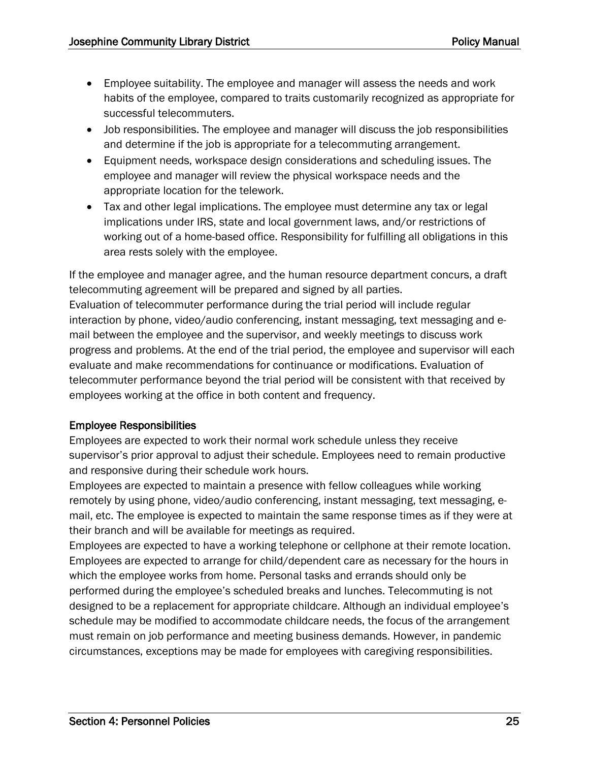- Employee suitability. The employee and manager will assess the needs and work habits of the employee, compared to traits customarily recognized as appropriate for successful telecommuters.
- Job responsibilities. The employee and manager will discuss the job responsibilities and determine if the job is appropriate for a telecommuting arrangement.
- Equipment needs, workspace design considerations and scheduling issues. The employee and manager will review the physical workspace needs and the appropriate location for the telework.
- Tax and other legal implications. The employee must determine any tax or legal implications under IRS, state and local government laws, and/or restrictions of working out of a home-based office. Responsibility for fulfilling all obligations in this area rests solely with the employee.

If the employee and manager agree, and the human resource department concurs, a draft telecommuting agreement will be prepared and signed by all parties.

Evaluation of telecommuter performance during the trial period will include regular interaction by phone, video/audio conferencing, instant messaging, text messaging and e-mail between the employee and the supervisor, and weekly meetings to discuss work progress and problems. At the end of the trial period, the employee and supervisor will each evaluate and make recommendations for continuance or modifications. Evaluation of telecommuter performance beyond the trial period will be consistent with that received by employees working at the office in both content and frequency.

### Employee Responsibilities

Employees are expected to work their normal work schedule unless they receive supervisor's prior approval to adjust their schedule. Employees need to remain productive and responsive during their schedule work hours.

Employees are expected to maintain a presence with fellow colleagues while working remotely by using phone, video/audio conferencing, instant messaging, text messaging, e-mail, etc. The employee is expected to maintain the same response times as if they were at their branch and will be available for meetings as required.

Employees are expected to have a working telephone or cellphone at their remote location.

Employees are expected to arrange for child/dependent care as necessary for the hours in which the employee works from home. Personal tasks and errands should only be performed during the employee's scheduled breaks and lunches. Telecommuting is not designed to be a replacement for appropriate childcare. Although an individual employee's schedule may be modified to accommodate childcare needs, the focus of the arrangement must remain on job performance and meeting business demands. However, in pandemic circumstances, exceptions may be made for employees with caregiving responsibilities.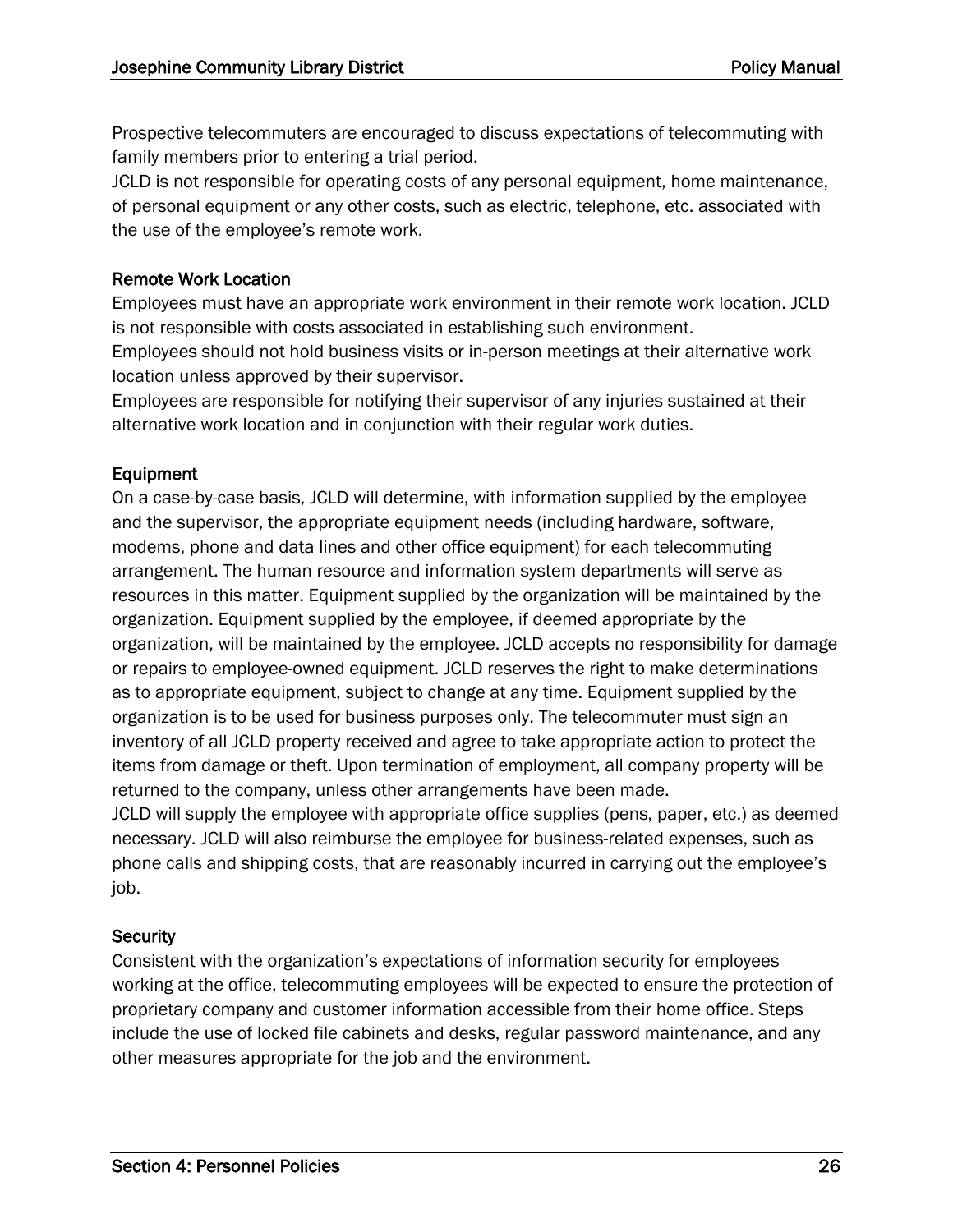Prospective telecommuters are encouraged to discuss expectations of telecommuting with family members prior to entering a trial period.

JCLD is not responsible for operating costs of any personal equipment, home maintenance, of personal equipment or any other costs, such as electric, telephone, etc. associated with the use of the employee's remote work.

### Remote Work Location

Employees must have an appropriate work environment in their remote work location. JCLD is not responsible with costs associated in establishing such environment.

Employees should not hold business visits or in-person meetings at their alternative work location unless approved by their supervisor.

Employees are responsible for notifying their supervisor of any injuries sustained at their alternative work location and in conjunction with their regular work duties.

### Equipment

On a case-by-case basis, JCLD will determine, with information supplied by the employee and the supervisor, the appropriate equipment needs (including hardware, software, modems, phone and data lines and other office equipment) for each telecommuting arrangement. The human resource and information system departments will serve as resources in this matter. Equipment supplied by the organization will be maintained by the organization. Equipment supplied by the employee, if deemed appropriate by the organization, will be maintained by the employee. JCLD accepts no responsibility for damage or repairs to employee-owned equipment. JCLD reserves the right to make determinations as to appropriate equipment, subject to change at any time. Equipment supplied by the organization is to be used for business purposes only. The telecommuter must sign an inventory of all JCLD property received and agree to take appropriate action to protect the items from damage or theft. Upon termination of employment, all company property will be returned to the company, unless other arrangements have been made.

JCLD will supply the employee with appropriate office supplies (pens, paper, etc.) as deemed necessary. JCLD will also reimburse the employee for business-related expenses, such as phone calls and shipping costs, that are reasonably incurred in carrying out the employee's job.

### Security

Consistent with the organization's expectations of information security for employees working at the office, telecommuting employees will be expected to ensure the protection of proprietary company and customer information accessible from their home office. Steps include the use of locked file cabinets and desks, regular password maintenance, and any other measures appropriate for the job and the environment.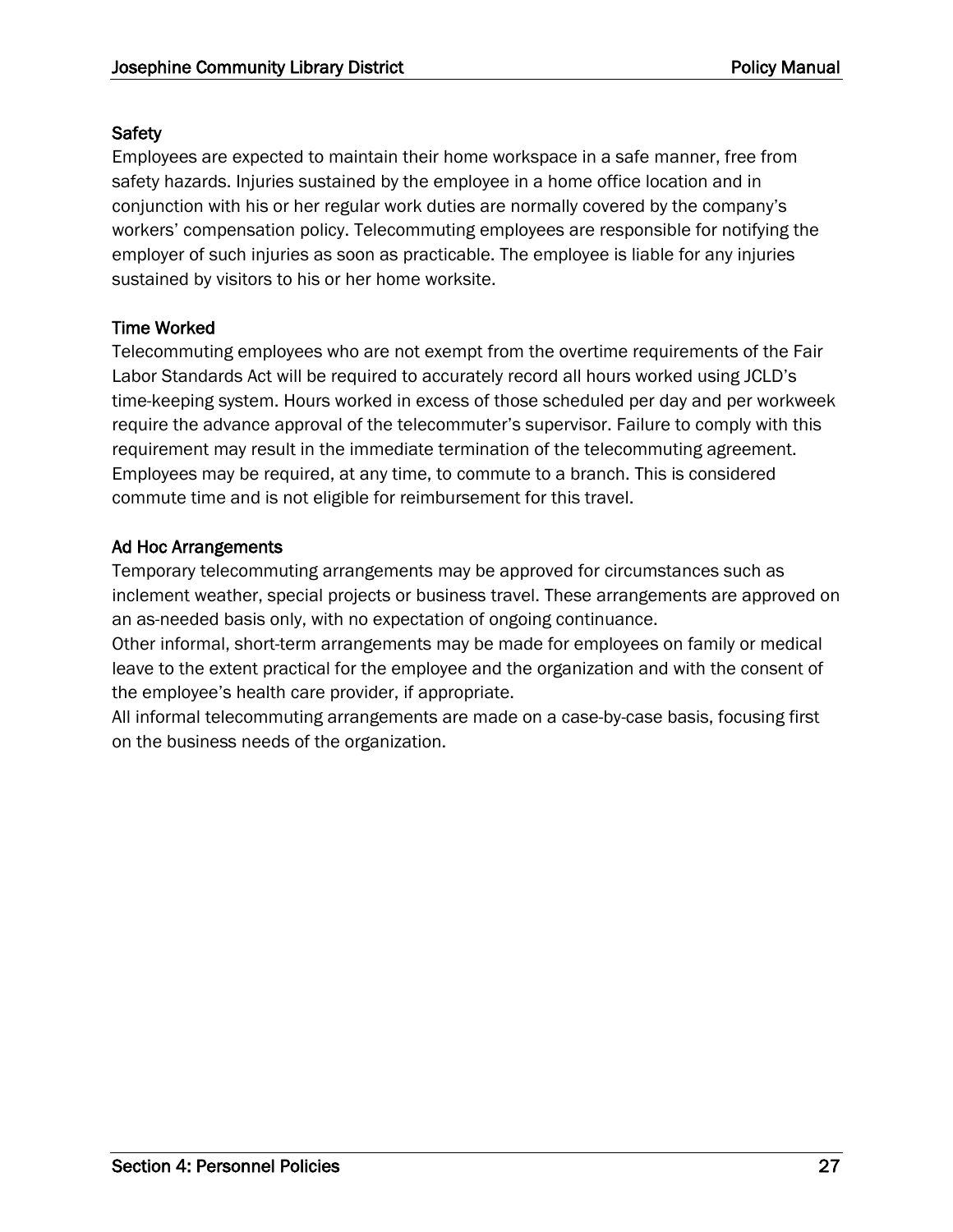### Safety

Employees are expected to maintain their home workspace in a safe manner, free from safety hazards. Injuries sustained by the employee in a home office location and in conjunction with his or her regular work duties are normally covered by the company's workers' compensation policy. Telecommuting employees are responsible for notifying the employer of such injuries as soon as practicable. The employee is liable for any injuries sustained by visitors to his or her home worksite.

### Time Worked

Telecommuting employees who are not exempt from the overtime requirements of the Fair Labor Standards Act will be required to accurately record all hours worked using JCLD's time-keeping system. Hours worked in excess of those scheduled per day and per workweek require the advance approval of the telecommuter's supervisor. Failure to comply with this requirement may result in the immediate termination of the telecommuting agreement. Employees may be required, at any time, to commute to a branch. This is considered commute time and is not eligible for reimbursement for this travel.

### Ad Hoc Arrangements

Temporary telecommuting arrangements may be approved for circumstances such as inclement weather, special projects or business travel. These arrangements are approved on an as-needed basis only, with no expectation of ongoing continuance.

Other informal, short-term arrangements may be made for employees on family or medical leave to the extent practical for the employee and the organization and with the consent of the employee's health care provider, if appropriate.

All informal telecommuting arrangements are made on a case-by-case basis, focusing first on the business needs of the organization.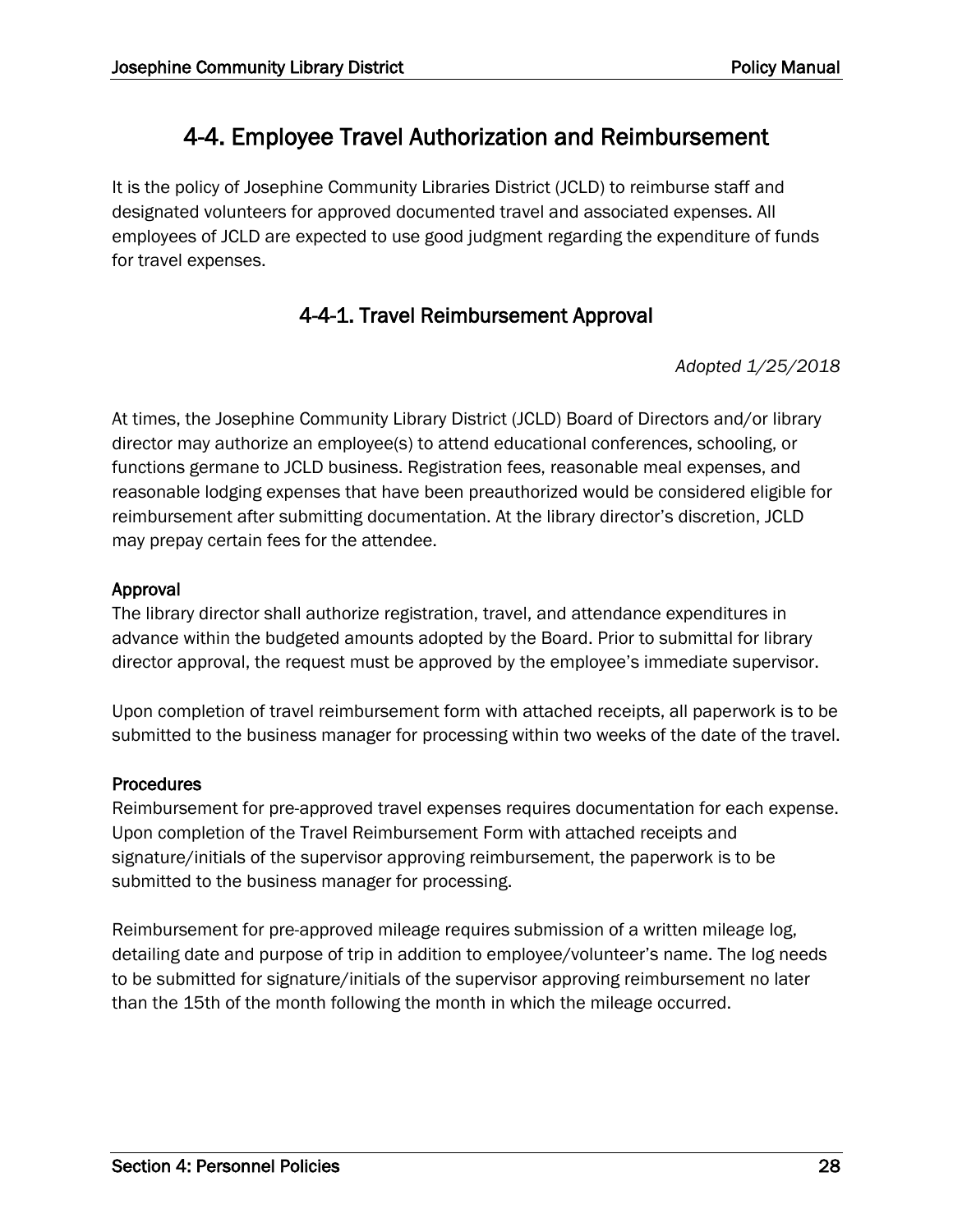# 4-4. Employee Travel Authorization and Reimbursement

It is the policy of Josephine Community Libraries District (JCLD) to reimburse staff and designated volunteers for approved documented travel and associated expenses. All employees of JCLD are expected to use good judgment regarding the expenditure of funds for travel expenses.

## 4-4-1. Travel Reimbursement Approval

*Adopted 1/25/2018*

At times, the Josephine Community Library District (JCLD) Board of Directors and/or library director may authorize an employee(s) to attend educational conferences, schooling, or functions germane to JCLD business. Registration fees, reasonable meal expenses, and reasonable lodging expenses that have been preauthorized would be considered eligible for reimbursement after submitting documentation. At the library director's discretion, JCLD may prepay certain fees for the attendee.

**Approval**

The library director shall authorize registration, travel, and attendance expenditures in advance within the budgeted amounts adopted by the Board. Prior to submittal for library director approval, the request must be approved by the employee's immediate supervisor.

Upon completion of travel reimbursement form with attached receipts, all paperwork is to be submitted to the business manager for processing within two weeks of the date of the travel.

**Procedures**

Reimbursement for pre-approved travel expenses requires documentation for each expense. Upon completion of the Travel Reimbursement Form with attached receipts and signature/initials of the supervisor approving reimbursement, the paperwork is to be submitted to the business manager for processing.

Reimbursement for pre-approved mileage requires submission of a written mileage log, detailing date and purpose of trip in addition to employee/volunteer's name. The log needs to be submitted for signature/initials of the supervisor approving reimbursement no later than the 15th of the month following the month in which the mileage occurred.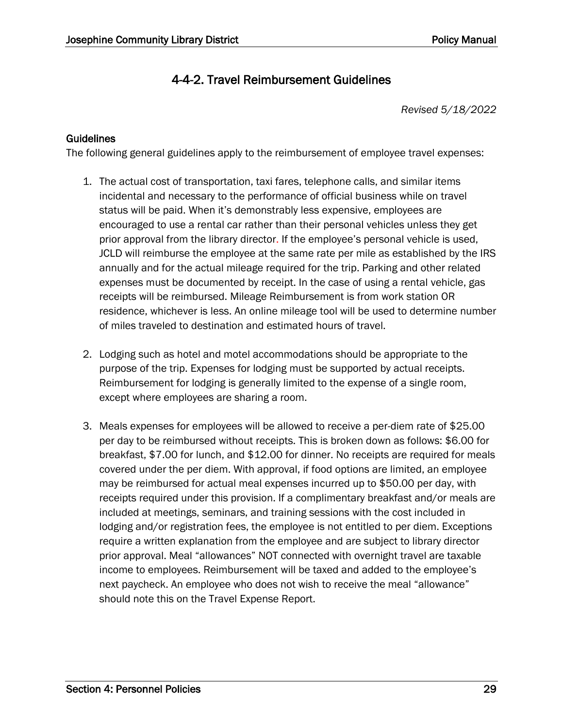## 4-4-2. Travel Reimbursement Guidelines

*Revised 5/18/2022*

### Guidelines

The following general guidelines apply to the reimbursement of employee travel expenses:

1. The actual cost of transportation, taxi fares, telephone calls, and similar items incidental and necessary to the performance of official business while on travel status will be paid. When it's demonstrably less expensive, employees are encouraged to use a rental car rather than their personal vehicles unless they get prior approval from the library director. If the employee's personal vehicle is used, JCLD will reimburse the employee at the same rate per mile as established by the IRS annually and for the actual mileage required for the trip. Parking and other related expenses must be documented by receipt. In the case of using a rental vehicle, gas receipts will be reimbursed. Mileage Reimbursement is from work station OR residence, whichever is less. An online mileage tool will be used to determine number of miles traveled to destination and estimated hours of travel.

2. Lodging such as hotel and motel accommodations should be appropriate to the purpose of the trip. Expenses for lodging must be supported by actual receipts. Reimbursement for lodging is generally limited to the expense of a single room, except where employees are sharing a room.

3. Meals expenses for employees will be allowed to receive a per-diem rate of $25.00 per day to be reimbursed without receipts. This is broken down as follows: $6.00 for breakfast, $7.00 for lunch, and $12.00 for dinner. No receipts are required for meals covered under the per diem. With approval, if food options are limited, an employee may be reimbursed for actual meal expenses incurred up to $50.00 per day, with receipts required under this provision. If a complimentary breakfast and/or meals are included at meetings, seminars, and training sessions with the cost included in lodging and/or registration fees, the employee is not entitled to per diem. Exceptions require a written explanation from the employee and are subject to library director prior approval. Meal "allowances" NOT connected with overnight travel are taxable income to employees. Reimbursement will be taxed and added to the employee's next paycheck. An employee who does not wish to receive the meal "allowance" should note this on the Travel Expense Report.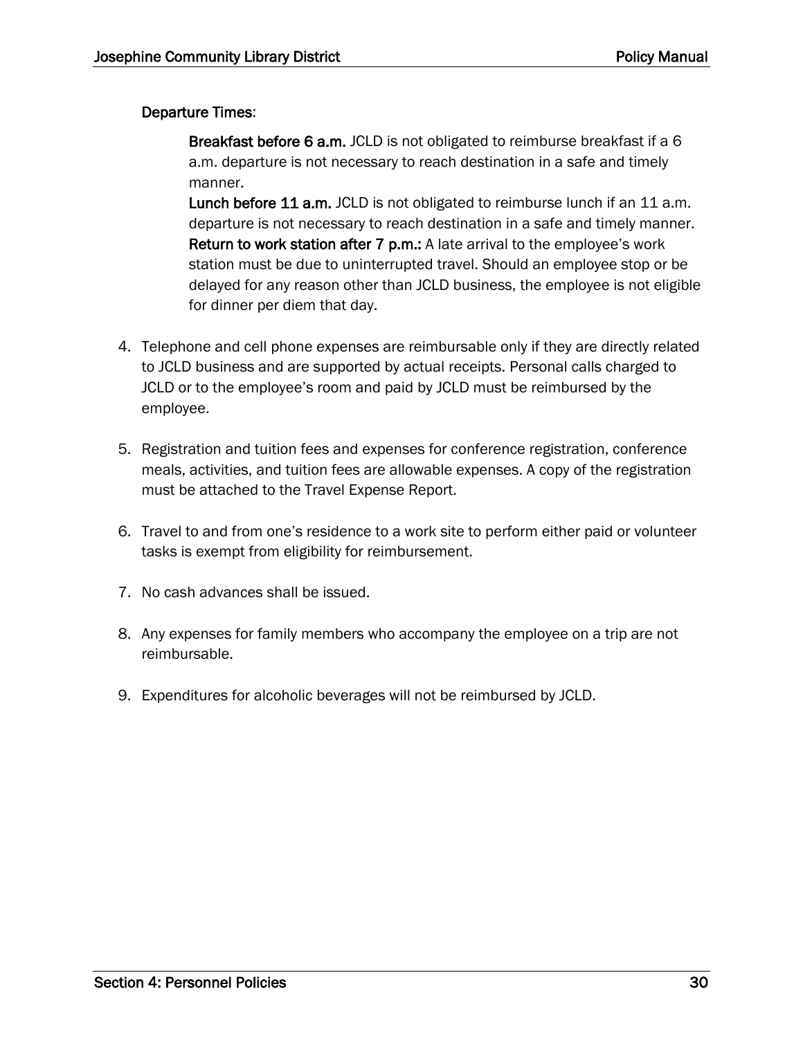**Departure Times**:

> **Breakfast before 6 a.m.** JCLD is not obligated to reimburse breakfast if a 6 a.m. departure is not necessary to reach destination in a safe and timely manner.
>
> **Lunch before 11 a.m.** JCLD is not obligated to reimburse lunch if an 11 a.m. departure is not necessary to reach destination in a safe and timely manner.
>
> **Return to work station after 7 p.m.:** A late arrival to the employee's work station must be due to uninterrupted travel. Should an employee stop or be delayed for any reason other than JCLD business, the employee is not eligible for dinner per diem that day.

4. Telephone and cell phone expenses are reimbursable only if they are directly related to JCLD business and are supported by actual receipts. Personal calls charged to JCLD or to the employee's room and paid by JCLD must be reimbursed by the employee.

5. Registration and tuition fees and expenses for conference registration, conference meals, activities, and tuition fees are allowable expenses. A copy of the registration must be attached to the Travel Expense Report.

6. Travel to and from one's residence to a work site to perform either paid or volunteer tasks is exempt from eligibility for reimbursement.

7. No cash advances shall be issued.

8. Any expenses for family members who accompany the employee on a trip are not reimbursable.

9. Expenditures for alcoholic beverages will not be reimbursed by JCLD.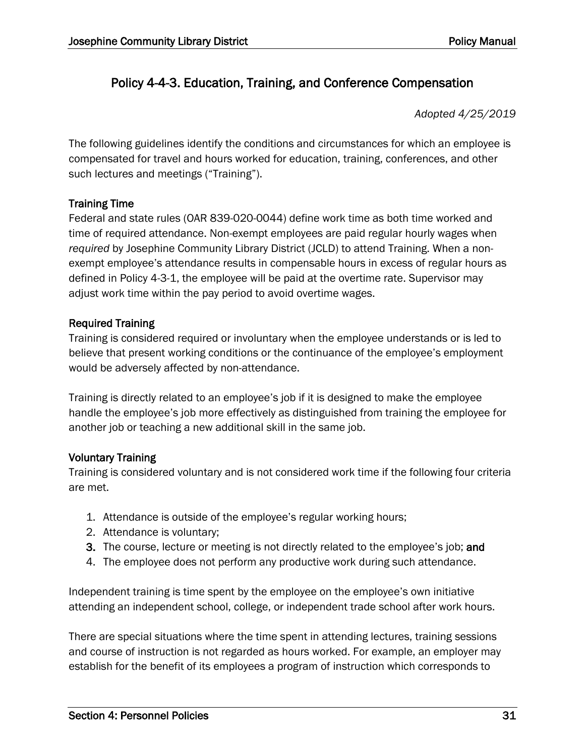# Policy 4-4-3. Education, Training, and Conference Compensation

*Adopted 4/25/2019*

The following guidelines identify the conditions and circumstances for which an employee is compensated for travel and hours worked for education, training, conferences, and other such lectures and meetings ("Training").

### Training Time

Federal and state rules (OAR 839-020-0044) define work time as both time worked and time of required attendance. Non-exempt employees are paid regular hourly wages when *required* by Josephine Community Library District (JCLD) to attend Training. When a non-exempt employee's attendance results in compensable hours in excess of regular hours as defined in Policy 4-3-1, the employee will be paid at the overtime rate. Supervisor may adjust work time within the pay period to avoid overtime wages.

### Required Training

Training is considered required or involuntary when the employee understands or is led to believe that present working conditions or the continuance of the employee's employment would be adversely affected by non-attendance.

Training is directly related to an employee's job if it is designed to make the employee handle the employee's job more effectively as distinguished from training the employee for another job or teaching a new additional skill in the same job.

### Voluntary Training

Training is considered voluntary and is not considered work time if the following four criteria are met.

1. Attendance is outside of the employee's regular working hours;
2. Attendance is voluntary;
3. The course, lecture or meeting is not directly related to the employee's job; **and**
4. The employee does not perform any productive work during such attendance.

Independent training is time spent by the employee on the employee's own initiative attending an independent school, college, or independent trade school after work hours.

There are special situations where the time spent in attending lectures, training sessions and course of instruction is not regarded as hours worked. For example, an employer may establish for the benefit of its employees a program of instruction which corresponds to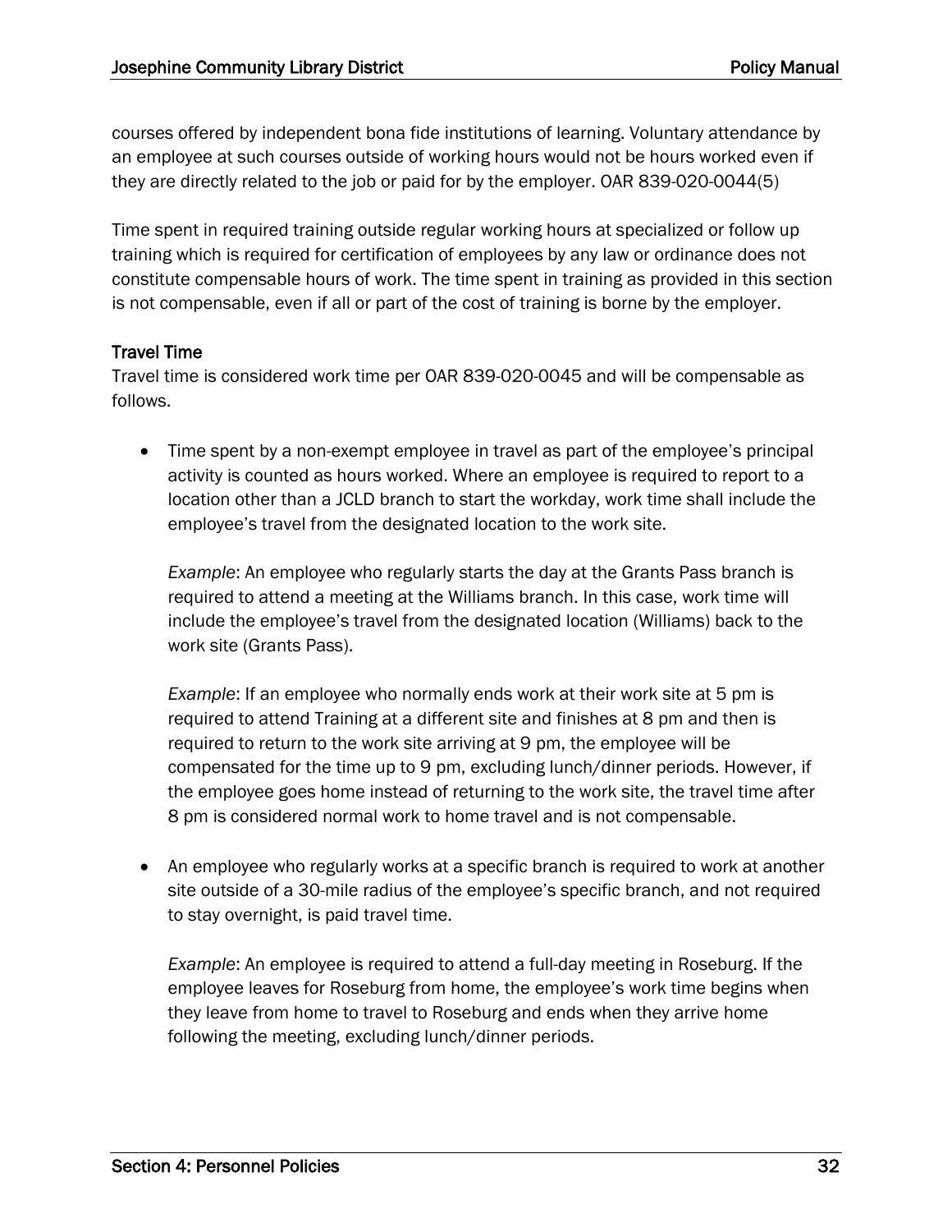courses offered by independent bona fide institutions of learning. Voluntary attendance by an employee at such courses outside of working hours would not be hours worked even if they are directly related to the job or paid for by the employer. OAR 839-020-0044(5)

Time spent in required training outside regular working hours at specialized or follow up training which is required for certification of employees by any law or ordinance does not constitute compensable hours of work. The time spent in training as provided in this section is not compensable, even if all or part of the cost of training is borne by the employer.

### Travel Time

Travel time is considered work time per OAR 839-020-0045 and will be compensable as follows.

- Time spent by a non-exempt employee in travel as part of the employee's principal activity is counted as hours worked. Where an employee is required to report to a location other than a JCLD branch to start the workday, work time shall include the employee's travel from the designated location to the work site.

  *Example*: An employee who regularly starts the day at the Grants Pass branch is required to attend a meeting at the Williams branch. In this case, work time will include the employee's travel from the designated location (Williams) back to the work site (Grants Pass).

  *Example*: If an employee who normally ends work at their work site at 5 pm is required to attend Training at a different site and finishes at 8 pm and then is required to return to the work site arriving at 9 pm, the employee will be compensated for the time up to 9 pm, excluding lunch/dinner periods. However, if the employee goes home instead of returning to the work site, the travel time after 8 pm is considered normal work to home travel and is not compensable.

- An employee who regularly works at a specific branch is required to work at another site outside of a 30-mile radius of the employee's specific branch, and not required to stay overnight, is paid travel time.

  *Example*: An employee is required to attend a full-day meeting in Roseburg. If the employee leaves for Roseburg from home, the employee's work time begins when they leave from home to travel to Roseburg and ends when they arrive home following the meeting, excluding lunch/dinner periods.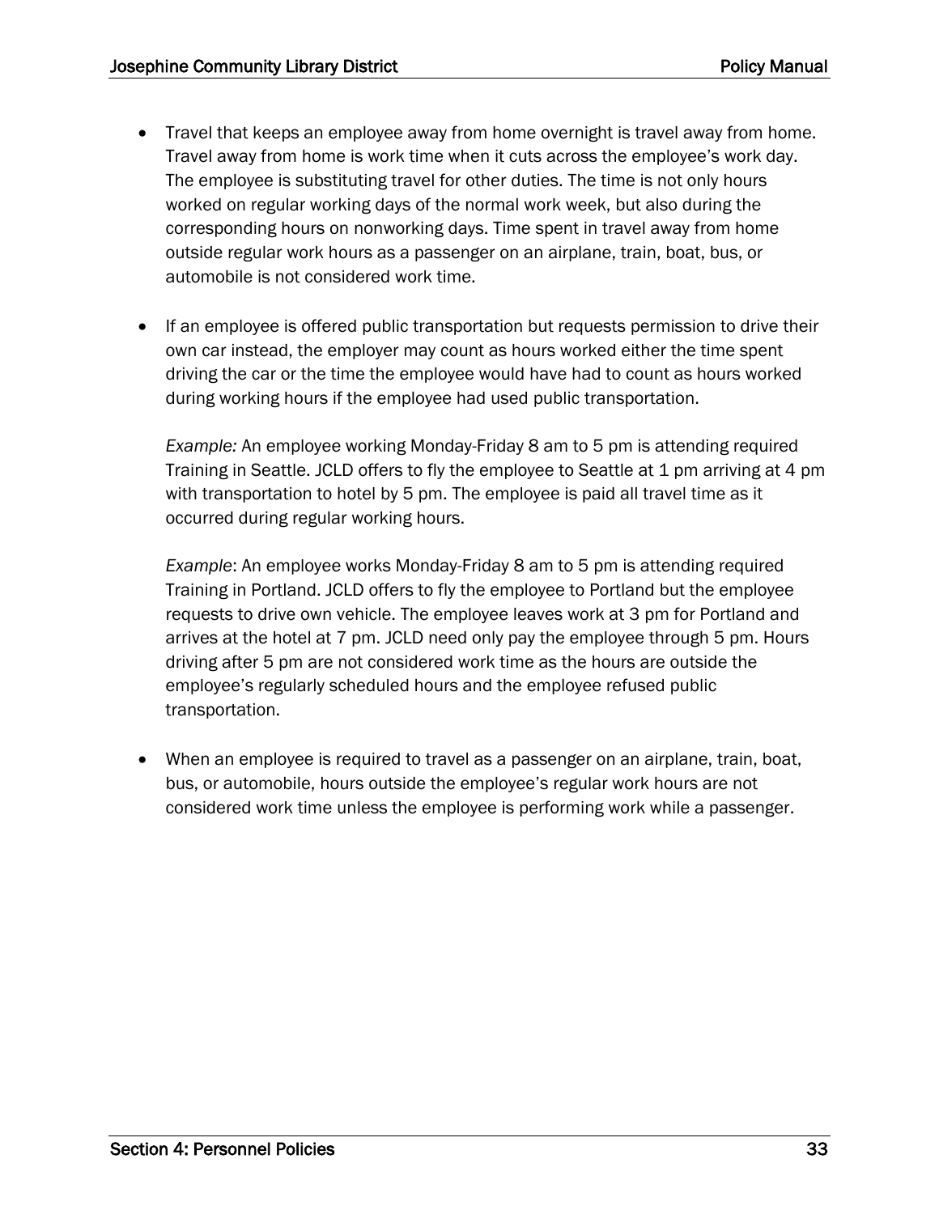- Travel that keeps an employee away from home overnight is travel away from home. Travel away from home is work time when it cuts across the employee's work day. The employee is substituting travel for other duties. The time is not only hours worked on regular working days of the normal work week, but also during the corresponding hours on nonworking days. Time spent in travel away from home outside regular work hours as a passenger on an airplane, train, boat, bus, or automobile is not considered work time.

- If an employee is offered public transportation but requests permission to drive their own car instead, the employer may count as hours worked either the time spent driving the car or the time the employee would have had to count as hours worked during working hours if the employee had used public transportation.

  *Example:* An employee working Monday-Friday 8 am to 5 pm is attending required Training in Seattle. JCLD offers to fly the employee to Seattle at 1 pm arriving at 4 pm with transportation to hotel by 5 pm. The employee is paid all travel time as it occurred during regular working hours.

  *Example*: An employee works Monday-Friday 8 am to 5 pm is attending required Training in Portland. JCLD offers to fly the employee to Portland but the employee requests to drive own vehicle. The employee leaves work at 3 pm for Portland and arrives at the hotel at 7 pm. JCLD need only pay the employee through 5 pm. Hours driving after 5 pm are not considered work time as the hours are outside the employee's regularly scheduled hours and the employee refused public transportation.

- When an employee is required to travel as a passenger on an airplane, train, boat, bus, or automobile, hours outside the employee's regular work hours are not considered work time unless the employee is performing work while a passenger.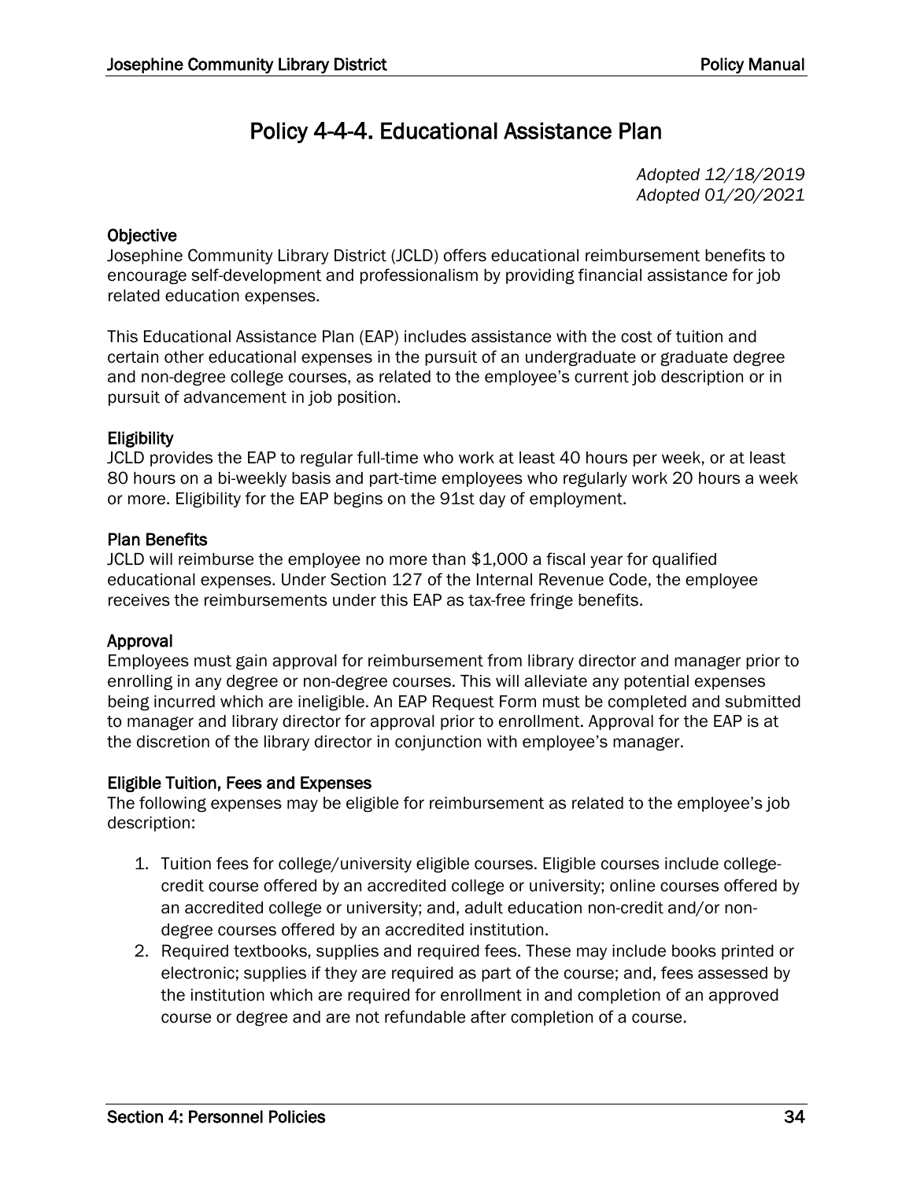# Policy 4-4-4. Educational Assistance Plan

*Adopted 12/18/2019*
*Adopted 01/20/2021*

**Objective**
Josephine Community Library District (JCLD) offers educational reimbursement benefits to encourage self-development and professionalism by providing financial assistance for job related education expenses.

This Educational Assistance Plan (EAP) includes assistance with the cost of tuition and certain other educational expenses in the pursuit of an undergraduate or graduate degree and non-degree college courses, as related to the employee's current job description or in pursuit of advancement in job position.

**Eligibility**
JCLD provides the EAP to regular full-time who work at least 40 hours per week, or at least 80 hours on a bi-weekly basis and part-time employees who regularly work 20 hours a week or more. Eligibility for the EAP begins on the 91st day of employment.

**Plan Benefits**
JCLD will reimburse the employee no more than $1,000 a fiscal year for qualified educational expenses. Under Section 127 of the Internal Revenue Code, the employee receives the reimbursements under this EAP as tax-free fringe benefits.

**Approval**
Employees must gain approval for reimbursement from library director and manager prior to enrolling in any degree or non-degree courses. This will alleviate any potential expenses being incurred which are ineligible. An EAP Request Form must be completed and submitted to manager and library director for approval prior to enrollment. Approval for the EAP is at the discretion of the library director in conjunction with employee's manager.

**Eligible Tuition, Fees and Expenses**
The following expenses may be eligible for reimbursement as related to the employee's job description:

1. Tuition fees for college/university eligible courses. Eligible courses include college-credit course offered by an accredited college or university; online courses offered by an accredited college or university; and, adult education non-credit and/or non-degree courses offered by an accredited institution.
2. Required textbooks, supplies and required fees. These may include books printed or electronic; supplies if they are required as part of the course; and, fees assessed by the institution which are required for enrollment in and completion of an approved course or degree and are not refundable after completion of a course.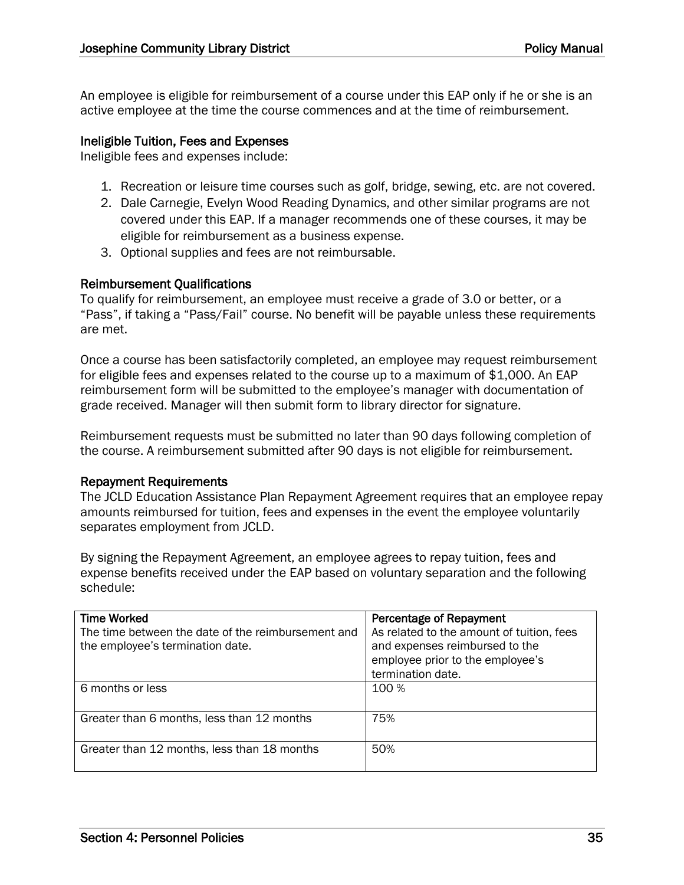An employee is eligible for reimbursement of a course under this EAP only if he or she is an active employee at the time the course commences and at the time of reimbursement.

### Ineligible Tuition, Fees and Expenses

Ineligible fees and expenses include:

1. Recreation or leisure time courses such as golf, bridge, sewing, etc. are not covered.
2. Dale Carnegie, Evelyn Wood Reading Dynamics, and other similar programs are not covered under this EAP. If a manager recommends one of these courses, it may be eligible for reimbursement as a business expense.
3. Optional supplies and fees are not reimbursable.

### Reimbursement Qualifications

To qualify for reimbursement, an employee must receive a grade of 3.0 or better, or a "Pass", if taking a "Pass/Fail" course. No benefit will be payable unless these requirements are met.

Once a course has been satisfactorily completed, an employee may request reimbursement for eligible fees and expenses related to the course up to a maximum of $1,000. An EAP reimbursement form will be submitted to the employee's manager with documentation of grade received. Manager will then submit form to library director for signature.

Reimbursement requests must be submitted no later than 90 days following completion of the course. A reimbursement submitted after 90 days is not eligible for reimbursement.

### Repayment Requirements

The JCLD Education Assistance Plan Repayment Agreement requires that an employee repay amounts reimbursed for tuition, fees and expenses in the event the employee voluntarily separates employment from JCLD.

By signing the Repayment Agreement, an employee agrees to repay tuition, fees and expense benefits received under the EAP based on voluntary separation and the following schedule:

| Time Worked<br>The time between the date of the reimbursement and the employee's termination date. | Percentage of Repayment<br>As related to the amount of tuition, fees and expenses reimbursed to the employee prior to the employee's termination date. |
|---|---|
| 6 months or less | 100 % |
| Greater than 6 months, less than 12 months | 75% |
| Greater than 12 months, less than 18 months | 50% |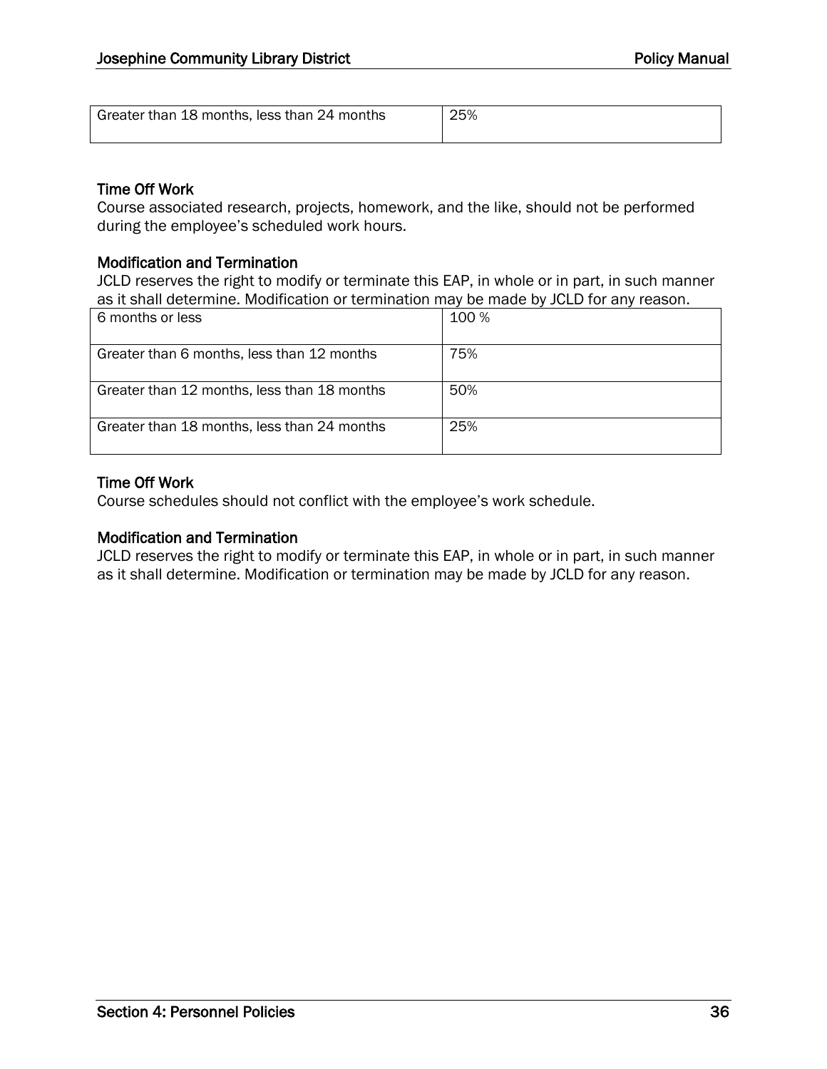| Greater than 18 months, less than 24 months | 25% |
|---|---|

### Time Off Work

Course associated research, projects, homework, and the like, should not be performed during the employee's scheduled work hours.

### Modification and Termination

JCLD reserves the right to modify or terminate this EAP, in whole or in part, in such manner as it shall determine. Modification or termination may be made by JCLD for any reason.

| 6 months or less | 100 % |
|---|---|
| Greater than 6 months, less than 12 months | 75% |
| Greater than 12 months, less than 18 months | 50% |
| Greater than 18 months, less than 24 months | 25% |

### Time Off Work

Course schedules should not conflict with the employee's work schedule.

### Modification and Termination

JCLD reserves the right to modify or terminate this EAP, in whole or in part, in such manner as it shall determine. Modification or termination may be made by JCLD for any reason.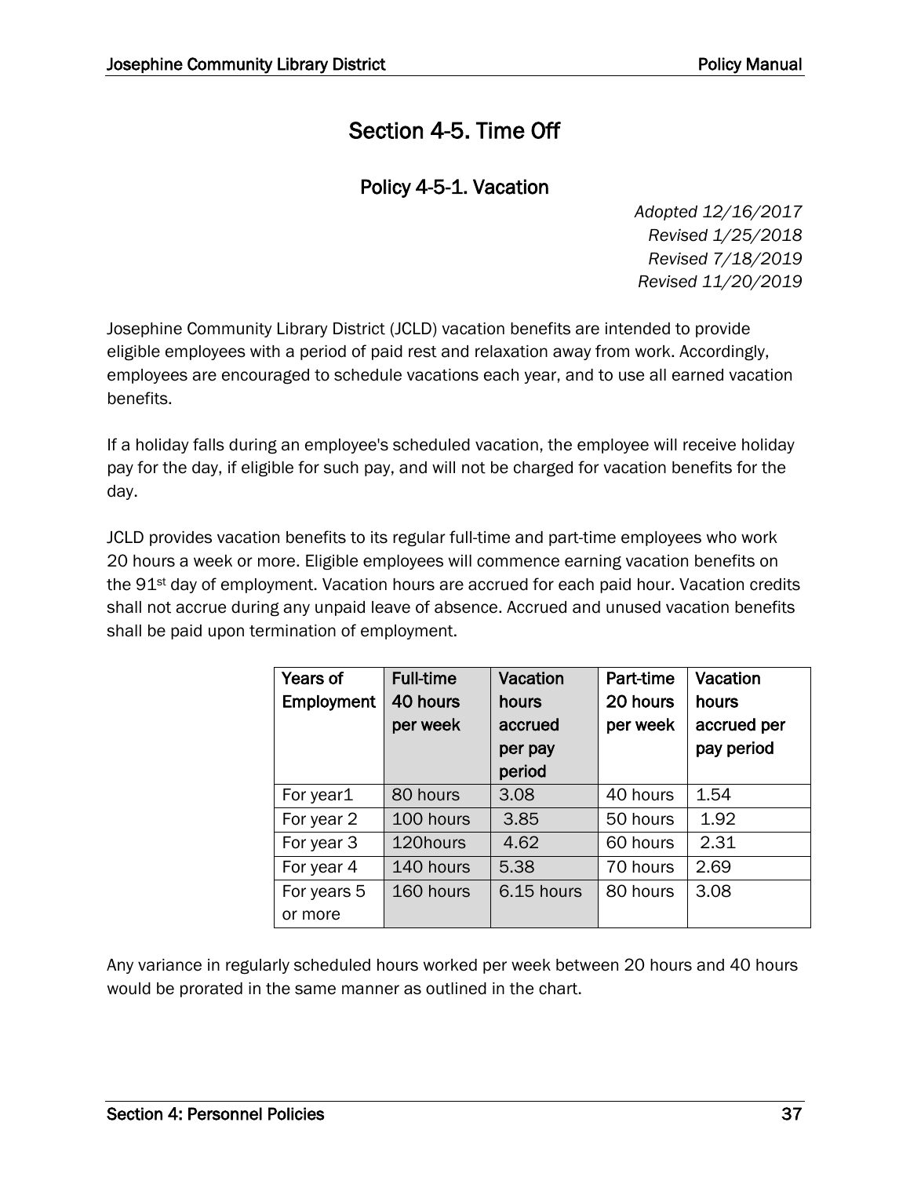# Section 4-5. Time Off

## Policy 4-5-1. Vacation

*Adopted 12/16/2017*
*Revised 1/25/2018*
*Revised 7/18/2019*
*Revised 11/20/2019*

Josephine Community Library District (JCLD) vacation benefits are intended to provide eligible employees with a period of paid rest and relaxation away from work. Accordingly, employees are encouraged to schedule vacations each year, and to use all earned vacation benefits.

If a holiday falls during an employee's scheduled vacation, the employee will receive holiday pay for the day, if eligible for such pay, and will not be charged for vacation benefits for the day.

JCLD provides vacation benefits to its regular full-time and part-time employees who work 20 hours a week or more. Eligible employees will commence earning vacation benefits on the 91st day of employment. Vacation hours are accrued for each paid hour. Vacation credits shall not accrue during any unpaid leave of absence. Accrued and unused vacation benefits shall be paid upon termination of employment.

| Years of Employment | Full-time 40 hours per week | Vacation hours accrued per pay period | Part-time 20 hours per week | Vacation hours accrued per pay period |
|---|---|---|---|---|
| For year1 | 80 hours | 3.08 | 40 hours | 1.54 |
| For year 2 | 100 hours | 3.85 | 50 hours | 1.92 |
| For year 3 | 120hours | 4.62 | 60 hours | 2.31 |
| For year 4 | 140 hours | 5.38 | 70 hours | 2.69 |
| For years 5 or more | 160 hours | 6.15 hours | 80 hours | 3.08 |

Any variance in regularly scheduled hours worked per week between 20 hours and 40 hours would be prorated in the same manner as outlined in the chart.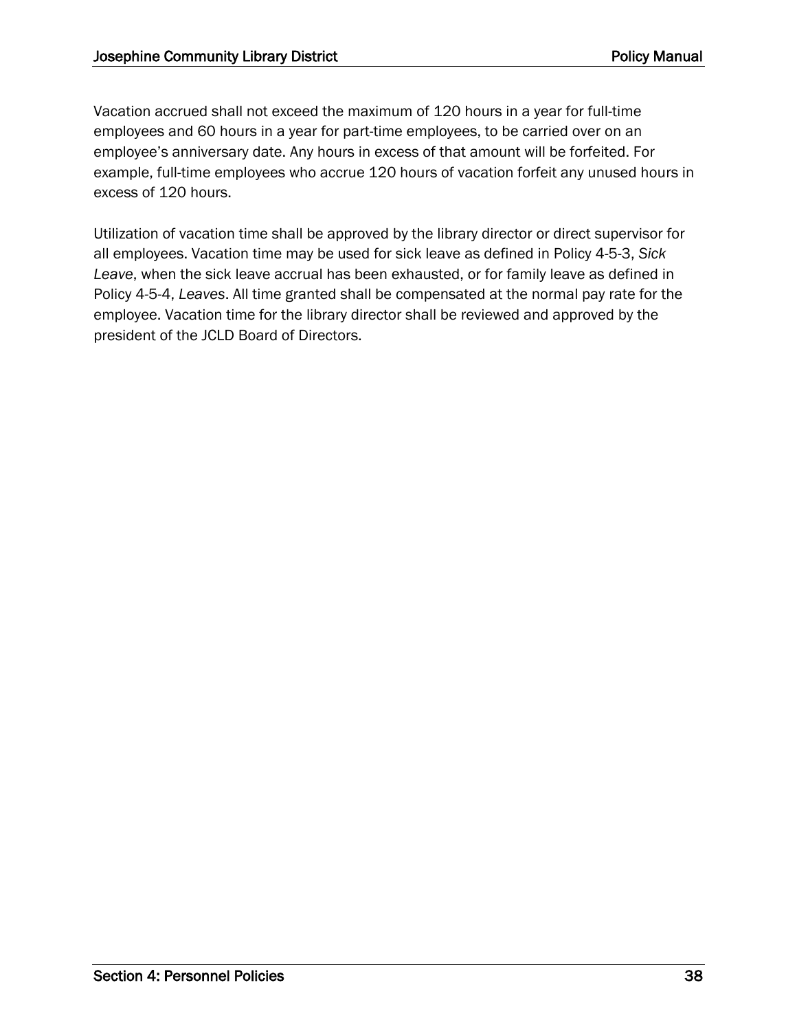Vacation accrued shall not exceed the maximum of 120 hours in a year for full-time employees and 60 hours in a year for part-time employees, to be carried over on an employee's anniversary date. Any hours in excess of that amount will be forfeited. For example, full-time employees who accrue 120 hours of vacation forfeit any unused hours in excess of 120 hours.

Utilization of vacation time shall be approved by the library director or direct supervisor for all employees. Vacation time may be used for sick leave as defined in Policy 4-5-3, *Sick Leave*, when the sick leave accrual has been exhausted, or for family leave as defined in Policy 4-5-4, *Leaves*. All time granted shall be compensated at the normal pay rate for the employee. Vacation time for the library director shall be reviewed and approved by the president of the JCLD Board of Directors.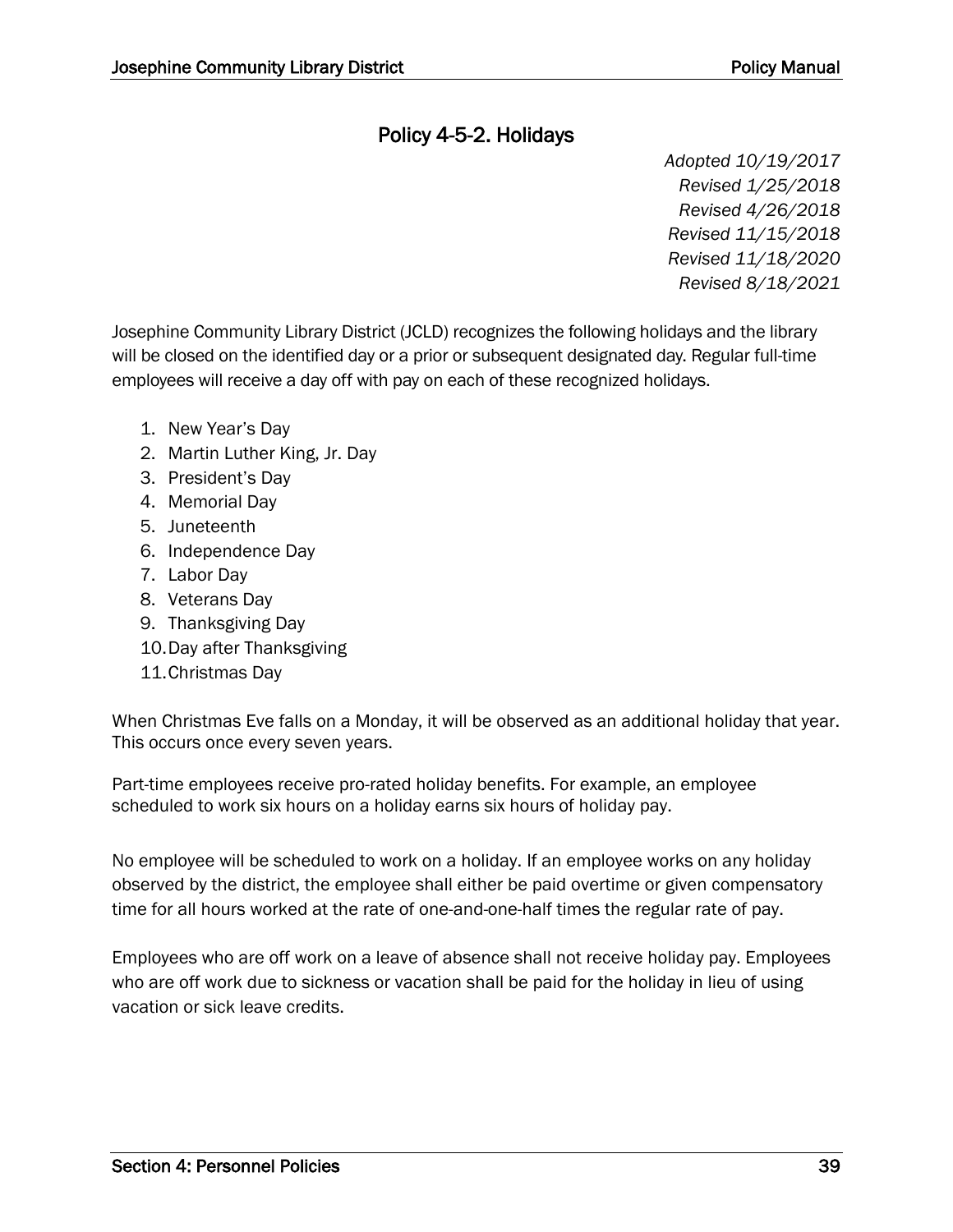## Policy 4-5-2. Holidays

*Adopted 10/19/2017*
*Revised 1/25/2018*
*Revised 4/26/2018*
*Revised 11/15/2018*
*Revised 11/18/2020*
*Revised 8/18/2021*

Josephine Community Library District (JCLD) recognizes the following holidays and the library will be closed on the identified day or a prior or subsequent designated day. Regular full-time employees will receive a day off with pay on each of these recognized holidays.

1. New Year's Day
2. Martin Luther King, Jr. Day
3. President's Day
4. Memorial Day
5. Juneteenth
6. Independence Day
7. Labor Day
8. Veterans Day
9. Thanksgiving Day
10. Day after Thanksgiving
11. Christmas Day

When Christmas Eve falls on a Monday, it will be observed as an additional holiday that year. This occurs once every seven years.

Part-time employees receive pro-rated holiday benefits. For example, an employee scheduled to work six hours on a holiday earns six hours of holiday pay.

No employee will be scheduled to work on a holiday. If an employee works on any holiday observed by the district, the employee shall either be paid overtime or given compensatory time for all hours worked at the rate of one-and-one-half times the regular rate of pay.

Employees who are off work on a leave of absence shall not receive holiday pay. Employees who are off work due to sickness or vacation shall be paid for the holiday in lieu of using vacation or sick leave credits.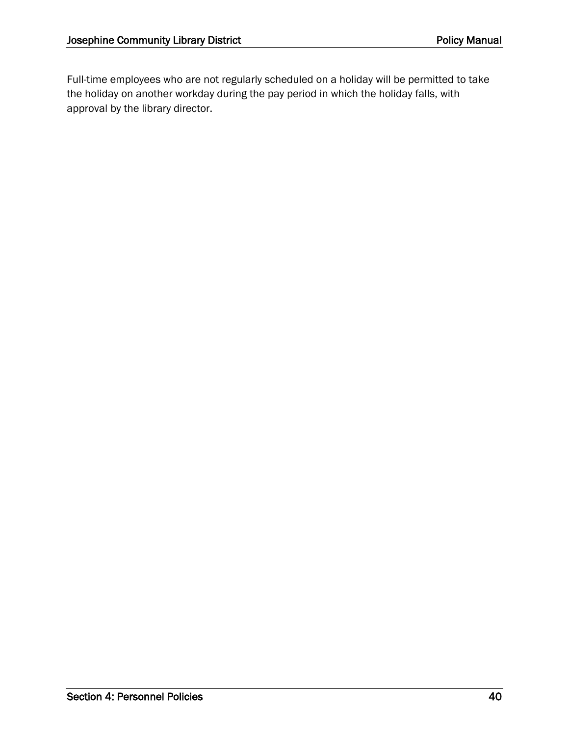Full-time employees who are not regularly scheduled on a holiday will be permitted to take the holiday on another workday during the pay period in which the holiday falls, with approval by the library director.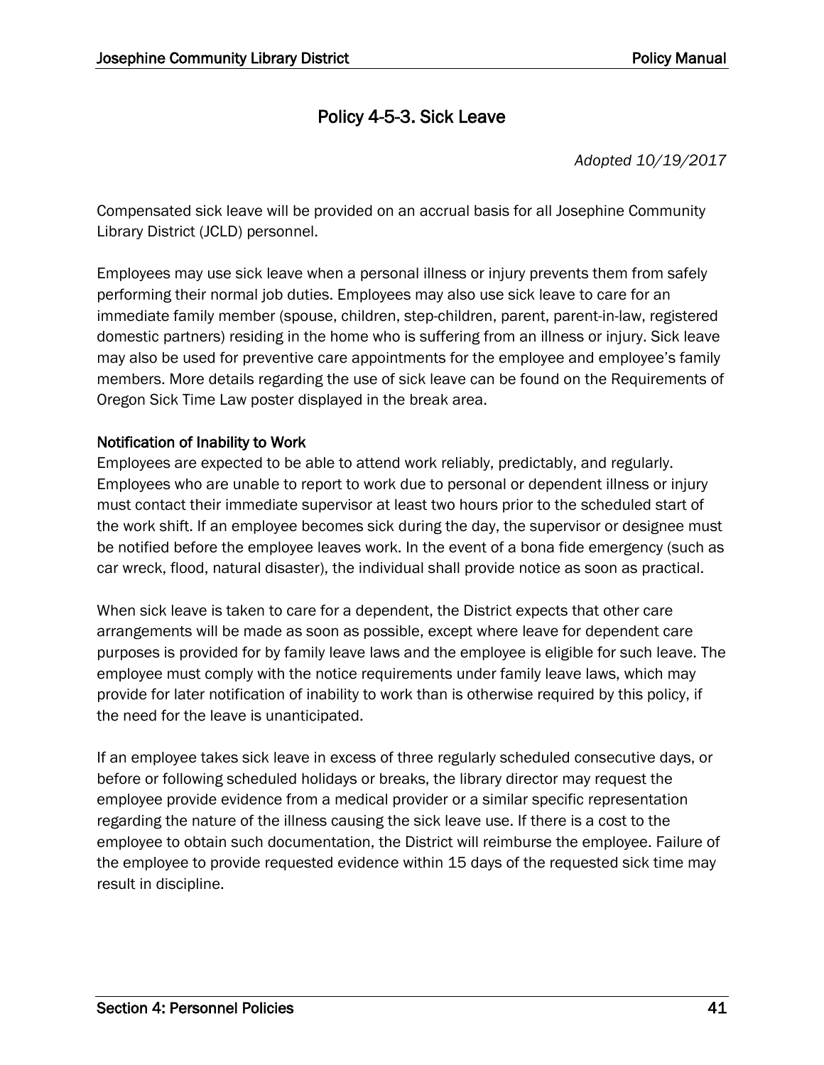# Policy 4-5-3. Sick Leave

*Adopted 10/19/2017*

Compensated sick leave will be provided on an accrual basis for all Josephine Community Library District (JCLD) personnel.

Employees may use sick leave when a personal illness or injury prevents them from safely performing their normal job duties. Employees may also use sick leave to care for an immediate family member (spouse, children, step-children, parent, parent-in-law, registered domestic partners) residing in the home who is suffering from an illness or injury. Sick leave may also be used for preventive care appointments for the employee and employee's family members. More details regarding the use of sick leave can be found on the Requirements of Oregon Sick Time Law poster displayed in the break area.

## Notification of Inability to Work

Employees are expected to be able to attend work reliably, predictably, and regularly. Employees who are unable to report to work due to personal or dependent illness or injury must contact their immediate supervisor at least two hours prior to the scheduled start of the work shift. If an employee becomes sick during the day, the supervisor or designee must be notified before the employee leaves work. In the event of a bona fide emergency (such as car wreck, flood, natural disaster), the individual shall provide notice as soon as practical.

When sick leave is taken to care for a dependent, the District expects that other care arrangements will be made as soon as possible, except where leave for dependent care purposes is provided for by family leave laws and the employee is eligible for such leave. The employee must comply with the notice requirements under family leave laws, which may provide for later notification of inability to work than is otherwise required by this policy, if the need for the leave is unanticipated.

If an employee takes sick leave in excess of three regularly scheduled consecutive days, or before or following scheduled holidays or breaks, the library director may request the employee provide evidence from a medical provider or a similar specific representation regarding the nature of the illness causing the sick leave use. If there is a cost to the employee to obtain such documentation, the District will reimburse the employee. Failure of the employee to provide requested evidence within 15 days of the requested sick time may result in discipline.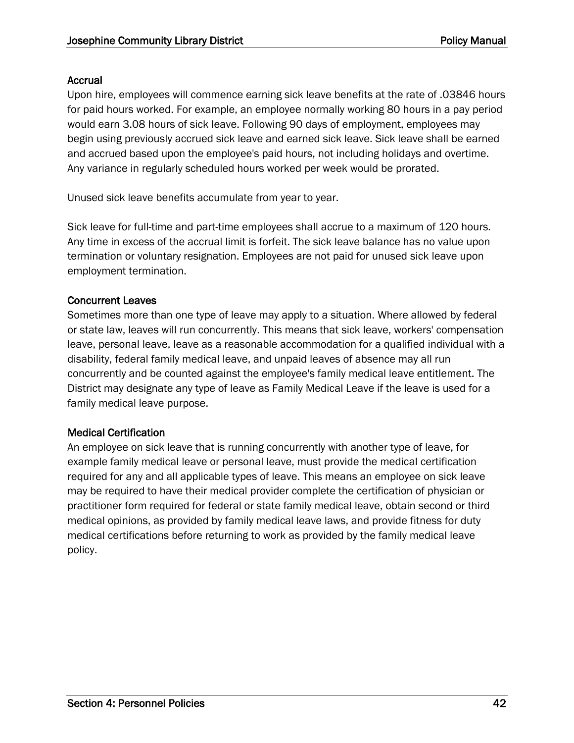### Accrual

Upon hire, employees will commence earning sick leave benefits at the rate of .03846 hours for paid hours worked. For example, an employee normally working 80 hours in a pay period would earn 3.08 hours of sick leave. Following 90 days of employment, employees may begin using previously accrued sick leave and earned sick leave. Sick leave shall be earned and accrued based upon the employee's paid hours, not including holidays and overtime. Any variance in regularly scheduled hours worked per week would be prorated.

Unused sick leave benefits accumulate from year to year.

Sick leave for full-time and part-time employees shall accrue to a maximum of 120 hours. Any time in excess of the accrual limit is forfeit. The sick leave balance has no value upon termination or voluntary resignation. Employees are not paid for unused sick leave upon employment termination.

### Concurrent Leaves

Sometimes more than one type of leave may apply to a situation. Where allowed by federal or state law, leaves will run concurrently. This means that sick leave, workers' compensation leave, personal leave, leave as a reasonable accommodation for a qualified individual with a disability, federal family medical leave, and unpaid leaves of absence may all run concurrently and be counted against the employee's family medical leave entitlement. The District may designate any type of leave as Family Medical Leave if the leave is used for a family medical leave purpose.

### Medical Certification

An employee on sick leave that is running concurrently with another type of leave, for example family medical leave or personal leave, must provide the medical certification required for any and all applicable types of leave. This means an employee on sick leave may be required to have their medical provider complete the certification of physician or practitioner form required for federal or state family medical leave, obtain second or third medical opinions, as provided by family medical leave laws, and provide fitness for duty medical certifications before returning to work as provided by the family medical leave policy.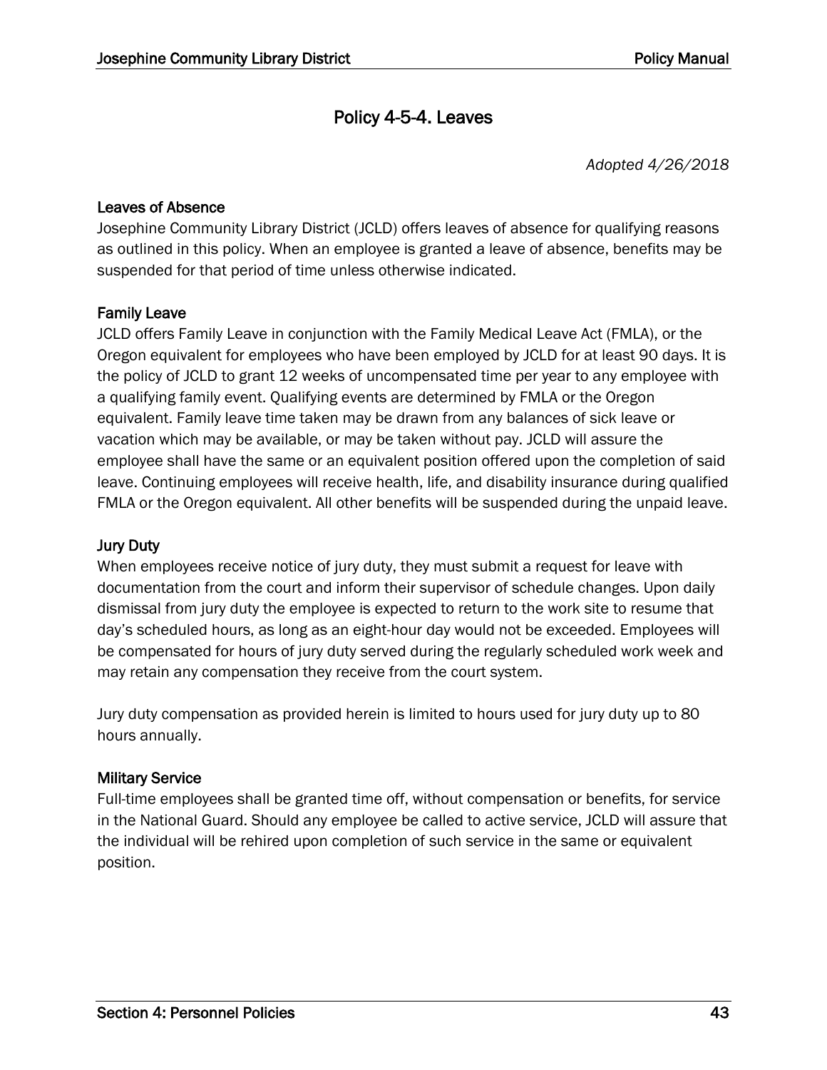# Policy 4-5-4. Leaves

*Adopted 4/26/2018*

## Leaves of Absence

Josephine Community Library District (JCLD) offers leaves of absence for qualifying reasons as outlined in this policy. When an employee is granted a leave of absence, benefits may be suspended for that period of time unless otherwise indicated.

## Family Leave

JCLD offers Family Leave in conjunction with the Family Medical Leave Act (FMLA), or the Oregon equivalent for employees who have been employed by JCLD for at least 90 days. It is the policy of JCLD to grant 12 weeks of uncompensated time per year to any employee with a qualifying family event. Qualifying events are determined by FMLA or the Oregon equivalent. Family leave time taken may be drawn from any balances of sick leave or vacation which may be available, or may be taken without pay. JCLD will assure the employee shall have the same or an equivalent position offered upon the completion of said leave. Continuing employees will receive health, life, and disability insurance during qualified FMLA or the Oregon equivalent. All other benefits will be suspended during the unpaid leave.

## Jury Duty

When employees receive notice of jury duty, they must submit a request for leave with documentation from the court and inform their supervisor of schedule changes. Upon daily dismissal from jury duty the employee is expected to return to the work site to resume that day's scheduled hours, as long as an eight-hour day would not be exceeded. Employees will be compensated for hours of jury duty served during the regularly scheduled work week and may retain any compensation they receive from the court system.

Jury duty compensation as provided herein is limited to hours used for jury duty up to 80 hours annually.

## Military Service

Full-time employees shall be granted time off, without compensation or benefits, for service in the National Guard. Should any employee be called to active service, JCLD will assure that the individual will be rehired upon completion of such service in the same or equivalent position.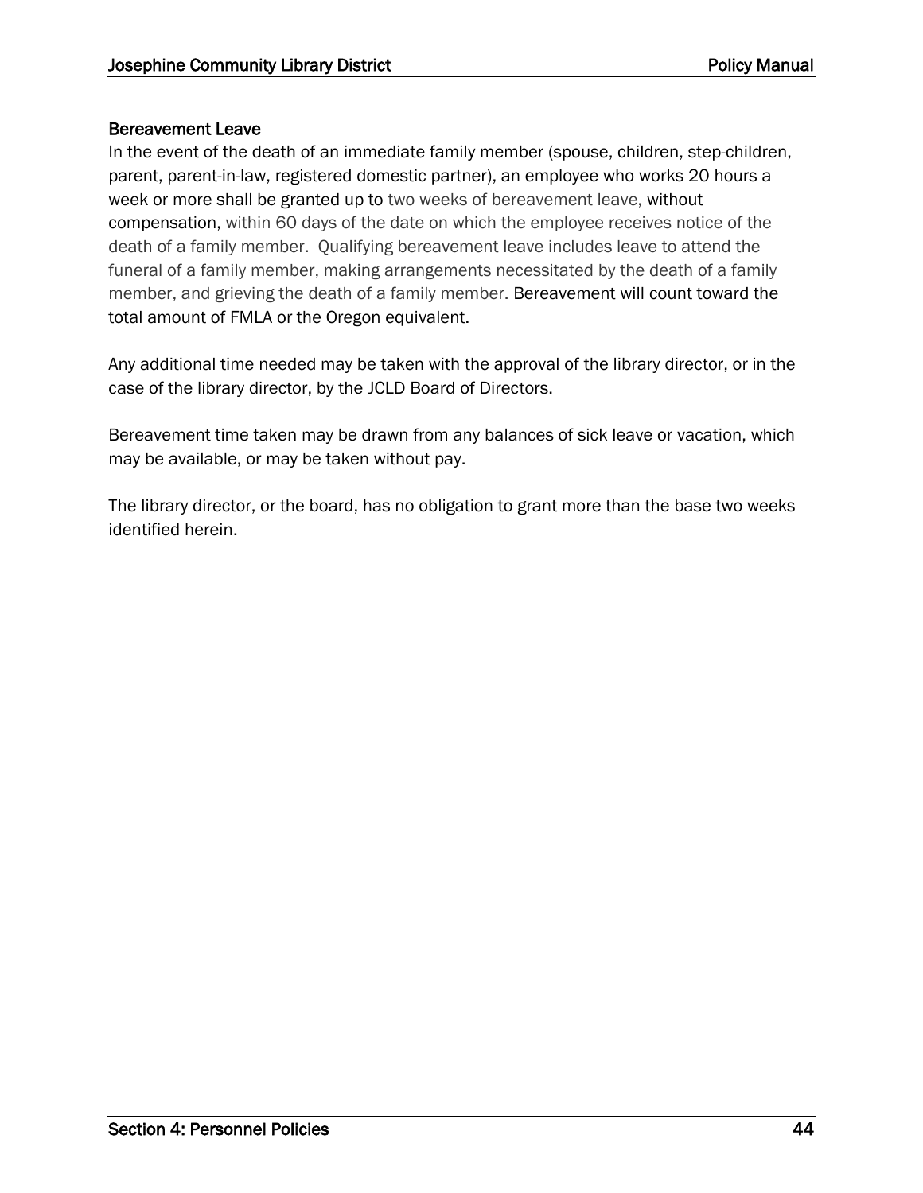**Bereavement Leave**

In the event of the death of an immediate family member (spouse, children, step-children, parent, parent-in-law, registered domestic partner), an employee who works 20 hours a week or more shall be granted up to two weeks of bereavement leave, without compensation, within 60 days of the date on which the employee receives notice of the death of a family member. Qualifying bereavement leave includes leave to attend the funeral of a family member, making arrangements necessitated by the death of a family member, and grieving the death of a family member. Bereavement will count toward the total amount of FMLA or the Oregon equivalent.

Any additional time needed may be taken with the approval of the library director, or in the case of the library director, by the JCLD Board of Directors.

Bereavement time taken may be drawn from any balances of sick leave or vacation, which may be available, or may be taken without pay.

The library director, or the board, has no obligation to grant more than the base two weeks identified herein.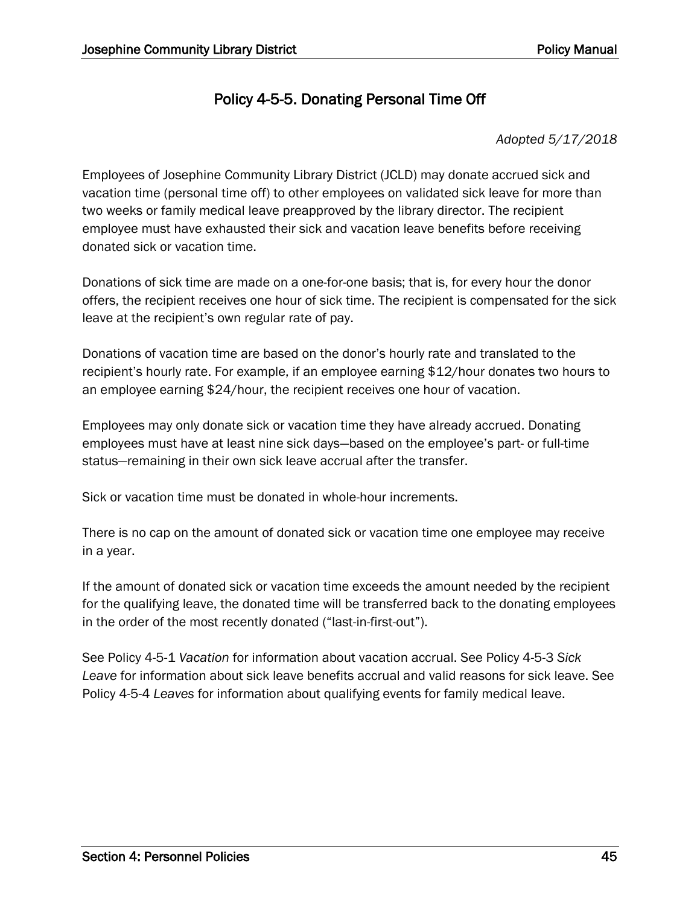# Policy 4-5-5. Donating Personal Time Off

*Adopted 5/17/2018*

Employees of Josephine Community Library District (JCLD) may donate accrued sick and vacation time (personal time off) to other employees on validated sick leave for more than two weeks or family medical leave preapproved by the library director. The recipient employee must have exhausted their sick and vacation leave benefits before receiving donated sick or vacation time.

Donations of sick time are made on a one-for-one basis; that is, for every hour the donor offers, the recipient receives one hour of sick time. The recipient is compensated for the sick leave at the recipient's own regular rate of pay.

Donations of vacation time are based on the donor's hourly rate and translated to the recipient's hourly rate. For example, if an employee earning $12/hour donates two hours to an employee earning $24/hour, the recipient receives one hour of vacation.

Employees may only donate sick or vacation time they have already accrued. Donating employees must have at least nine sick days—based on the employee's part- or full-time status—remaining in their own sick leave accrual after the transfer.

Sick or vacation time must be donated in whole-hour increments.

There is no cap on the amount of donated sick or vacation time one employee may receive in a year.

If the amount of donated sick or vacation time exceeds the amount needed by the recipient for the qualifying leave, the donated time will be transferred back to the donating employees in the order of the most recently donated ("last-in-first-out").

See Policy 4-5-1 *Vacation* for information about vacation accrual. See Policy 4-5-3 *Sick Leave* for information about sick leave benefits accrual and valid reasons for sick leave. See Policy 4-5-4 *Leaves* for information about qualifying events for family medical leave.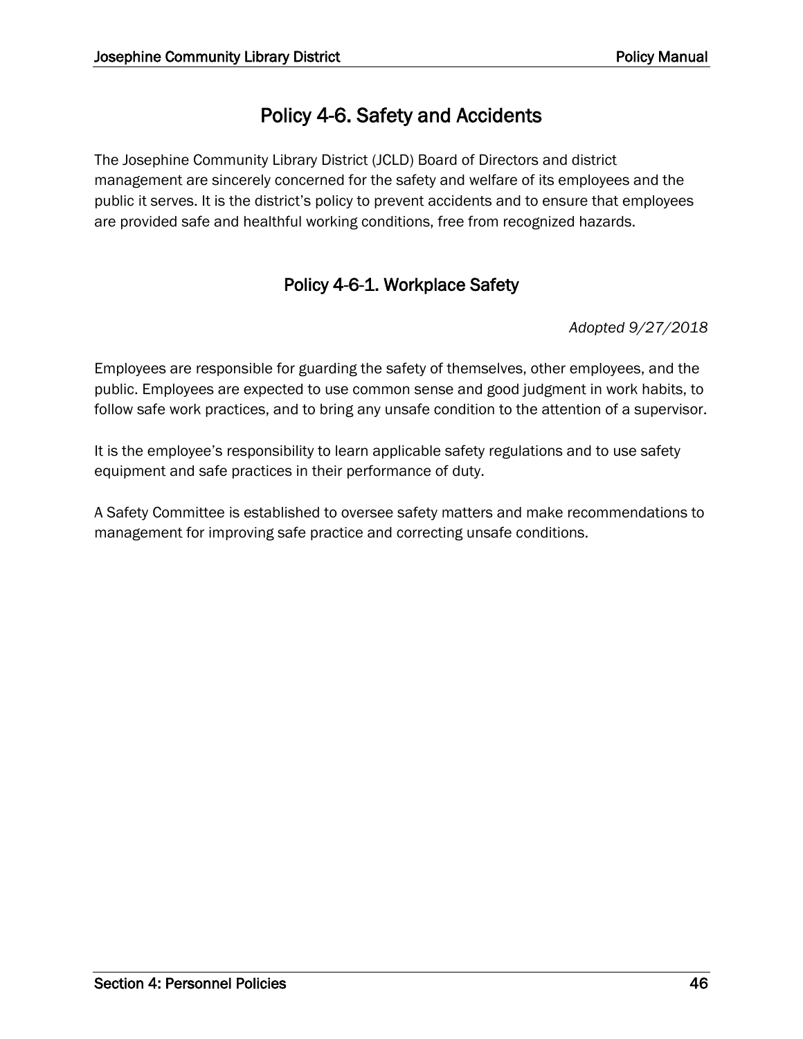# Policy 4-6. Safety and Accidents

The Josephine Community Library District (JCLD) Board of Directors and district management are sincerely concerned for the safety and welfare of its employees and the public it serves. It is the district's policy to prevent accidents and to ensure that employees are provided safe and healthful working conditions, free from recognized hazards.

## Policy 4-6-1. Workplace Safety

*Adopted 9/27/2018*

Employees are responsible for guarding the safety of themselves, other employees, and the public. Employees are expected to use common sense and good judgment in work habits, to follow safe work practices, and to bring any unsafe condition to the attention of a supervisor.

It is the employee's responsibility to learn applicable safety regulations and to use safety equipment and safe practices in their performance of duty.

A Safety Committee is established to oversee safety matters and make recommendations to management for improving safe practice and correcting unsafe conditions.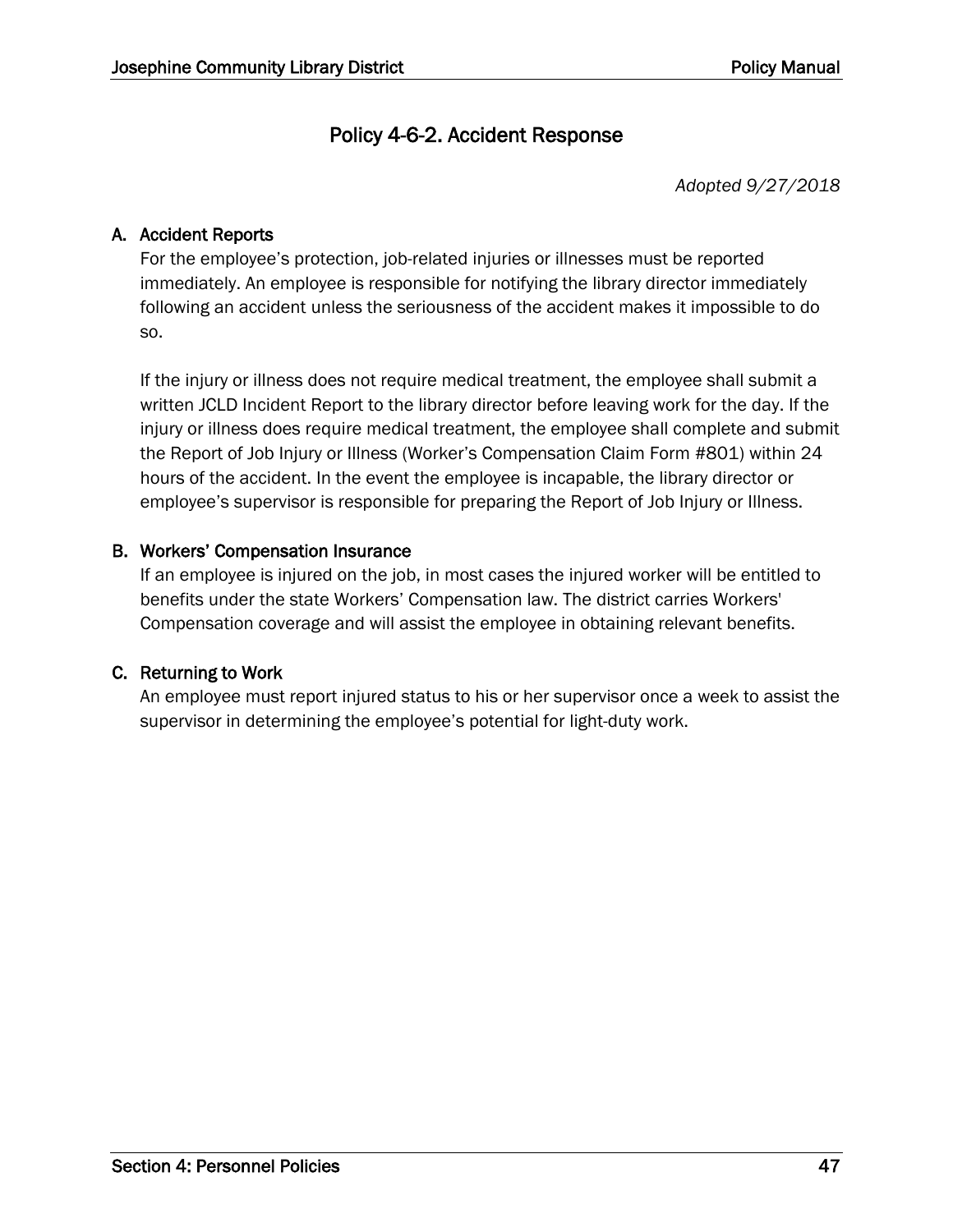# Policy 4-6-2. Accident Response

*Adopted 9/27/2018*

## A. Accident Reports

For the employee's protection, job-related injuries or illnesses must be reported immediately. An employee is responsible for notifying the library director immediately following an accident unless the seriousness of the accident makes it impossible to do so.

If the injury or illness does not require medical treatment, the employee shall submit a written JCLD Incident Report to the library director before leaving work for the day. If the injury or illness does require medical treatment, the employee shall complete and submit the Report of Job Injury or Illness (Worker's Compensation Claim Form #801) within 24 hours of the accident. In the event the employee is incapable, the library director or employee's supervisor is responsible for preparing the Report of Job Injury or Illness.

## B. Workers' Compensation Insurance

If an employee is injured on the job, in most cases the injured worker will be entitled to benefits under the state Workers' Compensation law. The district carries Workers' Compensation coverage and will assist the employee in obtaining relevant benefits.

## C. Returning to Work

An employee must report injured status to his or her supervisor once a week to assist the supervisor in determining the employee's potential for light-duty work.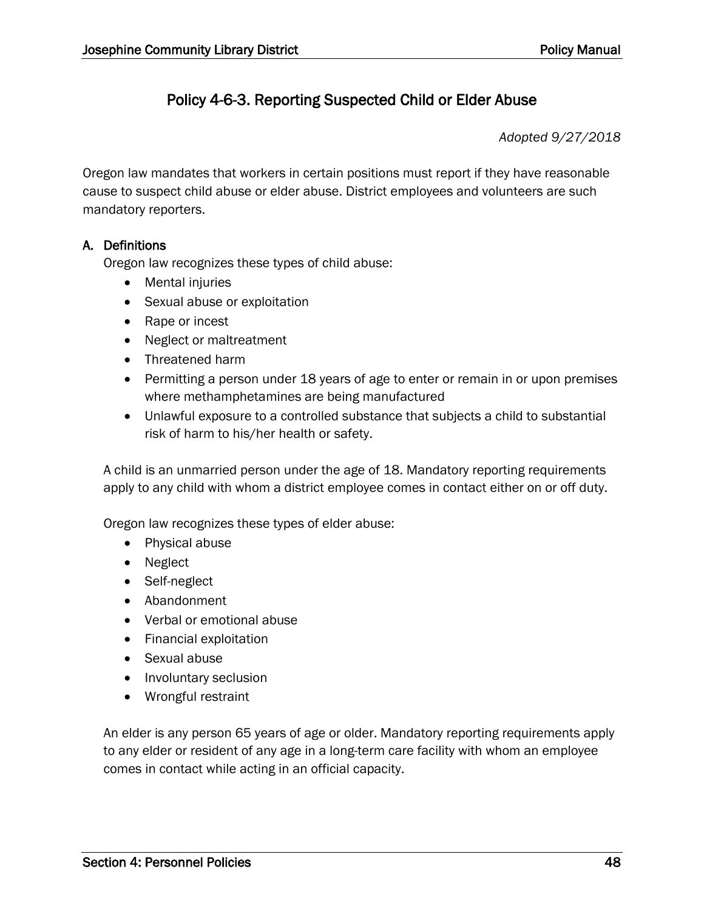# Policy 4-6-3. Reporting Suspected Child or Elder Abuse

*Adopted 9/27/2018*

Oregon law mandates that workers in certain positions must report if they have reasonable cause to suspect child abuse or elder abuse. District employees and volunteers are such mandatory reporters.

### A. Definitions

Oregon law recognizes these types of child abuse:

- Mental injuries
- Sexual abuse or exploitation
- Rape or incest
- Neglect or maltreatment
- Threatened harm
- Permitting a person under 18 years of age to enter or remain in or upon premises where methamphetamines are being manufactured
- Unlawful exposure to a controlled substance that subjects a child to substantial risk of harm to his/her health or safety.

A child is an unmarried person under the age of 18. Mandatory reporting requirements apply to any child with whom a district employee comes in contact either on or off duty.

Oregon law recognizes these types of elder abuse:

- Physical abuse
- Neglect
- Self-neglect
- Abandonment
- Verbal or emotional abuse
- Financial exploitation
- Sexual abuse
- Involuntary seclusion
- Wrongful restraint

An elder is any person 65 years of age or older. Mandatory reporting requirements apply to any elder or resident of any age in a long-term care facility with whom an employee comes in contact while acting in an official capacity.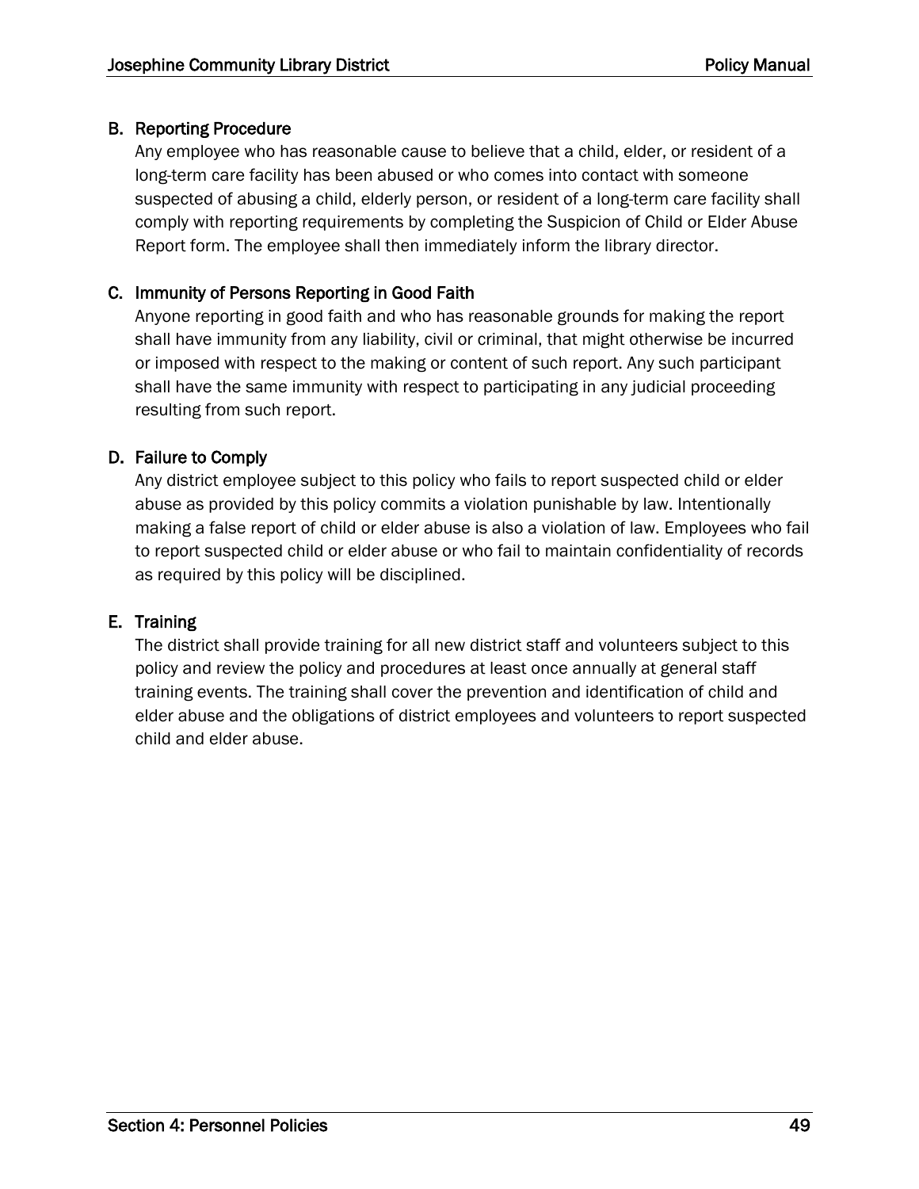### B. Reporting Procedure

Any employee who has reasonable cause to believe that a child, elder, or resident of a long-term care facility has been abused or who comes into contact with someone suspected of abusing a child, elderly person, or resident of a long-term care facility shall comply with reporting requirements by completing the Suspicion of Child or Elder Abuse Report form. The employee shall then immediately inform the library director.

### C. Immunity of Persons Reporting in Good Faith

Anyone reporting in good faith and who has reasonable grounds for making the report shall have immunity from any liability, civil or criminal, that might otherwise be incurred or imposed with respect to the making or content of such report. Any such participant shall have the same immunity with respect to participating in any judicial proceeding resulting from such report.

### D. Failure to Comply

Any district employee subject to this policy who fails to report suspected child or elder abuse as provided by this policy commits a violation punishable by law. Intentionally making a false report of child or elder abuse is also a violation of law. Employees who fail to report suspected child or elder abuse or who fail to maintain confidentiality of records as required by this policy will be disciplined.

### E. Training

The district shall provide training for all new district staff and volunteers subject to this policy and review the policy and procedures at least once annually at general staff training events. The training shall cover the prevention and identification of child and elder abuse and the obligations of district employees and volunteers to report suspected child and elder abuse.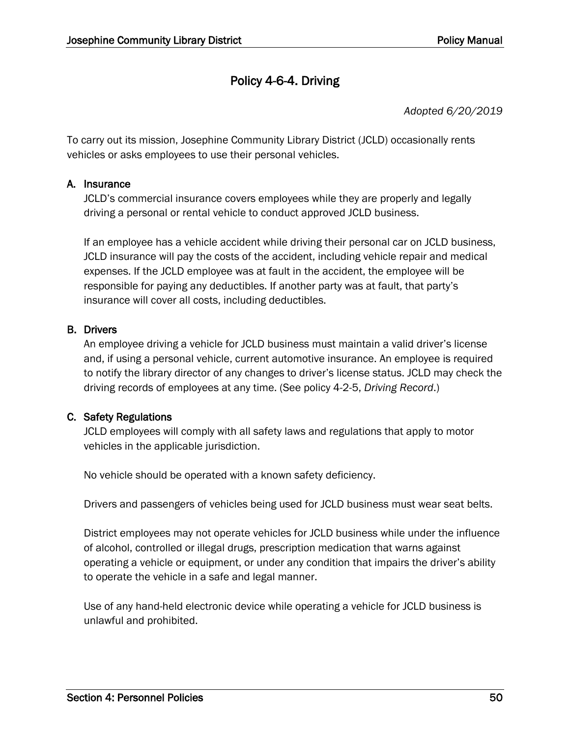# Policy 4-6-4. Driving

*Adopted 6/20/2019*

To carry out its mission, Josephine Community Library District (JCLD) occasionally rents vehicles or asks employees to use their personal vehicles.

## A. Insurance

JCLD's commercial insurance covers employees while they are properly and legally driving a personal or rental vehicle to conduct approved JCLD business.

If an employee has a vehicle accident while driving their personal car on JCLD business, JCLD insurance will pay the costs of the accident, including vehicle repair and medical expenses. If the JCLD employee was at fault in the accident, the employee will be responsible for paying any deductibles. If another party was at fault, that party's insurance will cover all costs, including deductibles.

## B. Drivers

An employee driving a vehicle for JCLD business must maintain a valid driver's license and, if using a personal vehicle, current automotive insurance. An employee is required to notify the library director of any changes to driver's license status. JCLD may check the driving records of employees at any time. (See policy 4-2-5, *Driving Record*.)

## C. Safety Regulations

JCLD employees will comply with all safety laws and regulations that apply to motor vehicles in the applicable jurisdiction.

No vehicle should be operated with a known safety deficiency.

Drivers and passengers of vehicles being used for JCLD business must wear seat belts.

District employees may not operate vehicles for JCLD business while under the influence of alcohol, controlled or illegal drugs, prescription medication that warns against operating a vehicle or equipment, or under any condition that impairs the driver's ability to operate the vehicle in a safe and legal manner.

Use of any hand-held electronic device while operating a vehicle for JCLD business is unlawful and prohibited.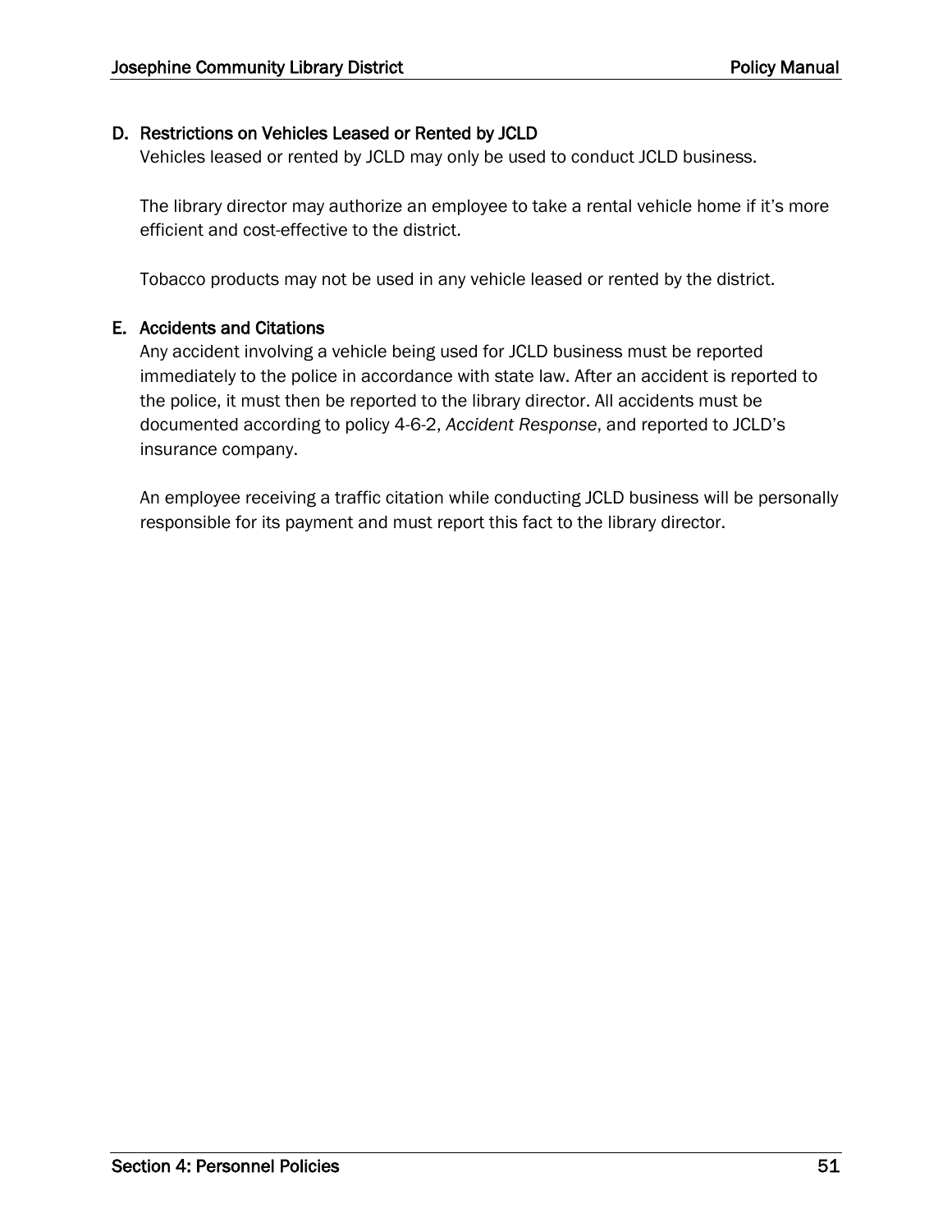### D. Restrictions on Vehicles Leased or Rented by JCLD

Vehicles leased or rented by JCLD may only be used to conduct JCLD business.

The library director may authorize an employee to take a rental vehicle home if it's more efficient and cost-effective to the district.

Tobacco products may not be used in any vehicle leased or rented by the district.

### E. Accidents and Citations

Any accident involving a vehicle being used for JCLD business must be reported immediately to the police in accordance with state law. After an accident is reported to the police, it must then be reported to the library director. All accidents must be documented according to policy 4-6-2, *Accident Response*, and reported to JCLD's insurance company.

An employee receiving a traffic citation while conducting JCLD business will be personally responsible for its payment and must report this fact to the library director.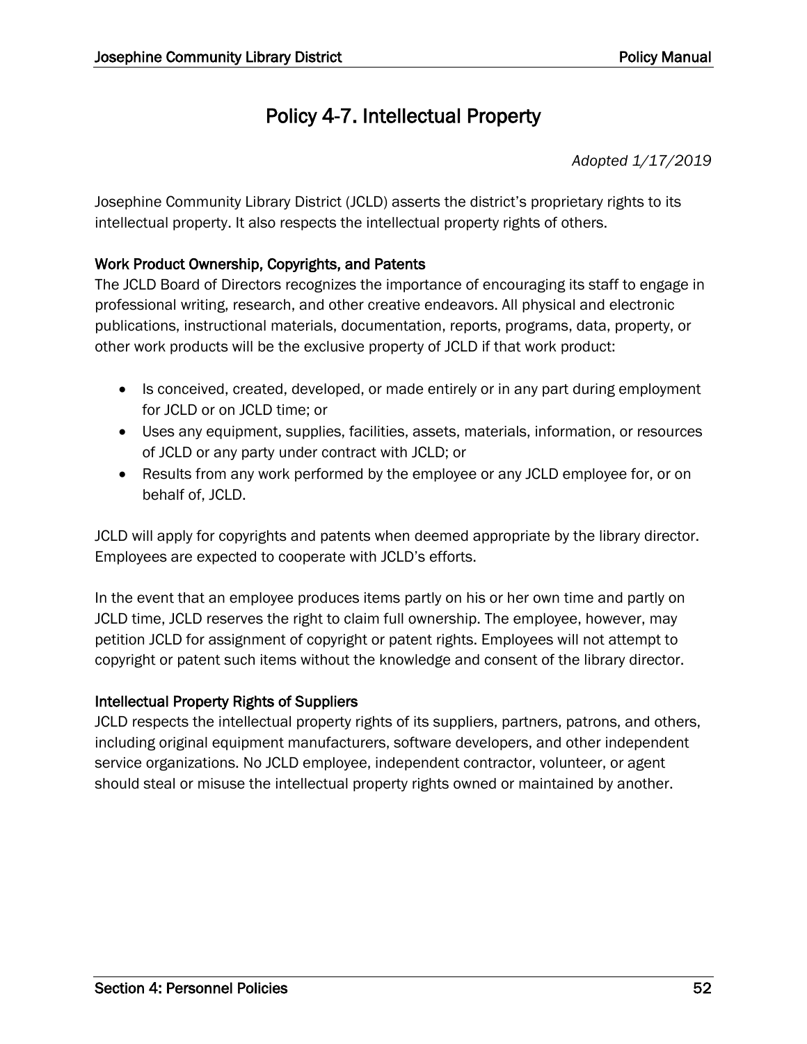# Policy 4-7. Intellectual Property

*Adopted 1/17/2019*

Josephine Community Library District (JCLD) asserts the district's proprietary rights to its intellectual property. It also respects the intellectual property rights of others.

## Work Product Ownership, Copyrights, and Patents

The JCLD Board of Directors recognizes the importance of encouraging its staff to engage in professional writing, research, and other creative endeavors. All physical and electronic publications, instructional materials, documentation, reports, programs, data, property, or other work products will be the exclusive property of JCLD if that work product:

- Is conceived, created, developed, or made entirely or in any part during employment for JCLD or on JCLD time; or
- Uses any equipment, supplies, facilities, assets, materials, information, or resources of JCLD or any party under contract with JCLD; or
- Results from any work performed by the employee or any JCLD employee for, or on behalf of, JCLD.

JCLD will apply for copyrights and patents when deemed appropriate by the library director. Employees are expected to cooperate with JCLD's efforts.

In the event that an employee produces items partly on his or her own time and partly on JCLD time, JCLD reserves the right to claim full ownership. The employee, however, may petition JCLD for assignment of copyright or patent rights. Employees will not attempt to copyright or patent such items without the knowledge and consent of the library director.

## Intellectual Property Rights of Suppliers

JCLD respects the intellectual property rights of its suppliers, partners, patrons, and others, including original equipment manufacturers, software developers, and other independent service organizations. No JCLD employee, independent contractor, volunteer, or agent should steal or misuse the intellectual property rights owned or maintained by another.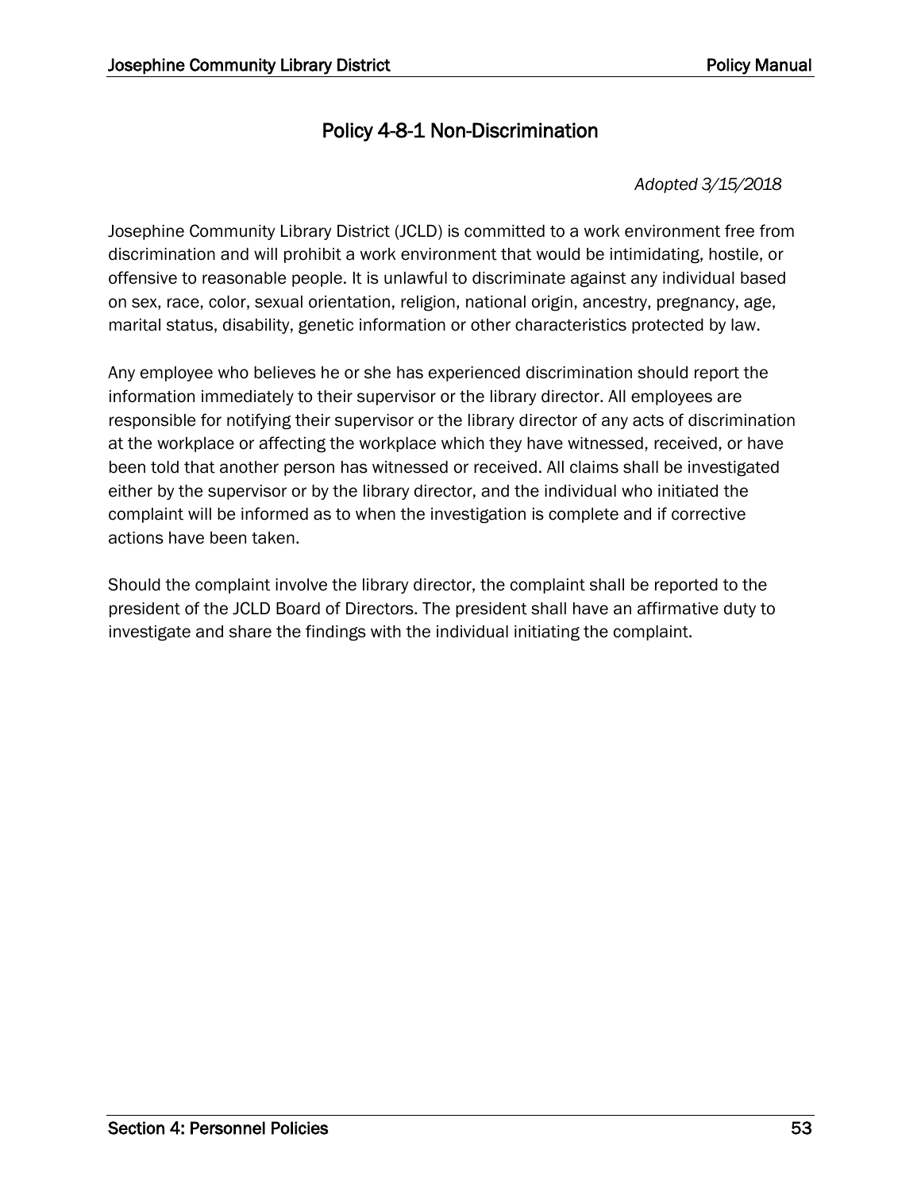# Policy 4-8-1 Non-Discrimination

*Adopted 3/15/2018*

Josephine Community Library District (JCLD) is committed to a work environment free from discrimination and will prohibit a work environment that would be intimidating, hostile, or offensive to reasonable people. It is unlawful to discriminate against any individual based on sex, race, color, sexual orientation, religion, national origin, ancestry, pregnancy, age, marital status, disability, genetic information or other characteristics protected by law.

Any employee who believes he or she has experienced discrimination should report the information immediately to their supervisor or the library director. All employees are responsible for notifying their supervisor or the library director of any acts of discrimination at the workplace or affecting the workplace which they have witnessed, received, or have been told that another person has witnessed or received. All claims shall be investigated either by the supervisor or by the library director, and the individual who initiated the complaint will be informed as to when the investigation is complete and if corrective actions have been taken.

Should the complaint involve the library director, the complaint shall be reported to the president of the JCLD Board of Directors. The president shall have an affirmative duty to investigate and share the findings with the individual initiating the complaint.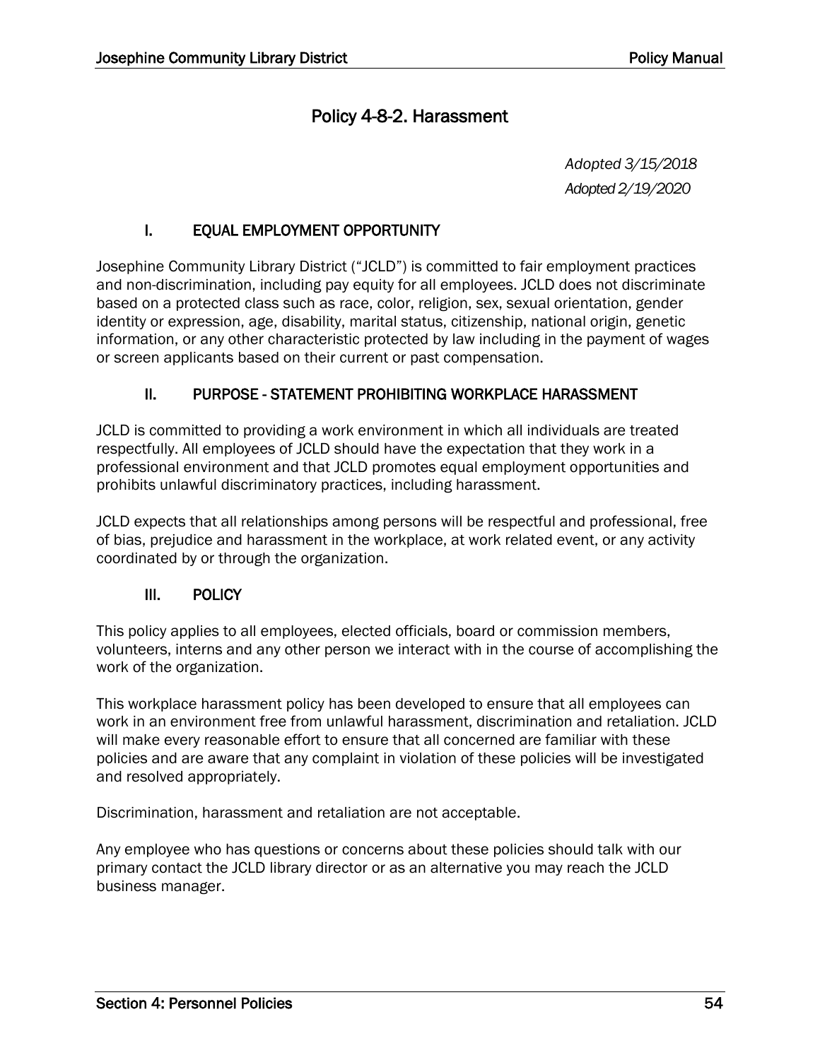# Policy 4-8-2. Harassment

*Adopted 3/15/2018*
*Adopted 2/19/2020*

## I. EQUAL EMPLOYMENT OPPORTUNITY

Josephine Community Library District ("JCLD") is committed to fair employment practices and non-discrimination, including pay equity for all employees. JCLD does not discriminate based on a protected class such as race, color, religion, sex, sexual orientation, gender identity or expression, age, disability, marital status, citizenship, national origin, genetic information, or any other characteristic protected by law including in the payment of wages or screen applicants based on their current or past compensation.

## II. PURPOSE - STATEMENT PROHIBITING WORKPLACE HARASSMENT

JCLD is committed to providing a work environment in which all individuals are treated respectfully. All employees of JCLD should have the expectation that they work in a professional environment and that JCLD promotes equal employment opportunities and prohibits unlawful discriminatory practices, including harassment.

JCLD expects that all relationships among persons will be respectful and professional, free of bias, prejudice and harassment in the workplace, at work related event, or any activity coordinated by or through the organization.

## III. POLICY

This policy applies to all employees, elected officials, board or commission members, volunteers, interns and any other person we interact with in the course of accomplishing the work of the organization.

This workplace harassment policy has been developed to ensure that all employees can work in an environment free from unlawful harassment, discrimination and retaliation. JCLD will make every reasonable effort to ensure that all concerned are familiar with these policies and are aware that any complaint in violation of these policies will be investigated and resolved appropriately.

Discrimination, harassment and retaliation are not acceptable.

Any employee who has questions or concerns about these policies should talk with our primary contact the JCLD library director or as an alternative you may reach the JCLD business manager.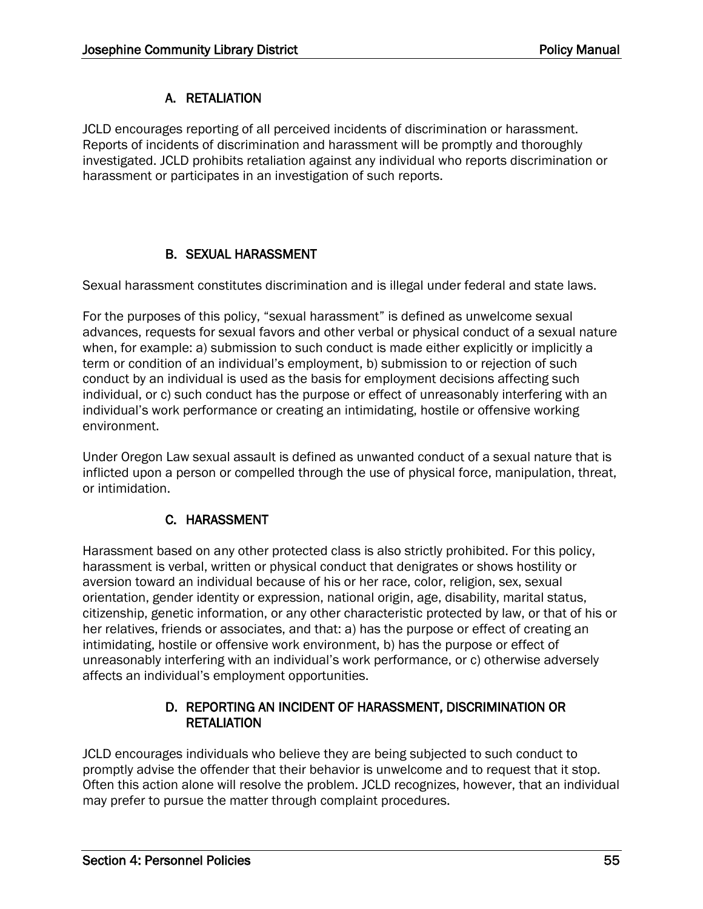### A. RETALIATION

JCLD encourages reporting of all perceived incidents of discrimination or harassment. Reports of incidents of discrimination and harassment will be promptly and thoroughly investigated. JCLD prohibits retaliation against any individual who reports discrimination or harassment or participates in an investigation of such reports.

### B. SEXUAL HARASSMENT

Sexual harassment constitutes discrimination and is illegal under federal and state laws.

For the purposes of this policy, "sexual harassment" is defined as unwelcome sexual advances, requests for sexual favors and other verbal or physical conduct of a sexual nature when, for example: a) submission to such conduct is made either explicitly or implicitly a term or condition of an individual's employment, b) submission to or rejection of such conduct by an individual is used as the basis for employment decisions affecting such individual, or c) such conduct has the purpose or effect of unreasonably interfering with an individual's work performance or creating an intimidating, hostile or offensive working environment.

Under Oregon Law sexual assault is defined as unwanted conduct of a sexual nature that is inflicted upon a person or compelled through the use of physical force, manipulation, threat, or intimidation.

### C. HARASSMENT

Harassment based on any other protected class is also strictly prohibited. For this policy, harassment is verbal, written or physical conduct that denigrates or shows hostility or aversion toward an individual because of his or her race, color, religion, sex, sexual orientation, gender identity or expression, national origin, age, disability, marital status, citizenship, genetic information, or any other characteristic protected by law, or that of his or her relatives, friends or associates, and that: a) has the purpose or effect of creating an intimidating, hostile or offensive work environment, b) has the purpose or effect of unreasonably interfering with an individual's work performance, or c) otherwise adversely affects an individual's employment opportunities.

### D. REPORTING AN INCIDENT OF HARASSMENT, DISCRIMINATION OR RETALIATION

JCLD encourages individuals who believe they are being subjected to such conduct to promptly advise the offender that their behavior is unwelcome and to request that it stop. Often this action alone will resolve the problem. JCLD recognizes, however, that an individual may prefer to pursue the matter through complaint procedures.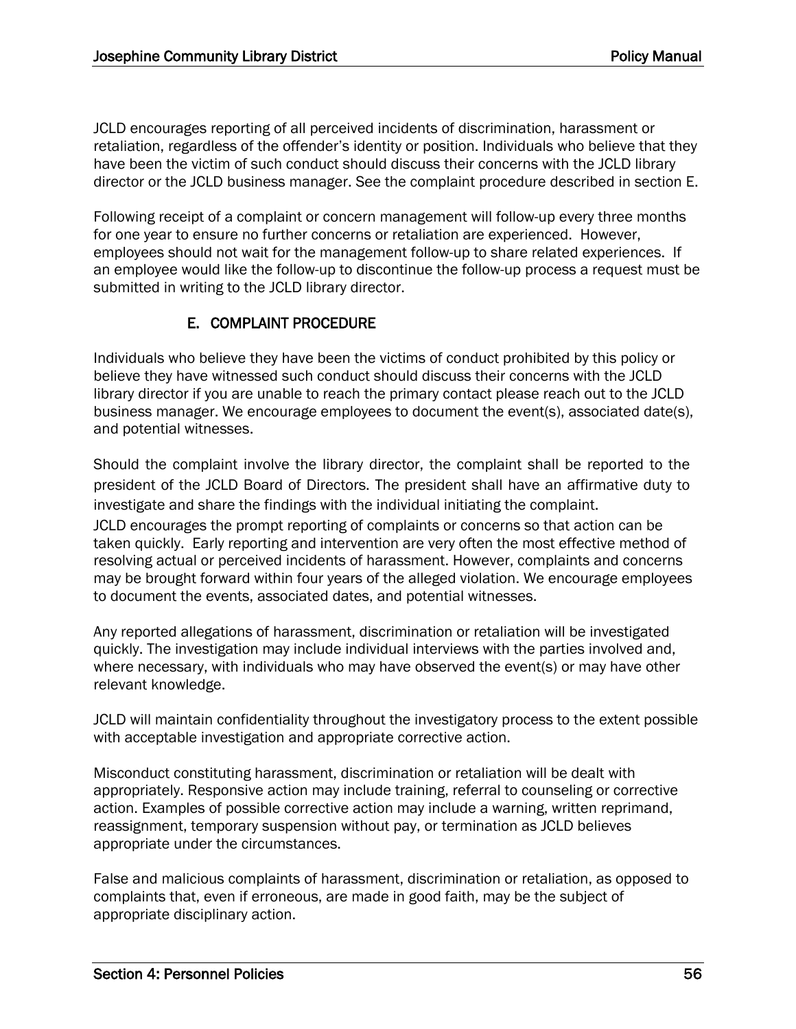JCLD encourages reporting of all perceived incidents of discrimination, harassment or retaliation, regardless of the offender's identity or position. Individuals who believe that they have been the victim of such conduct should discuss their concerns with the JCLD library director or the JCLD business manager. See the complaint procedure described in section E.

Following receipt of a complaint or concern management will follow-up every three months for one year to ensure no further concerns or retaliation are experienced. However, employees should not wait for the management follow-up to share related experiences. If an employee would like the follow-up to discontinue the follow-up process a request must be submitted in writing to the JCLD library director.

### E. COMPLAINT PROCEDURE

Individuals who believe they have been the victims of conduct prohibited by this policy or believe they have witnessed such conduct should discuss their concerns with the JCLD library director if you are unable to reach the primary contact please reach out to the JCLD business manager. We encourage employees to document the event(s), associated date(s), and potential witnesses.

Should the complaint involve the library director, the complaint shall be reported to the president of the JCLD Board of Directors. The president shall have an affirmative duty to investigate and share the findings with the individual initiating the complaint.

JCLD encourages the prompt reporting of complaints or concerns so that action can be taken quickly. Early reporting and intervention are very often the most effective method of resolving actual or perceived incidents of harassment. However, complaints and concerns may be brought forward within four years of the alleged violation. We encourage employees to document the events, associated dates, and potential witnesses.

Any reported allegations of harassment, discrimination or retaliation will be investigated quickly. The investigation may include individual interviews with the parties involved and, where necessary, with individuals who may have observed the event(s) or may have other relevant knowledge.

JCLD will maintain confidentiality throughout the investigatory process to the extent possible with acceptable investigation and appropriate corrective action.

Misconduct constituting harassment, discrimination or retaliation will be dealt with appropriately. Responsive action may include training, referral to counseling or corrective action. Examples of possible corrective action may include a warning, written reprimand, reassignment, temporary suspension without pay, or termination as JCLD believes appropriate under the circumstances.

False and malicious complaints of harassment, discrimination or retaliation, as opposed to complaints that, even if erroneous, are made in good faith, may be the subject of appropriate disciplinary action.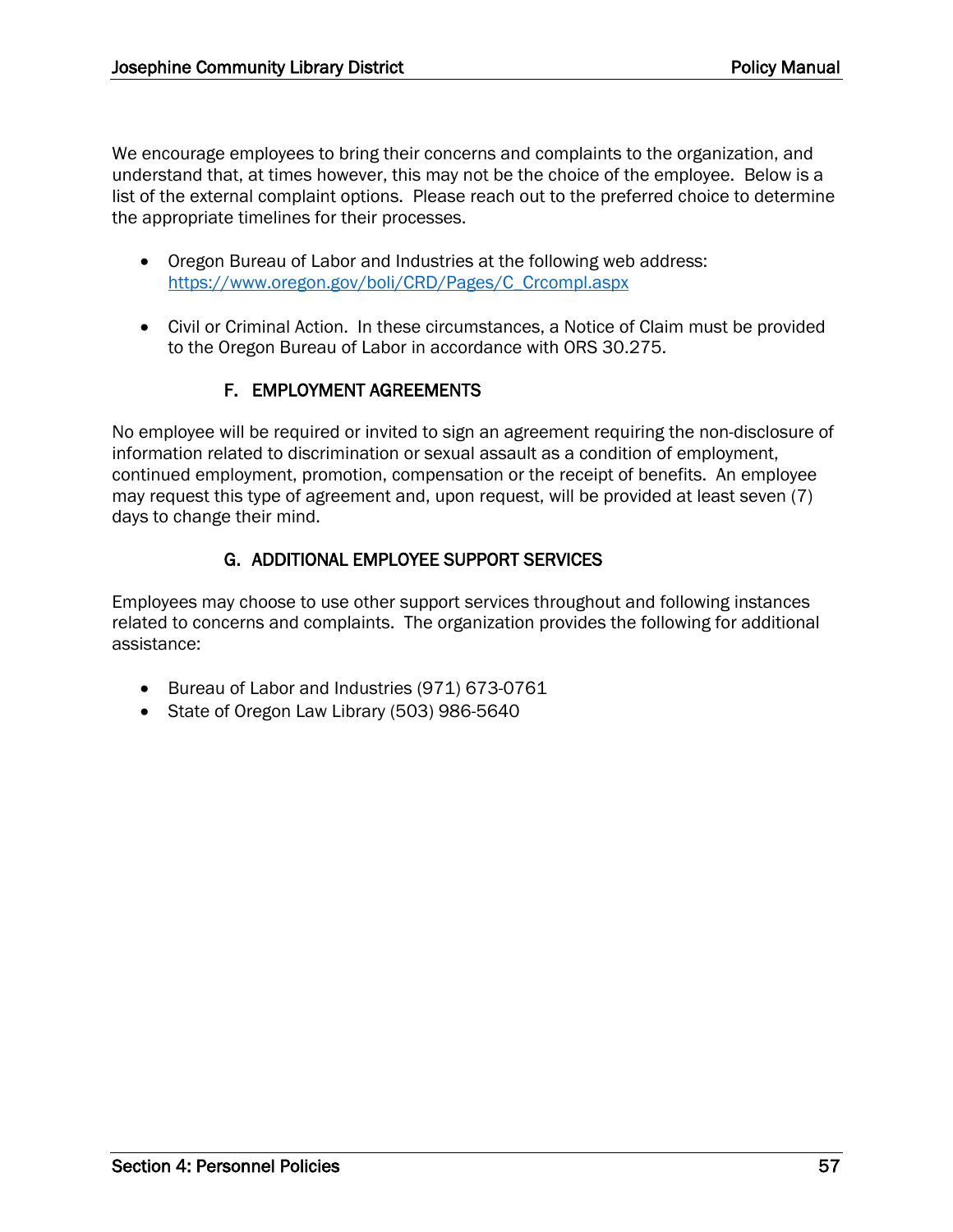We encourage employees to bring their concerns and complaints to the organization, and understand that, at times however, this may not be the choice of the employee. Below is a list of the external complaint options. Please reach out to the preferred choice to determine the appropriate timelines for their processes.

- Oregon Bureau of Labor and Industries at the following web address: [https://www.oregon.gov/boli/CRD/Pages/C_Crcompl.aspx](https://www.oregon.gov/boli/CRD/Pages/C_Crcompl.aspx)

- Civil or Criminal Action. In these circumstances, a Notice of Claim must be provided to the Oregon Bureau of Labor in accordance with ORS 30.275.

### F. EMPLOYMENT AGREEMENTS

No employee will be required or invited to sign an agreement requiring the non-disclosure of information related to discrimination or sexual assault as a condition of employment, continued employment, promotion, compensation or the receipt of benefits. An employee may request this type of agreement and, upon request, will be provided at least seven (7) days to change their mind.

### G. ADDITIONAL EMPLOYEE SUPPORT SERVICES

Employees may choose to use other support services throughout and following instances related to concerns and complaints. The organization provides the following for additional assistance:

- Bureau of Labor and Industries (971) 673-0761
- State of Oregon Law Library (503) 986-5640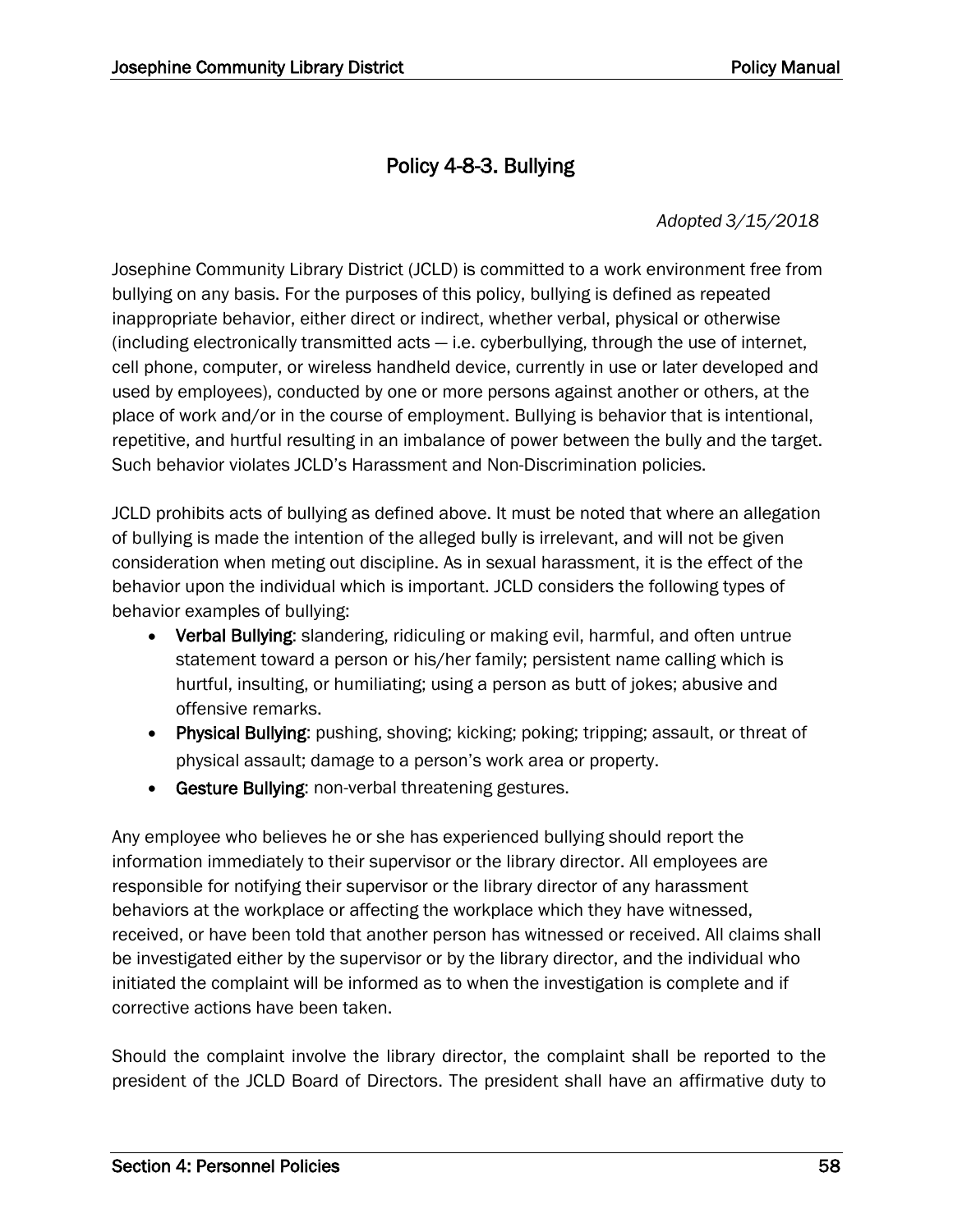# Policy 4-8-3. Bullying

*Adopted 3/15/2018*

Josephine Community Library District (JCLD) is committed to a work environment free from bullying on any basis. For the purposes of this policy, bullying is defined as repeated inappropriate behavior, either direct or indirect, whether verbal, physical or otherwise (including electronically transmitted acts — i.e. cyberbullying, through the use of internet, cell phone, computer, or wireless handheld device, currently in use or later developed and used by employees), conducted by one or more persons against another or others, at the place of work and/or in the course of employment. Bullying is behavior that is intentional, repetitive, and hurtful resulting in an imbalance of power between the bully and the target. Such behavior violates JCLD's Harassment and Non-Discrimination policies.

JCLD prohibits acts of bullying as defined above. It must be noted that where an allegation of bullying is made the intention of the alleged bully is irrelevant, and will not be given consideration when meting out discipline. As in sexual harassment, it is the effect of the behavior upon the individual which is important. JCLD considers the following types of behavior examples of bullying:

- **Verbal Bullying**: slandering, ridiculing or making evil, harmful, and often untrue statement toward a person or his/her family; persistent name calling which is hurtful, insulting, or humiliating; using a person as butt of jokes; abusive and offensive remarks.
- **Physical Bullying**: pushing, shoving; kicking; poking; tripping; assault, or threat of physical assault; damage to a person's work area or property.
- **Gesture Bullying**: non-verbal threatening gestures.

Any employee who believes he or she has experienced bullying should report the information immediately to their supervisor or the library director. All employees are responsible for notifying their supervisor or the library director of any harassment behaviors at the workplace or affecting the workplace which they have witnessed, received, or have been told that another person has witnessed or received. All claims shall be investigated either by the supervisor or by the library director, and the individual who initiated the complaint will be informed as to when the investigation is complete and if corrective actions have been taken.

Should the complaint involve the library director, the complaint shall be reported to the president of the JCLD Board of Directors. The president shall have an affirmative duty to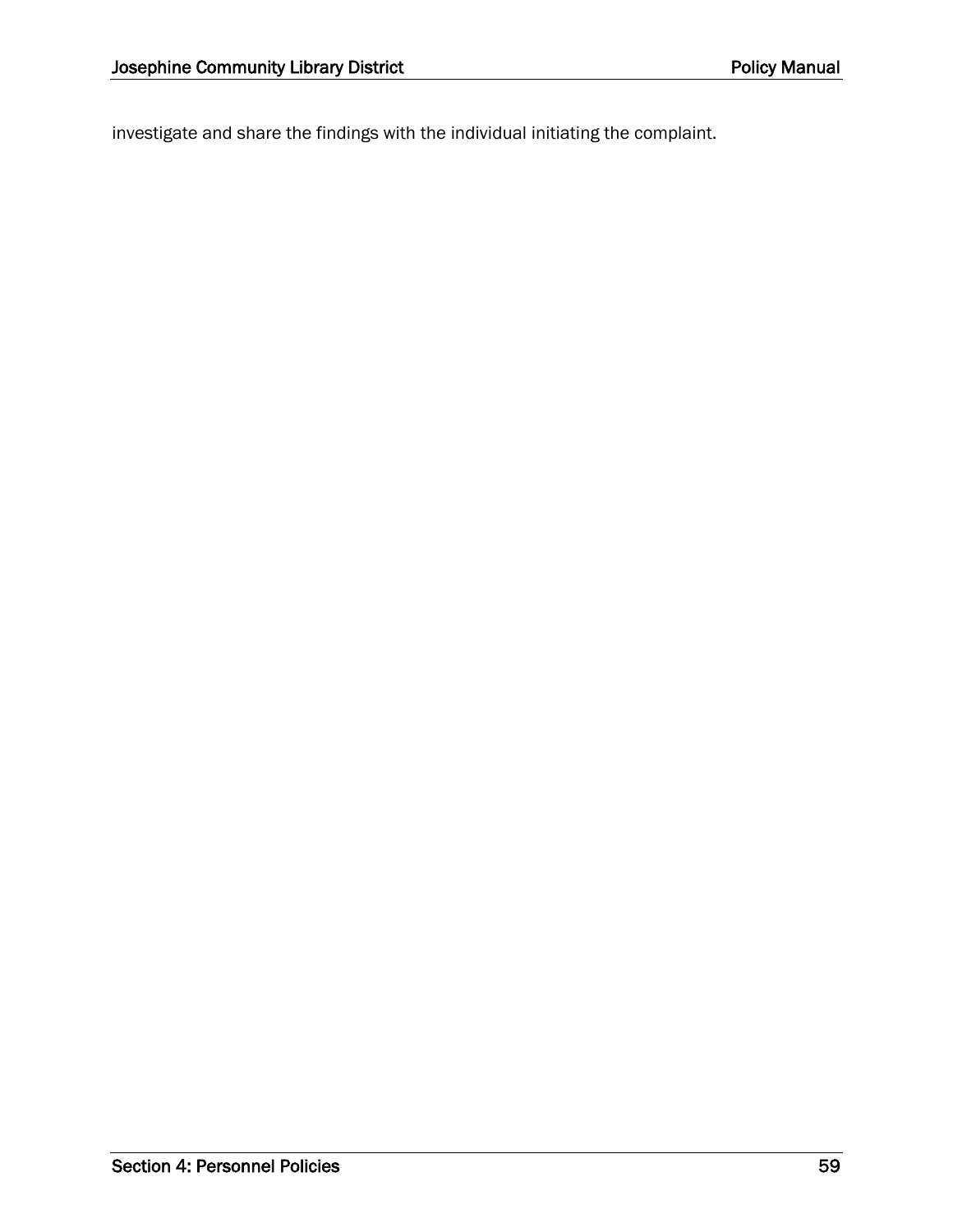investigate and share the findings with the individual initiating the complaint.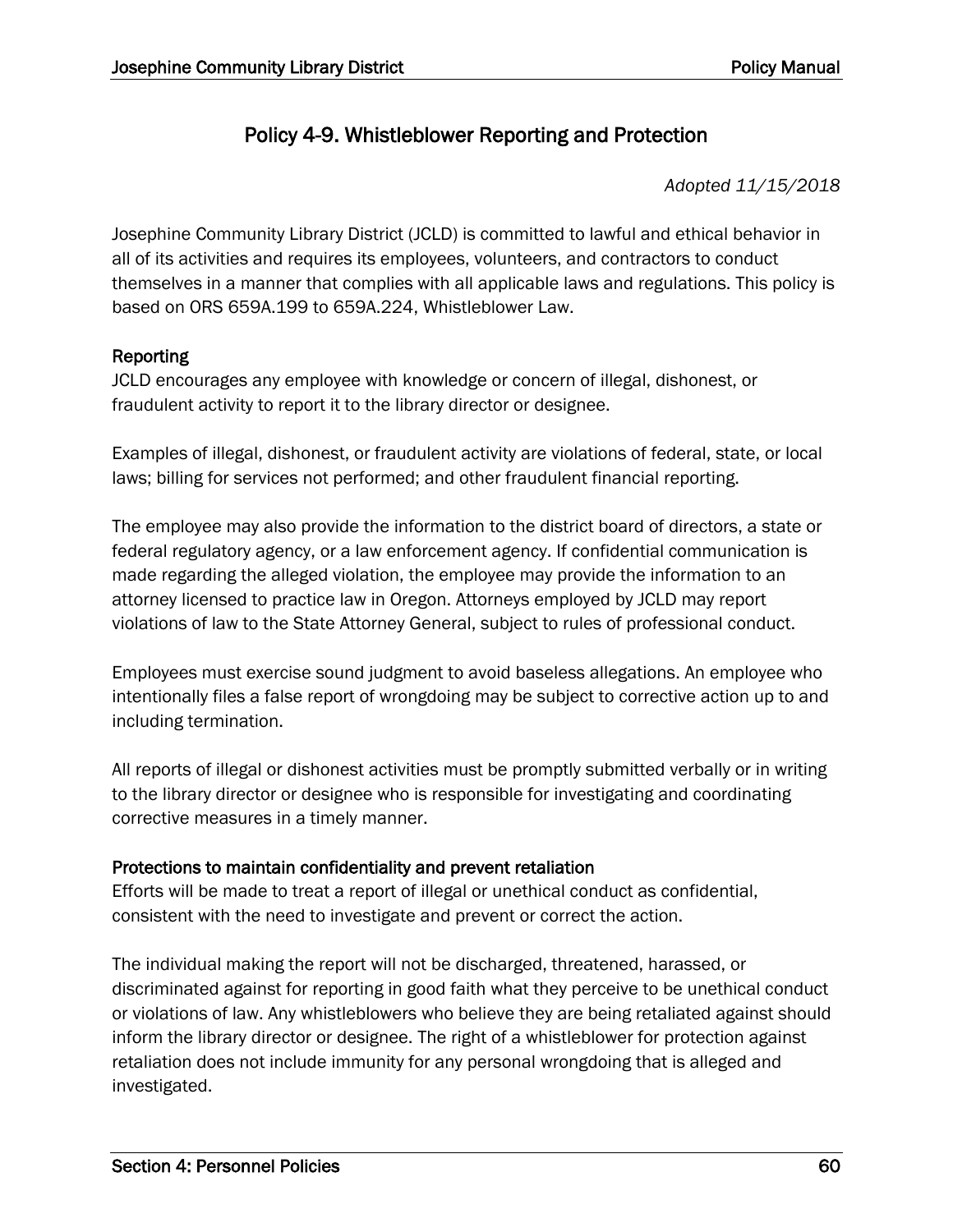# Policy 4-9. Whistleblower Reporting and Protection

*Adopted 11/15/2018*

Josephine Community Library District (JCLD) is committed to lawful and ethical behavior in all of its activities and requires its employees, volunteers, and contractors to conduct themselves in a manner that complies with all applicable laws and regulations. This policy is based on ORS 659A.199 to 659A.224, Whistleblower Law.

## Reporting

JCLD encourages any employee with knowledge or concern of illegal, dishonest, or fraudulent activity to report it to the library director or designee.

Examples of illegal, dishonest, or fraudulent activity are violations of federal, state, or local laws; billing for services not performed; and other fraudulent financial reporting.

The employee may also provide the information to the district board of directors, a state or federal regulatory agency, or a law enforcement agency. If confidential communication is made regarding the alleged violation, the employee may provide the information to an attorney licensed to practice law in Oregon. Attorneys employed by JCLD may report violations of law to the State Attorney General, subject to rules of professional conduct.

Employees must exercise sound judgment to avoid baseless allegations. An employee who intentionally files a false report of wrongdoing may be subject to corrective action up to and including termination.

All reports of illegal or dishonest activities must be promptly submitted verbally or in writing to the library director or designee who is responsible for investigating and coordinating corrective measures in a timely manner.

## Protections to maintain confidentiality and prevent retaliation

Efforts will be made to treat a report of illegal or unethical conduct as confidential, consistent with the need to investigate and prevent or correct the action.

The individual making the report will not be discharged, threatened, harassed, or discriminated against for reporting in good faith what they perceive to be unethical conduct or violations of law. Any whistleblowers who believe they are being retaliated against should inform the library director or designee. The right of a whistleblower for protection against retaliation does not include immunity for any personal wrongdoing that is alleged and investigated.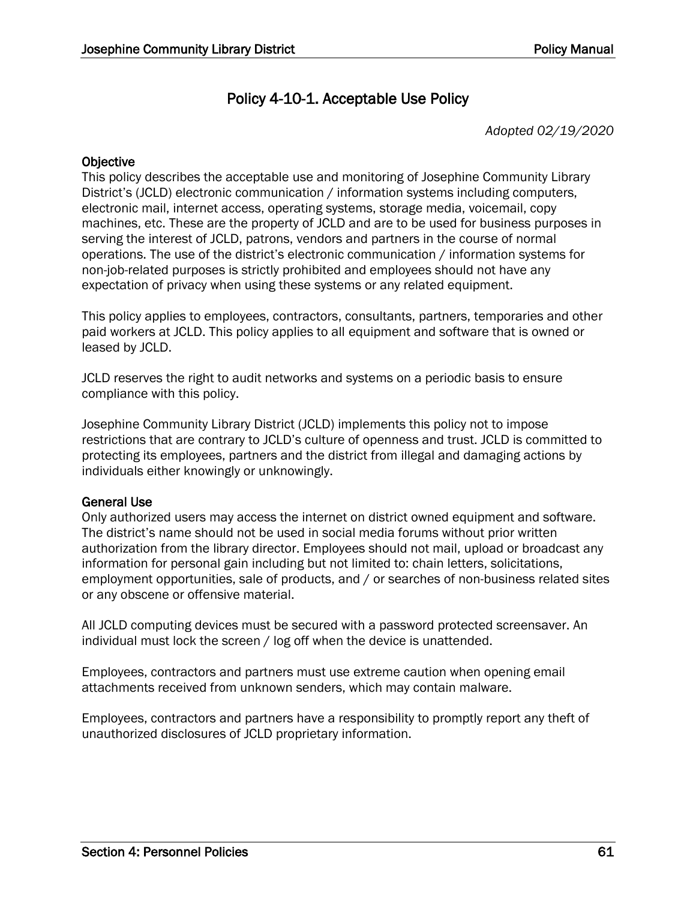# Policy 4-10-1. Acceptable Use Policy

*Adopted 02/19/2020*

**Objective**

This policy describes the acceptable use and monitoring of Josephine Community Library District's (JCLD) electronic communication / information systems including computers, electronic mail, internet access, operating systems, storage media, voicemail, copy machines, etc. These are the property of JCLD and are to be used for business purposes in serving the interest of JCLD, patrons, vendors and partners in the course of normal operations. The use of the district's electronic communication / information systems for non-job-related purposes is strictly prohibited and employees should not have any expectation of privacy when using these systems or any related equipment.

This policy applies to employees, contractors, consultants, partners, temporaries and other paid workers at JCLD. This policy applies to all equipment and software that is owned or leased by JCLD.

JCLD reserves the right to audit networks and systems on a periodic basis to ensure compliance with this policy.

Josephine Community Library District (JCLD) implements this policy not to impose restrictions that are contrary to JCLD's culture of openness and trust. JCLD is committed to protecting its employees, partners and the district from illegal and damaging actions by individuals either knowingly or unknowingly.

**General Use**

Only authorized users may access the internet on district owned equipment and software. The district's name should not be used in social media forums without prior written authorization from the library director. Employees should not mail, upload or broadcast any information for personal gain including but not limited to: chain letters, solicitations, employment opportunities, sale of products, and / or searches of non-business related sites or any obscene or offensive material.

All JCLD computing devices must be secured with a password protected screensaver. An individual must lock the screen / log off when the device is unattended.

Employees, contractors and partners must use extreme caution when opening email attachments received from unknown senders, which may contain malware.

Employees, contractors and partners have a responsibility to promptly report any theft of unauthorized disclosures of JCLD proprietary information.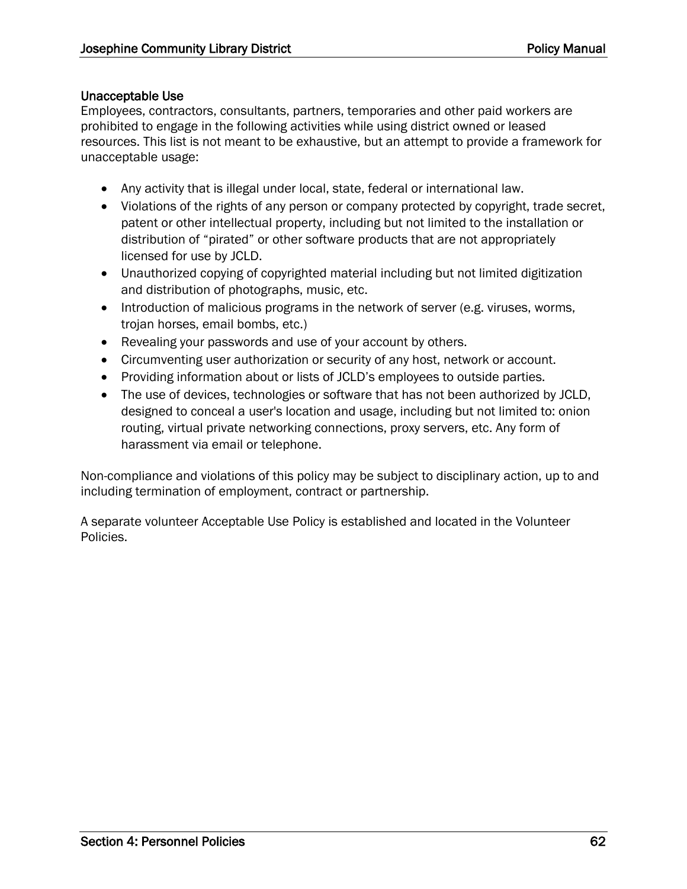### Unacceptable Use

Employees, contractors, consultants, partners, temporaries and other paid workers are prohibited to engage in the following activities while using district owned or leased resources. This list is not meant to be exhaustive, but an attempt to provide a framework for unacceptable usage:

- Any activity that is illegal under local, state, federal or international law.
- Violations of the rights of any person or company protected by copyright, trade secret, patent or other intellectual property, including but not limited to the installation or distribution of "pirated" or other software products that are not appropriately licensed for use by JCLD.
- Unauthorized copying of copyrighted material including but not limited digitization and distribution of photographs, music, etc.
- Introduction of malicious programs in the network of server (e.g. viruses, worms, trojan horses, email bombs, etc.)
- Revealing your passwords and use of your account by others.
- Circumventing user authorization or security of any host, network or account.
- Providing information about or lists of JCLD's employees to outside parties.
- The use of devices, technologies or software that has not been authorized by JCLD, designed to conceal a user's location and usage, including but not limited to: onion routing, virtual private networking connections, proxy servers, etc. Any form of harassment via email or telephone.

Non-compliance and violations of this policy may be subject to disciplinary action, up to and including termination of employment, contract or partnership.

A separate volunteer Acceptable Use Policy is established and located in the Volunteer Policies.